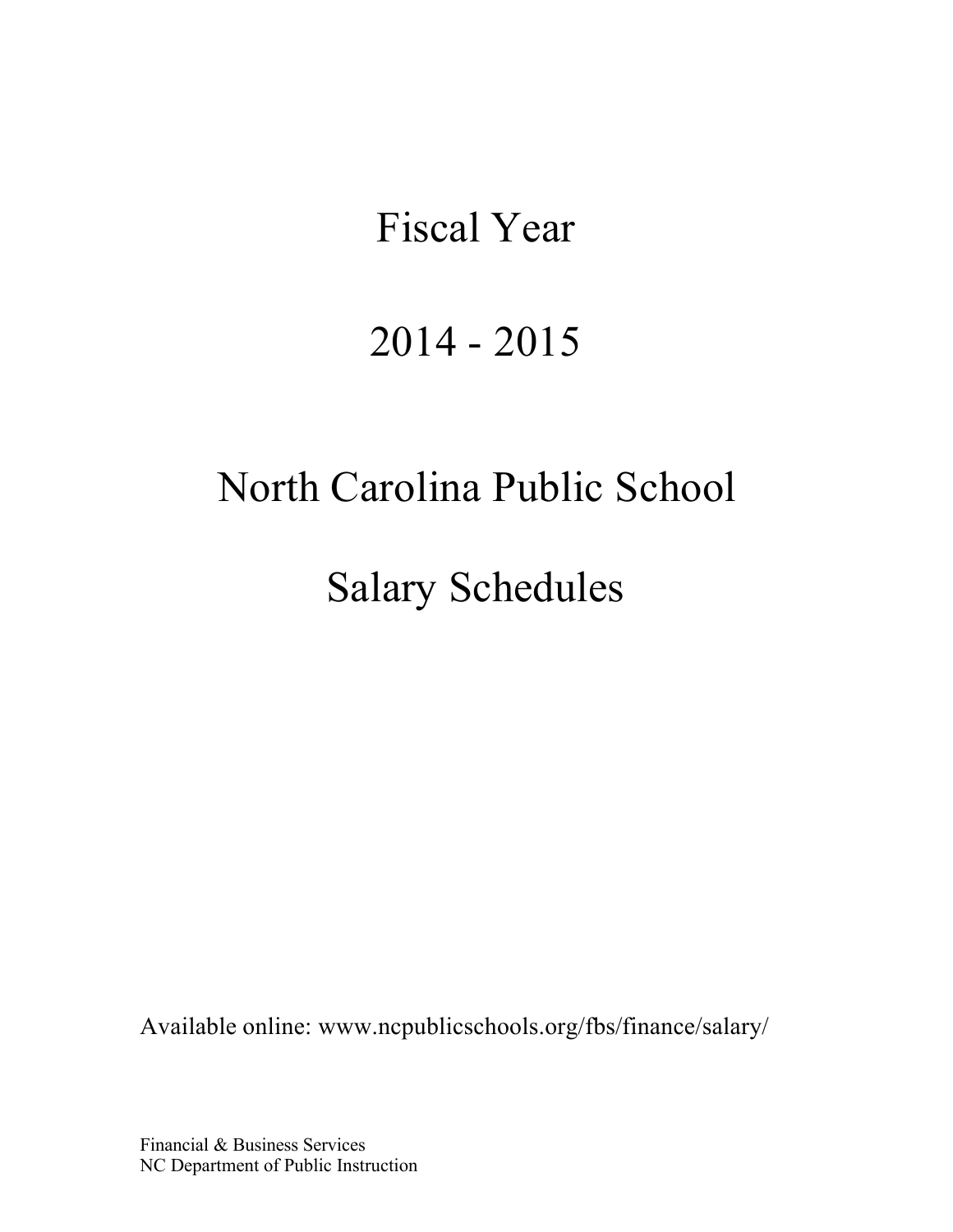# Fiscal Year

# 2014 - 2015

# North Carolina Public School

# Salary Schedules

Available online: www.ncpublicschools.org/fbs/finance/salary/

Financial & Business Services
NC Department of Public Instruction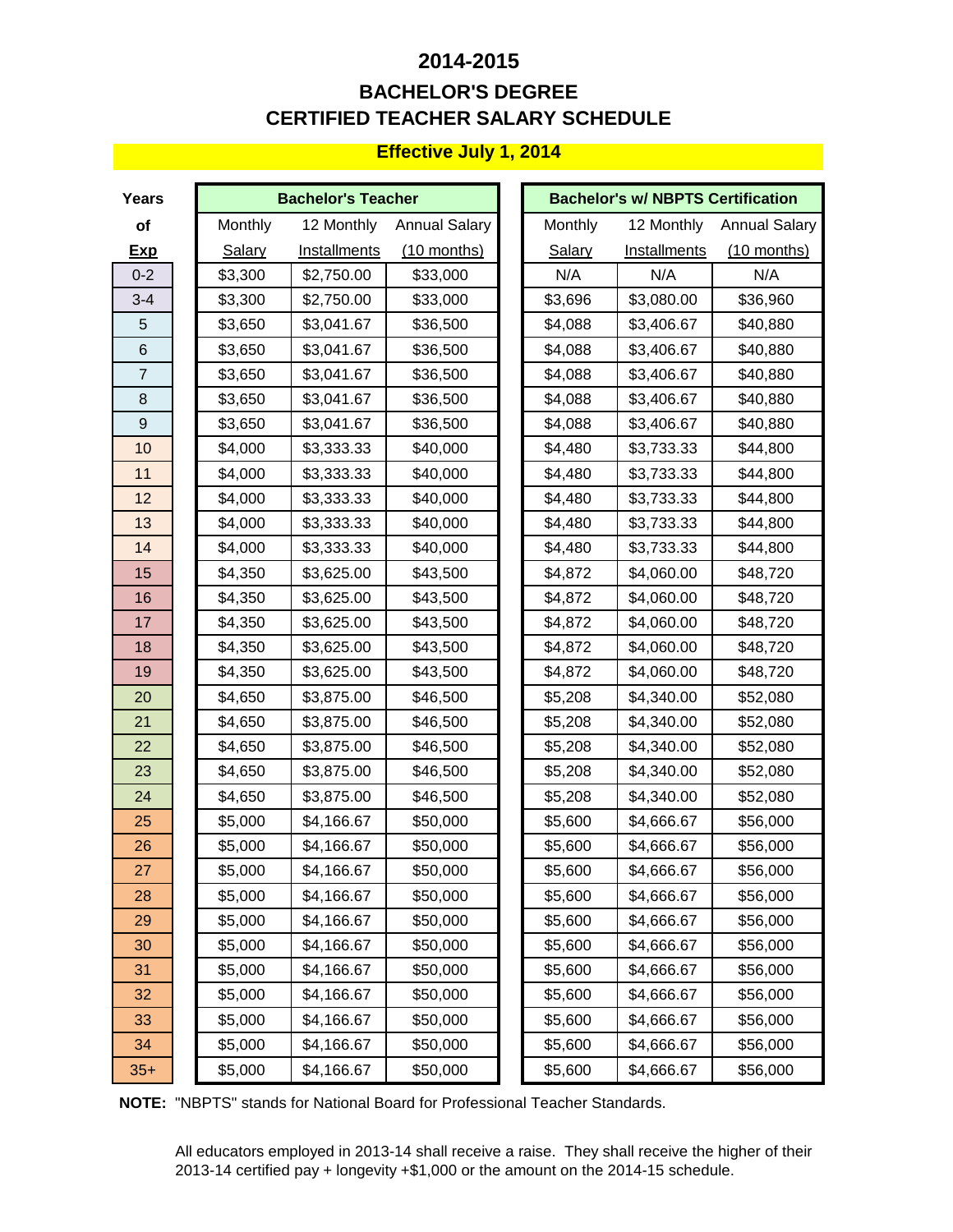# 2014-2015

## BACHELOR'S DEGREE
## CERTIFIED TEACHER SALARY SCHEDULE

**Effective July 1, 2014**

| Years of Exp | Bachelor's Teacher | | | Bachelor's w/ NBPTS Certification | | |
|---|---|---|---|---|---|---|
| | Monthly Salary | 12 Monthly Installments | Annual Salary (10 months) | Monthly Salary | 12 Monthly Installments | Annual Salary (10 months) |
| 0-2 | $3,300 | $2,750.00 | $33,000 | N/A | N/A | N/A |
| 3-4 | $3,300 | $2,750.00 | $33,000 | $3,696 | $3,080.00 | $36,960 |
| 5 | $3,650 | $3,041.67 | $36,500 | $4,088 | $3,406.67 | $40,880 |
| 6 | $3,650 | $3,041.67 | $36,500 | $4,088 | $3,406.67 | $40,880 |
| 7 | $3,650 | $3,041.67 | $36,500 | $4,088 | $3,406.67 | $40,880 |
| 8 | $3,650 | $3,041.67 | $36,500 | $4,088 | $3,406.67 | $40,880 |
| 9 | $3,650 | $3,041.67 | $36,500 | $4,088 | $3,406.67 | $40,880 |
| 10 | $4,000 | $3,333.33 | $40,000 | $4,480 | $3,733.33 | $44,800 |
| 11 | $4,000 | $3,333.33 | $40,000 | $4,480 | $3,733.33 | $44,800 |
| 12 | $4,000 | $3,333.33 | $40,000 | $4,480 | $3,733.33 | $44,800 |
| 13 | $4,000 | $3,333.33 | $40,000 | $4,480 | $3,733.33 | $44,800 |
| 14 | $4,000 | $3,333.33 | $40,000 | $4,480 | $3,733.33 | $44,800 |
| 15 | $4,350 | $3,625.00 | $43,500 | $4,872 | $4,060.00 | $48,720 |
| 16 | $4,350 | $3,625.00 | $43,500 | $4,872 | $4,060.00 | $48,720 |
| 17 | $4,350 | $3,625.00 | $43,500 | $4,872 | $4,060.00 | $48,720 |
| 18 | $4,350 | $3,625.00 | $43,500 | $4,872 | $4,060.00 | $48,720 |
| 19 | $4,350 | $3,625.00 | $43,500 | $4,872 | $4,060.00 | $48,720 |
| 20 | $4,650 | $3,875.00 | $46,500 | $5,208 | $4,340.00 | $52,080 |
| 21 | $4,650 | $3,875.00 | $46,500 | $5,208 | $4,340.00 | $52,080 |
| 22 | $4,650 | $3,875.00 | $46,500 | $5,208 | $4,340.00 | $52,080 |
| 23 | $4,650 | $3,875.00 | $46,500 | $5,208 | $4,340.00 | $52,080 |
| 24 | $4,650 | $3,875.00 | $46,500 | $5,208 | $4,340.00 | $52,080 |
| 25 | $5,000 | $4,166.67 | $50,000 | $5,600 | $4,666.67 | $56,000 |
| 26 | $5,000 | $4,166.67 | $50,000 | $5,600 | $4,666.67 | $56,000 |
| 27 | $5,000 | $4,166.67 | $50,000 | $5,600 | $4,666.67 | $56,000 |
| 28 | $5,000 | $4,166.67 | $50,000 | $5,600 | $4,666.67 | $56,000 |
| 29 | $5,000 | $4,166.67 | $50,000 | $5,600 | $4,666.67 | $56,000 |
| 30 | $5,000 | $4,166.67 | $50,000 | $5,600 | $4,666.67 | $56,000 |
| 31 | $5,000 | $4,166.67 | $50,000 | $5,600 | $4,666.67 | $56,000 |
| 32 | $5,000 | $4,166.67 | $50,000 | $5,600 | $4,666.67 | $56,000 |
| 33 | $5,000 | $4,166.67 | $50,000 | $5,600 | $4,666.67 | $56,000 |
| 34 | $5,000 | $4,166.67 | $50,000 | $5,600 | $4,666.67 | $56,000 |
| 35+ | $5,000 | $4,166.67 | $50,000 | $5,600 | $4,666.67 | $56,000 |

**NOTE:** "NBPTS" stands for National Board for Professional Teacher Standards.

All educators employed in 2013-14 shall receive a raise. They shall receive the higher of their 2013-14 certified pay + longevity +$1,000 or the amount on the 2014-15 schedule.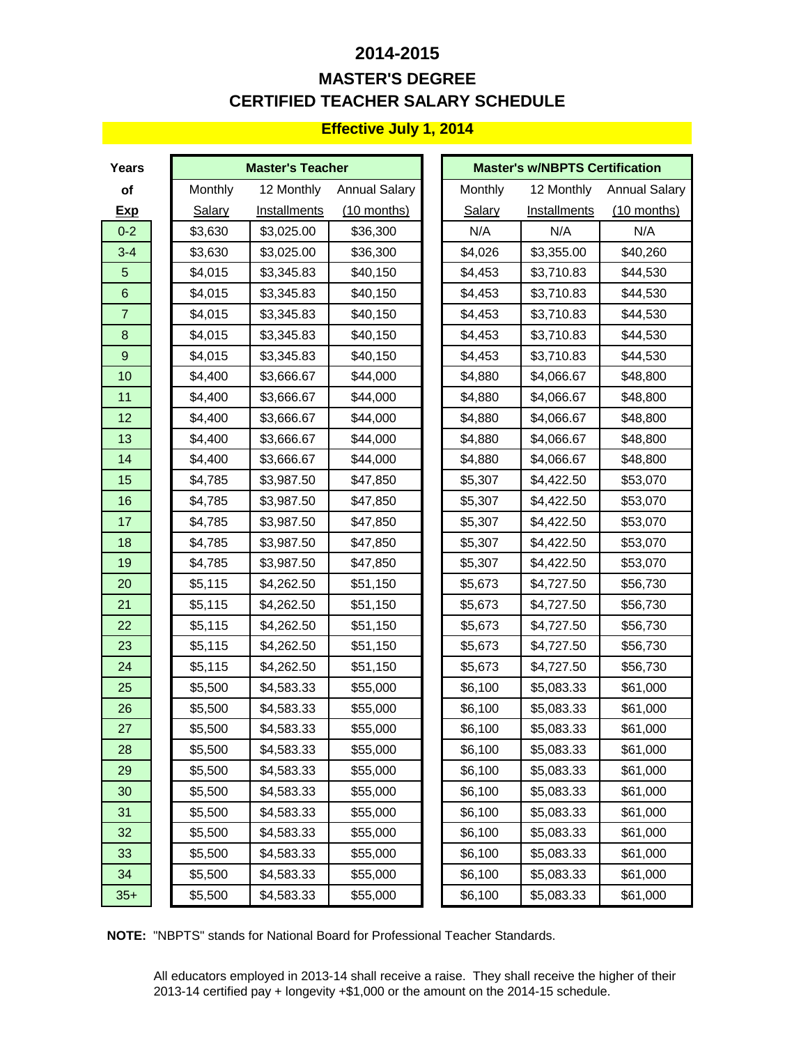# 2014-2015

## MASTER'S DEGREE

## CERTIFIED TEACHER SALARY SCHEDULE

**Effective July 1, 2014**

| Years of Exp | Master's Teacher | | | Master's w/NBPTS Certification | | |
|---|---|---|---|---|---|---|
| | Monthly Salary | 12 Monthly Installments | Annual Salary (10 months) | Monthly Salary | 12 Monthly Installments | Annual Salary (10 months) |
| 0-2 | $3,630 | $3,025.00 | $36,300 | N/A | N/A | N/A |
| 3-4 | $3,630 | $3,025.00 | $36,300 | $4,026 | $3,355.00 | $40,260 |
| 5 | $4,015 | $3,345.83 | $40,150 | $4,453 | $3,710.83 | $44,530 |
| 6 | $4,015 | $3,345.83 | $40,150 | $4,453 | $3,710.83 | $44,530 |
| 7 | $4,015 | $3,345.83 | $40,150 | $4,453 | $3,710.83 | $44,530 |
| 8 | $4,015 | $3,345.83 | $40,150 | $4,453 | $3,710.83 | $44,530 |
| 9 | $4,015 | $3,345.83 | $40,150 | $4,453 | $3,710.83 | $44,530 |
| 10 | $4,400 | $3,666.67 | $44,000 | $4,880 | $4,066.67 | $48,800 |
| 11 | $4,400 | $3,666.67 | $44,000 | $4,880 | $4,066.67 | $48,800 |
| 12 | $4,400 | $3,666.67 | $44,000 | $4,880 | $4,066.67 | $48,800 |
| 13 | $4,400 | $3,666.67 | $44,000 | $4,880 | $4,066.67 | $48,800 |
| 14 | $4,400 | $3,666.67 | $44,000 | $4,880 | $4,066.67 | $48,800 |
| 15 | $4,785 | $3,987.50 | $47,850 | $5,307 | $4,422.50 | $53,070 |
| 16 | $4,785 | $3,987.50 | $47,850 | $5,307 | $4,422.50 | $53,070 |
| 17 | $4,785 | $3,987.50 | $47,850 | $5,307 | $4,422.50 | $53,070 |
| 18 | $4,785 | $3,987.50 | $47,850 | $5,307 | $4,422.50 | $53,070 |
| 19 | $4,785 | $3,987.50 | $47,850 | $5,307 | $4,422.50 | $53,070 |
| 20 | $5,115 | $4,262.50 | $51,150 | $5,673 | $4,727.50 | $56,730 |
| 21 | $5,115 | $4,262.50 | $51,150 | $5,673 | $4,727.50 | $56,730 |
| 22 | $5,115 | $4,262.50 | $51,150 | $5,673 | $4,727.50 | $56,730 |
| 23 | $5,115 | $4,262.50 | $51,150 | $5,673 | $4,727.50 | $56,730 |
| 24 | $5,115 | $4,262.50 | $51,150 | $5,673 | $4,727.50 | $56,730 |
| 25 | $5,500 | $4,583.33 | $55,000 | $6,100 | $5,083.33 | $61,000 |
| 26 | $5,500 | $4,583.33 | $55,000 | $6,100 | $5,083.33 | $61,000 |
| 27 | $5,500 | $4,583.33 | $55,000 | $6,100 | $5,083.33 | $61,000 |
| 28 | $5,500 | $4,583.33 | $55,000 | $6,100 | $5,083.33 | $61,000 |
| 29 | $5,500 | $4,583.33 | $55,000 | $6,100 | $5,083.33 | $61,000 |
| 30 | $5,500 | $4,583.33 | $55,000 | $6,100 | $5,083.33 | $61,000 |
| 31 | $5,500 | $4,583.33 | $55,000 | $6,100 | $5,083.33 | $61,000 |
| 32 | $5,500 | $4,583.33 | $55,000 | $6,100 | $5,083.33 | $61,000 |
| 33 | $5,500 | $4,583.33 | $55,000 | $6,100 | $5,083.33 | $61,000 |
| 34 | $5,500 | $4,583.33 | $55,000 | $6,100 | $5,083.33 | $61,000 |
| 35+ | $5,500 | $4,583.33 | $55,000 | $6,100 | $5,083.33 | $61,000 |

**NOTE:** "NBPTS" stands for National Board for Professional Teacher Standards.

All educators employed in 2013-14 shall receive a raise. They shall receive the higher of their 2013-14 certified pay + longevity +$1,000 or the amount on the 2014-15 schedule.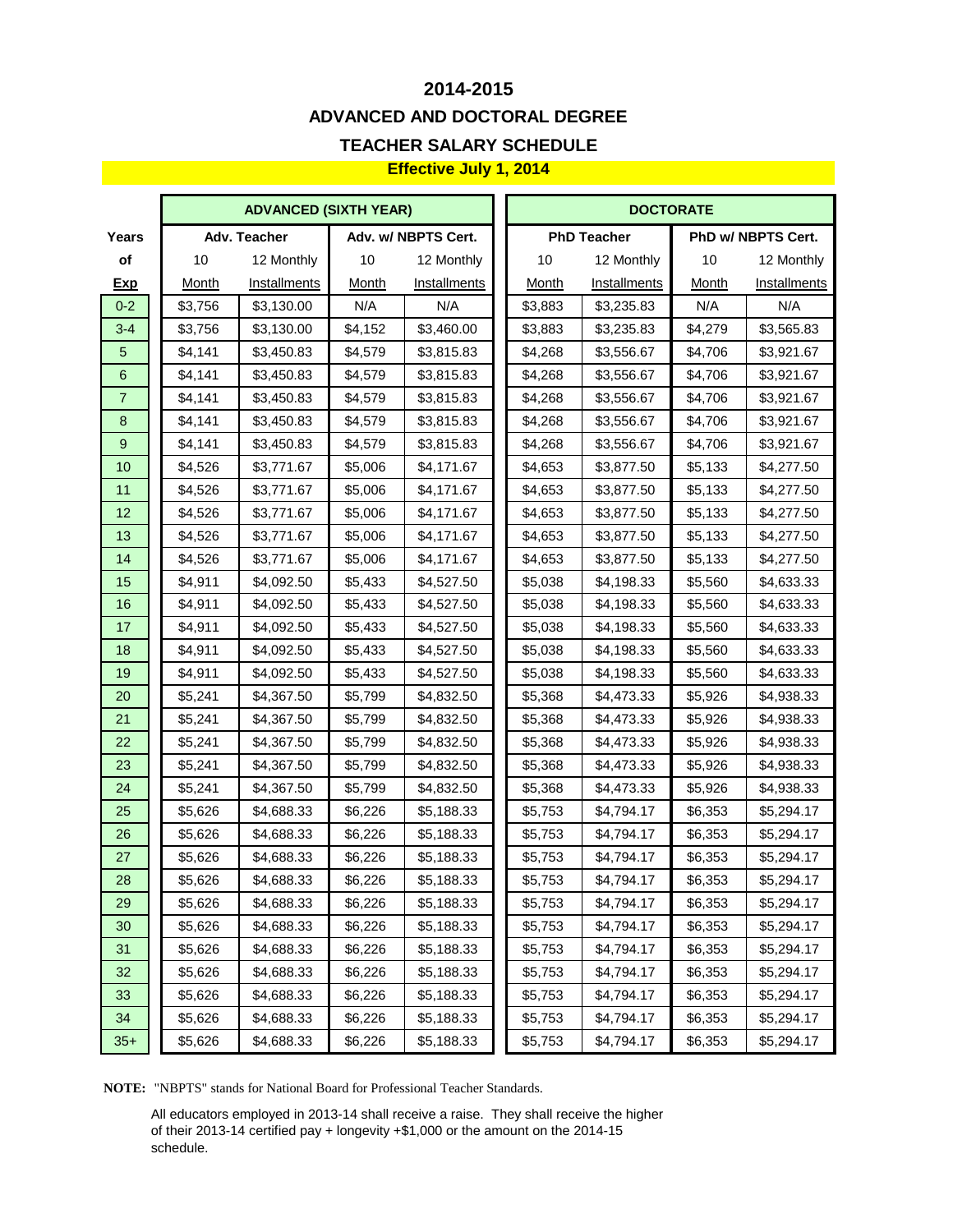# 2014-2015

## ADVANCED AND DOCTORAL DEGREE

## TEACHER SALARY SCHEDULE

**Effective July 1, 2014**

| | ADVANCED (SIXTH YEAR) | | | | DOCTORATE | | | |
|---|---|---|---|---|---|---|---|---|
| Years | Adv. Teacher | | Adv. w/ NBPTS Cert. | | PhD Teacher | | PhD w/ NBPTS Cert. | |
| of Exp | 10 Month | 12 Monthly Installments | 10 Month | 12 Monthly Installments | 10 Month | 12 Monthly Installments | 10 Month | 12 Monthly Installments |
| 0-2 | $3,756 | $3,130.00 | N/A | N/A | $3,883 | $3,235.83 | N/A | N/A |
| 3-4 | $3,756 | $3,130.00 | $4,152 | $3,460.00 | $3,883 | $3,235.83 | $4,279 | $3,565.83 |
| 5 | $4,141 | $3,450.83 | $4,579 | $3,815.83 | $4,268 | $3,556.67 | $4,706 | $3,921.67 |
| 6 | $4,141 | $3,450.83 | $4,579 | $3,815.83 | $4,268 | $3,556.67 | $4,706 | $3,921.67 |
| 7 | $4,141 | $3,450.83 | $4,579 | $3,815.83 | $4,268 | $3,556.67 | $4,706 | $3,921.67 |
| 8 | $4,141 | $3,450.83 | $4,579 | $3,815.83 | $4,268 | $3,556.67 | $4,706 | $3,921.67 |
| 9 | $4,141 | $3,450.83 | $4,579 | $3,815.83 | $4,268 | $3,556.67 | $4,706 | $3,921.67 |
| 10 | $4,526 | $3,771.67 | $5,006 | $4,171.67 | $4,653 | $3,877.50 | $5,133 | $4,277.50 |
| 11 | $4,526 | $3,771.67 | $5,006 | $4,171.67 | $4,653 | $3,877.50 | $5,133 | $4,277.50 |
| 12 | $4,526 | $3,771.67 | $5,006 | $4,171.67 | $4,653 | $3,877.50 | $5,133 | $4,277.50 |
| 13 | $4,526 | $3,771.67 | $5,006 | $4,171.67 | $4,653 | $3,877.50 | $5,133 | $4,277.50 |
| 14 | $4,526 | $3,771.67 | $5,006 | $4,171.67 | $4,653 | $3,877.50 | $5,133 | $4,277.50 |
| 15 | $4,911 | $4,092.50 | $5,433 | $4,527.50 | $5,038 | $4,198.33 | $5,560 | $4,633.33 |
| 16 | $4,911 | $4,092.50 | $5,433 | $4,527.50 | $5,038 | $4,198.33 | $5,560 | $4,633.33 |
| 17 | $4,911 | $4,092.50 | $5,433 | $4,527.50 | $5,038 | $4,198.33 | $5,560 | $4,633.33 |
| 18 | $4,911 | $4,092.50 | $5,433 | $4,527.50 | $5,038 | $4,198.33 | $5,560 | $4,633.33 |
| 19 | $4,911 | $4,092.50 | $5,433 | $4,527.50 | $5,038 | $4,198.33 | $5,560 | $4,633.33 |
| 20 | $5,241 | $4,367.50 | $5,799 | $4,832.50 | $5,368 | $4,473.33 | $5,926 | $4,938.33 |
| 21 | $5,241 | $4,367.50 | $5,799 | $4,832.50 | $5,368 | $4,473.33 | $5,926 | $4,938.33 |
| 22 | $5,241 | $4,367.50 | $5,799 | $4,832.50 | $5,368 | $4,473.33 | $5,926 | $4,938.33 |
| 23 | $5,241 | $4,367.50 | $5,799 | $4,832.50 | $5,368 | $4,473.33 | $5,926 | $4,938.33 |
| 24 | $5,241 | $4,367.50 | $5,799 | $4,832.50 | $5,368 | $4,473.33 | $5,926 | $4,938.33 |
| 25 | $5,626 | $4,688.33 | $6,226 | $5,188.33 | $5,753 | $4,794.17 | $6,353 | $5,294.17 |
| 26 | $5,626 | $4,688.33 | $6,226 | $5,188.33 | $5,753 | $4,794.17 | $6,353 | $5,294.17 |
| 27 | $5,626 | $4,688.33 | $6,226 | $5,188.33 | $5,753 | $4,794.17 | $6,353 | $5,294.17 |
| 28 | $5,626 | $4,688.33 | $6,226 | $5,188.33 | $5,753 | $4,794.17 | $6,353 | $5,294.17 |
| 29 | $5,626 | $4,688.33 | $6,226 | $5,188.33 | $5,753 | $4,794.17 | $6,353 | $5,294.17 |
| 30 | $5,626 | $4,688.33 | $6,226 | $5,188.33 | $5,753 | $4,794.17 | $6,353 | $5,294.17 |
| 31 | $5,626 | $4,688.33 | $6,226 | $5,188.33 | $5,753 | $4,794.17 | $6,353 | $5,294.17 |
| 32 | $5,626 | $4,688.33 | $6,226 | $5,188.33 | $5,753 | $4,794.17 | $6,353 | $5,294.17 |
| 33 | $5,626 | $4,688.33 | $6,226 | $5,188.33 | $5,753 | $4,794.17 | $6,353 | $5,294.17 |
| 34 | $5,626 | $4,688.33 | $6,226 | $5,188.33 | $5,753 | $4,794.17 | $6,353 | $5,294.17 |
| 35+ | $5,626 | $4,688.33 | $6,226 | $5,188.33 | $5,753 | $4,794.17 | $6,353 | $5,294.17 |

**NOTE:** "NBPTS" stands for National Board for Professional Teacher Standards.

All educators employed in 2013-14 shall receive a raise. They shall receive the higher of their 2013-14 certified pay + longevity +$1,000 or the amount on the 2014-15 schedule.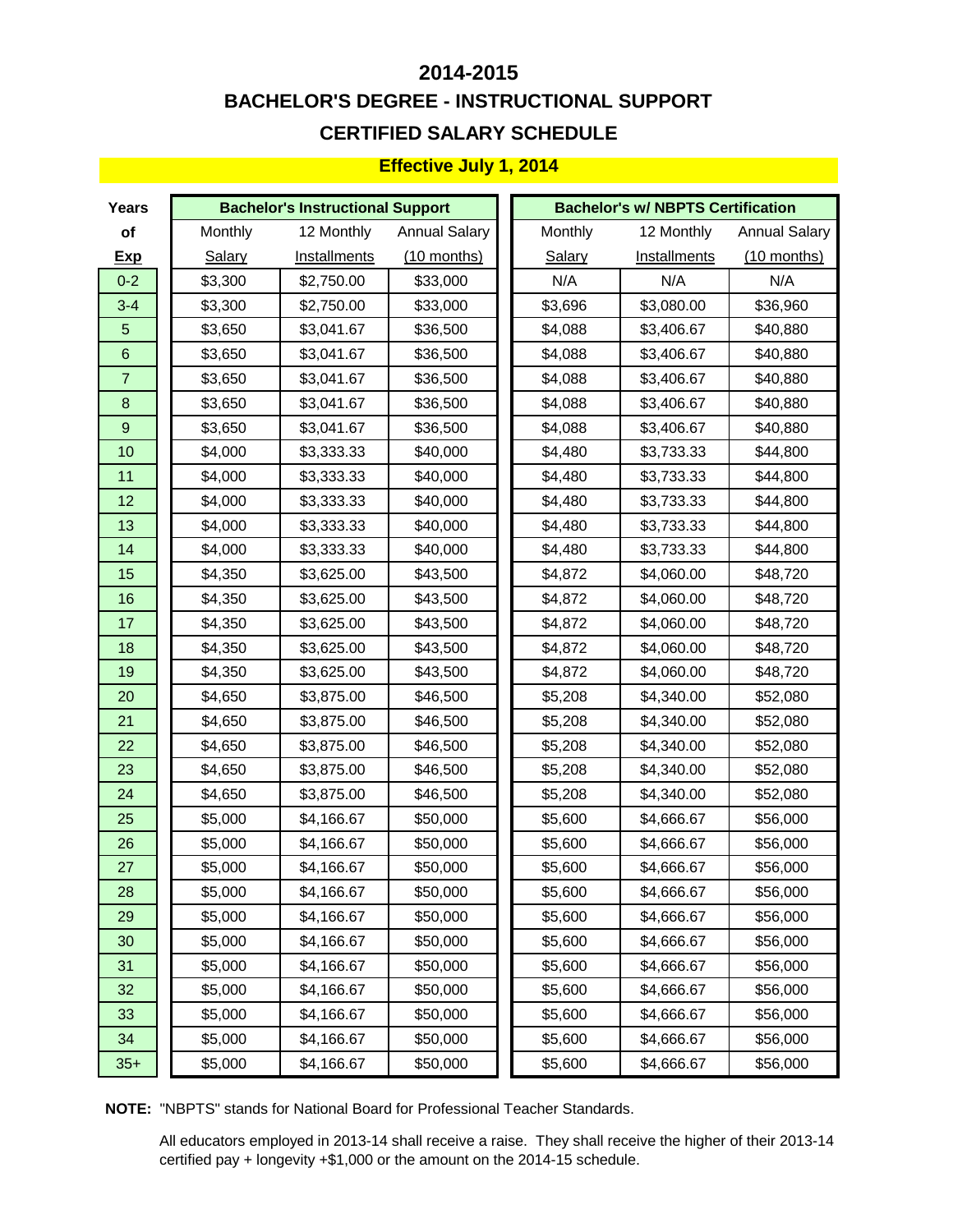# 2014-2015

## BACHELOR'S DEGREE - INSTRUCTIONAL SUPPORT

## CERTIFIED SALARY SCHEDULE

**Effective July 1, 2014**

| Years of Exp | Bachelor's Instructional Support | | | Bachelor's w/ NBPTS Certification | | |
|---|---|---|---|---|---|---|
| | Monthly Salary | 12 Monthly Installments | Annual Salary (10 months) | Monthly Salary | 12 Monthly Installments | Annual Salary (10 months) |
| 0-2 | $3,300 | $2,750.00 | $33,000 | N/A | N/A | N/A |
| 3-4 | $3,300 | $2,750.00 | $33,000 | $3,696 | $3,080.00 | $36,960 |
| 5 | $3,650 | $3,041.67 | $36,500 | $4,088 | $3,406.67 | $40,880 |
| 6 | $3,650 | $3,041.67 | $36,500 | $4,088 | $3,406.67 | $40,880 |
| 7 | $3,650 | $3,041.67 | $36,500 | $4,088 | $3,406.67 | $40,880 |
| 8 | $3,650 | $3,041.67 | $36,500 | $4,088 | $3,406.67 | $40,880 |
| 9 | $3,650 | $3,041.67 | $36,500 | $4,088 | $3,406.67 | $40,880 |
| 10 | $4,000 | $3,333.33 | $40,000 | $4,480 | $3,733.33 | $44,800 |
| 11 | $4,000 | $3,333.33 | $40,000 | $4,480 | $3,733.33 | $44,800 |
| 12 | $4,000 | $3,333.33 | $40,000 | $4,480 | $3,733.33 | $44,800 |
| 13 | $4,000 | $3,333.33 | $40,000 | $4,480 | $3,733.33 | $44,800 |
| 14 | $4,000 | $3,333.33 | $40,000 | $4,480 | $3,733.33 | $44,800 |
| 15 | $4,350 | $3,625.00 | $43,500 | $4,872 | $4,060.00 | $48,720 |
| 16 | $4,350 | $3,625.00 | $43,500 | $4,872 | $4,060.00 | $48,720 |
| 17 | $4,350 | $3,625.00 | $43,500 | $4,872 | $4,060.00 | $48,720 |
| 18 | $4,350 | $3,625.00 | $43,500 | $4,872 | $4,060.00 | $48,720 |
| 19 | $4,350 | $3,625.00 | $43,500 | $4,872 | $4,060.00 | $48,720 |
| 20 | $4,650 | $3,875.00 | $46,500 | $5,208 | $4,340.00 | $52,080 |
| 21 | $4,650 | $3,875.00 | $46,500 | $5,208 | $4,340.00 | $52,080 |
| 22 | $4,650 | $3,875.00 | $46,500 | $5,208 | $4,340.00 | $52,080 |
| 23 | $4,650 | $3,875.00 | $46,500 | $5,208 | $4,340.00 | $52,080 |
| 24 | $4,650 | $3,875.00 | $46,500 | $5,208 | $4,340.00 | $52,080 |
| 25 | $5,000 | $4,166.67 | $50,000 | $5,600 | $4,666.67 | $56,000 |
| 26 | $5,000 | $4,166.67 | $50,000 | $5,600 | $4,666.67 | $56,000 |
| 27 | $5,000 | $4,166.67 | $50,000 | $5,600 | $4,666.67 | $56,000 |
| 28 | $5,000 | $4,166.67 | $50,000 | $5,600 | $4,666.67 | $56,000 |
| 29 | $5,000 | $4,166.67 | $50,000 | $5,600 | $4,666.67 | $56,000 |
| 30 | $5,000 | $4,166.67 | $50,000 | $5,600 | $4,666.67 | $56,000 |
| 31 | $5,000 | $4,166.67 | $50,000 | $5,600 | $4,666.67 | $56,000 |
| 32 | $5,000 | $4,166.67 | $50,000 | $5,600 | $4,666.67 | $56,000 |
| 33 | $5,000 | $4,166.67 | $50,000 | $5,600 | $4,666.67 | $56,000 |
| 34 | $5,000 | $4,166.67 | $50,000 | $5,600 | $4,666.67 | $56,000 |
| 35+ | $5,000 | $4,166.67 | $50,000 | $5,600 | $4,666.67 | $56,000 |

**NOTE:** "NBPTS" stands for National Board for Professional Teacher Standards.

All educators employed in 2013-14 shall receive a raise. They shall receive the higher of their 2013-14 certified pay + longevity +$1,000 or the amount on the 2014-15 schedule.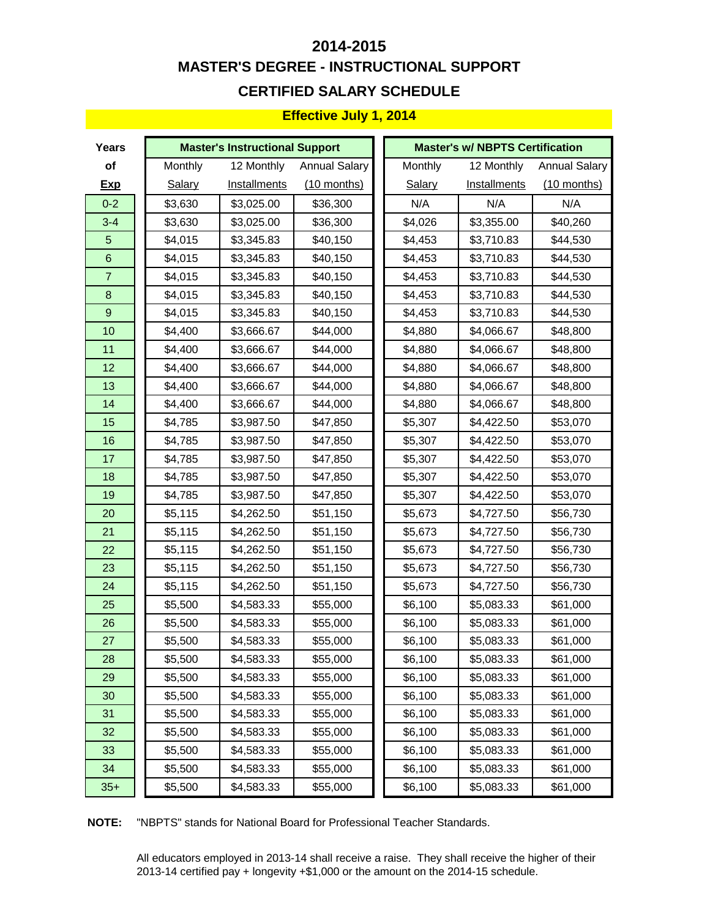# 2014-2015

## MASTER'S DEGREE - INSTRUCTIONAL SUPPORT

## CERTIFIED SALARY SCHEDULE

**Effective July 1, 2014**

| Years of Exp | Master's Instructional Support | | | Master's w/ NBPTS Certification | | |
|---|---|---|---|---|---|---|
| | Monthly Salary | 12 Monthly Installments | Annual Salary (10 months) | Monthly Salary | 12 Monthly Installments | Annual Salary (10 months) |
| 0-2 | $3,630 | $3,025.00 | $36,300 | N/A | N/A | N/A |
| 3-4 | $3,630 | $3,025.00 | $36,300 | $4,026 | $3,355.00 | $40,260 |
| 5 | $4,015 | $3,345.83 | $40,150 | $4,453 | $3,710.83 | $44,530 |
| 6 | $4,015 | $3,345.83 | $40,150 | $4,453 | $3,710.83 | $44,530 |
| 7 | $4,015 | $3,345.83 | $40,150 | $4,453 | $3,710.83 | $44,530 |
| 8 | $4,015 | $3,345.83 | $40,150 | $4,453 | $3,710.83 | $44,530 |
| 9 | $4,015 | $3,345.83 | $40,150 | $4,453 | $3,710.83 | $44,530 |
| 10 | $4,400 | $3,666.67 | $44,000 | $4,880 | $4,066.67 | $48,800 |
| 11 | $4,400 | $3,666.67 | $44,000 | $4,880 | $4,066.67 | $48,800 |
| 12 | $4,400 | $3,666.67 | $44,000 | $4,880 | $4,066.67 | $48,800 |
| 13 | $4,400 | $3,666.67 | $44,000 | $4,880 | $4,066.67 | $48,800 |
| 14 | $4,400 | $3,666.67 | $44,000 | $4,880 | $4,066.67 | $48,800 |
| 15 | $4,785 | $3,987.50 | $47,850 | $5,307 | $4,422.50 | $53,070 |
| 16 | $4,785 | $3,987.50 | $47,850 | $5,307 | $4,422.50 | $53,070 |
| 17 | $4,785 | $3,987.50 | $47,850 | $5,307 | $4,422.50 | $53,070 |
| 18 | $4,785 | $3,987.50 | $47,850 | $5,307 | $4,422.50 | $53,070 |
| 19 | $4,785 | $3,987.50 | $47,850 | $5,307 | $4,422.50 | $53,070 |
| 20 | $5,115 | $4,262.50 | $51,150 | $5,673 | $4,727.50 | $56,730 |
| 21 | $5,115 | $4,262.50 | $51,150 | $5,673 | $4,727.50 | $56,730 |
| 22 | $5,115 | $4,262.50 | $51,150 | $5,673 | $4,727.50 | $56,730 |
| 23 | $5,115 | $4,262.50 | $51,150 | $5,673 | $4,727.50 | $56,730 |
| 24 | $5,115 | $4,262.50 | $51,150 | $5,673 | $4,727.50 | $56,730 |
| 25 | $5,500 | $4,583.33 | $55,000 | $6,100 | $5,083.33 | $61,000 |
| 26 | $5,500 | $4,583.33 | $55,000 | $6,100 | $5,083.33 | $61,000 |
| 27 | $5,500 | $4,583.33 | $55,000 | $6,100 | $5,083.33 | $61,000 |
| 28 | $5,500 | $4,583.33 | $55,000 | $6,100 | $5,083.33 | $61,000 |
| 29 | $5,500 | $4,583.33 | $55,000 | $6,100 | $5,083.33 | $61,000 |
| 30 | $5,500 | $4,583.33 | $55,000 | $6,100 | $5,083.33 | $61,000 |
| 31 | $5,500 | $4,583.33 | $55,000 | $6,100 | $5,083.33 | $61,000 |
| 32 | $5,500 | $4,583.33 | $55,000 | $6,100 | $5,083.33 | $61,000 |
| 33 | $5,500 | $4,583.33 | $55,000 | $6,100 | $5,083.33 | $61,000 |
| 34 | $5,500 | $4,583.33 | $55,000 | $6,100 | $5,083.33 | $61,000 |
| 35+ | $5,500 | $4,583.33 | $55,000 | $6,100 | $5,083.33 | $61,000 |

**NOTE:** "NBPTS" stands for National Board for Professional Teacher Standards.

All educators employed in 2013-14 shall receive a raise. They shall receive the higher of their 2013-14 certified pay + longevity +$1,000 or the amount on the 2014-15 schedule.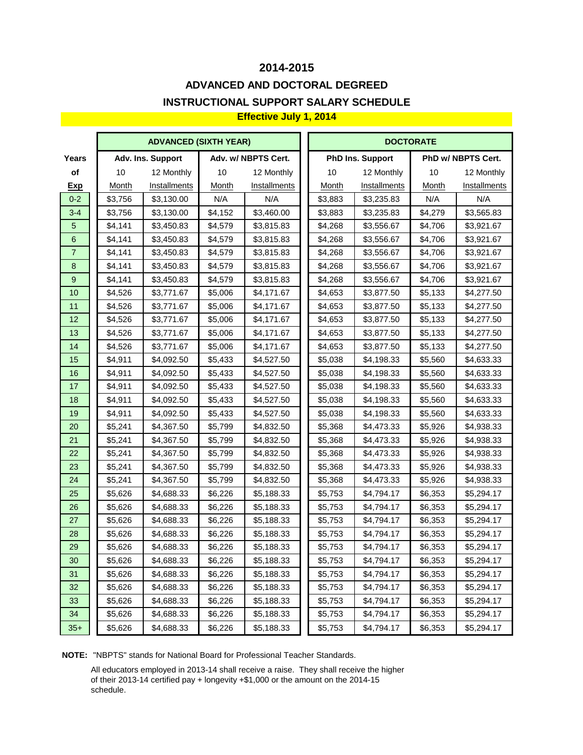# 2014-2015

## ADVANCED AND DOCTORAL DEGREED

## INSTRUCTIONAL SUPPORT SALARY SCHEDULE

**Effective July 1, 2014**

| Years of Exp | ADVANCED (SIXTH YEAR) | | | | DOCTORATE | | | |
|---|---|---|---|---|---|---|---|---|
| | Adv. Ins. Support | | Adv. w/ NBPTS Cert. | | PhD Ins. Support | | PhD w/ NBPTS Cert. | |
| | 10 Month | 12 Monthly Installments | 10 Month | 12 Monthly Installments | 10 Month | 12 Monthly Installments | 10 Month | 12 Monthly Installments |
| 0-2 | $3,756 | $3,130.00 | N/A | N/A | $3,883 | $3,235.83 | N/A | N/A |
| 3-4 | $3,756 | $3,130.00 | $4,152 | $3,460.00 | $3,883 | $3,235.83 | $4,279 | $3,565.83 |
| 5 | $4,141 | $3,450.83 | $4,579 | $3,815.83 | $4,268 | $3,556.67 | $4,706 | $3,921.67 |
| 6 | $4,141 | $3,450.83 | $4,579 | $3,815.83 | $4,268 | $3,556.67 | $4,706 | $3,921.67 |
| 7 | $4,141 | $3,450.83 | $4,579 | $3,815.83 | $4,268 | $3,556.67 | $4,706 | $3,921.67 |
| 8 | $4,141 | $3,450.83 | $4,579 | $3,815.83 | $4,268 | $3,556.67 | $4,706 | $3,921.67 |
| 9 | $4,141 | $3,450.83 | $4,579 | $3,815.83 | $4,268 | $3,556.67 | $4,706 | $3,921.67 |
| 10 | $4,526 | $3,771.67 | $5,006 | $4,171.67 | $4,653 | $3,877.50 | $5,133 | $4,277.50 |
| 11 | $4,526 | $3,771.67 | $5,006 | $4,171.67 | $4,653 | $3,877.50 | $5,133 | $4,277.50 |
| 12 | $4,526 | $3,771.67 | $5,006 | $4,171.67 | $4,653 | $3,877.50 | $5,133 | $4,277.50 |
| 13 | $4,526 | $3,771.67 | $5,006 | $4,171.67 | $4,653 | $3,877.50 | $5,133 | $4,277.50 |
| 14 | $4,526 | $3,771.67 | $5,006 | $4,171.67 | $4,653 | $3,877.50 | $5,133 | $4,277.50 |
| 15 | $4,911 | $4,092.50 | $5,433 | $4,527.50 | $5,038 | $4,198.33 | $5,560 | $4,633.33 |
| 16 | $4,911 | $4,092.50 | $5,433 | $4,527.50 | $5,038 | $4,198.33 | $5,560 | $4,633.33 |
| 17 | $4,911 | $4,092.50 | $5,433 | $4,527.50 | $5,038 | $4,198.33 | $5,560 | $4,633.33 |
| 18 | $4,911 | $4,092.50 | $5,433 | $4,527.50 | $5,038 | $4,198.33 | $5,560 | $4,633.33 |
| 19 | $4,911 | $4,092.50 | $5,433 | $4,527.50 | $5,038 | $4,198.33 | $5,560 | $4,633.33 |
| 20 | $5,241 | $4,367.50 | $5,799 | $4,832.50 | $5,368 | $4,473.33 | $5,926 | $4,938.33 |
| 21 | $5,241 | $4,367.50 | $5,799 | $4,832.50 | $5,368 | $4,473.33 | $5,926 | $4,938.33 |
| 22 | $5,241 | $4,367.50 | $5,799 | $4,832.50 | $5,368 | $4,473.33 | $5,926 | $4,938.33 |
| 23 | $5,241 | $4,367.50 | $5,799 | $4,832.50 | $5,368 | $4,473.33 | $5,926 | $4,938.33 |
| 24 | $5,241 | $4,367.50 | $5,799 | $4,832.50 | $5,368 | $4,473.33 | $5,926 | $4,938.33 |
| 25 | $5,626 | $4,688.33 | $6,226 | $5,188.33 | $5,753 | $4,794.17 | $6,353 | $5,294.17 |
| 26 | $5,626 | $4,688.33 | $6,226 | $5,188.33 | $5,753 | $4,794.17 | $6,353 | $5,294.17 |
| 27 | $5,626 | $4,688.33 | $6,226 | $5,188.33 | $5,753 | $4,794.17 | $6,353 | $5,294.17 |
| 28 | $5,626 | $4,688.33 | $6,226 | $5,188.33 | $5,753 | $4,794.17 | $6,353 | $5,294.17 |
| 29 | $5,626 | $4,688.33 | $6,226 | $5,188.33 | $5,753 | $4,794.17 | $6,353 | $5,294.17 |
| 30 | $5,626 | $4,688.33 | $6,226 | $5,188.33 | $5,753 | $4,794.17 | $6,353 | $5,294.17 |
| 31 | $5,626 | $4,688.33 | $6,226 | $5,188.33 | $5,753 | $4,794.17 | $6,353 | $5,294.17 |
| 32 | $5,626 | $4,688.33 | $6,226 | $5,188.33 | $5,753 | $4,794.17 | $6,353 | $5,294.17 |
| 33 | $5,626 | $4,688.33 | $6,226 | $5,188.33 | $5,753 | $4,794.17 | $6,353 | $5,294.17 |
| 34 | $5,626 | $4,688.33 | $6,226 | $5,188.33 | $5,753 | $4,794.17 | $6,353 | $5,294.17 |
| 35+ | $5,626 | $4,688.33 | $6,226 | $5,188.33 | $5,753 | $4,794.17 | $6,353 | $5,294.17 |

**NOTE:** "NBPTS" stands for National Board for Professional Teacher Standards.

All educators employed in 2013-14 shall receive a raise. They shall receive the higher of their 2013-14 certified pay + longevity +$1,000 or the amount on the 2014-15 schedule.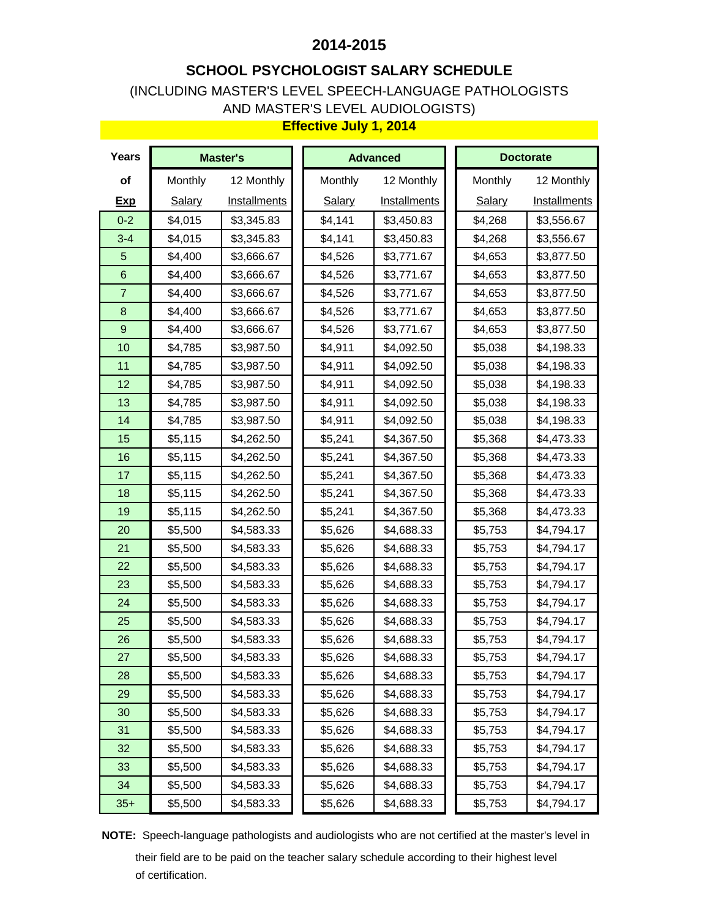## 2014-2015

## SCHOOL PSYCHOLOGIST SALARY SCHEDULE

(INCLUDING MASTER'S LEVEL SPEECH-LANGUAGE PATHOLOGISTS AND MASTER'S LEVEL AUDIOLOGISTS)

**Effective July 1, 2014**

| Years | Master's | | Advanced | | Doctorate | |
|---|---|---|---|---|---|---|
| of Exp | Monthly Salary | 12 Monthly Installments | Monthly Salary | 12 Monthly Installments | Monthly Salary | 12 Monthly Installments |
| 0-2 | $4,015 | $3,345.83 | $4,141 | $3,450.83 | $4,268 | $3,556.67 |
| 3-4 | $4,015 | $3,345.83 | $4,141 | $3,450.83 | $4,268 | $3,556.67 |
| 5 | $4,400 | $3,666.67 | $4,526 | $3,771.67 | $4,653 | $3,877.50 |
| 6 | $4,400 | $3,666.67 | $4,526 | $3,771.67 | $4,653 | $3,877.50 |
| 7 | $4,400 | $3,666.67 | $4,526 | $3,771.67 | $4,653 | $3,877.50 |
| 8 | $4,400 | $3,666.67 | $4,526 | $3,771.67 | $4,653 | $3,877.50 |
| 9 | $4,400 | $3,666.67 | $4,526 | $3,771.67 | $4,653 | $3,877.50 |
| 10 | $4,785 | $3,987.50 | $4,911 | $4,092.50 | $5,038 | $4,198.33 |
| 11 | $4,785 | $3,987.50 | $4,911 | $4,092.50 | $5,038 | $4,198.33 |
| 12 | $4,785 | $3,987.50 | $4,911 | $4,092.50 | $5,038 | $4,198.33 |
| 13 | $4,785 | $3,987.50 | $4,911 | $4,092.50 | $5,038 | $4,198.33 |
| 14 | $4,785 | $3,987.50 | $4,911 | $4,092.50 | $5,038 | $4,198.33 |
| 15 | $5,115 | $4,262.50 | $5,241 | $4,367.50 | $5,368 | $4,473.33 |
| 16 | $5,115 | $4,262.50 | $5,241 | $4,367.50 | $5,368 | $4,473.33 |
| 17 | $5,115 | $4,262.50 | $5,241 | $4,367.50 | $5,368 | $4,473.33 |
| 18 | $5,115 | $4,262.50 | $5,241 | $4,367.50 | $5,368 | $4,473.33 |
| 19 | $5,115 | $4,262.50 | $5,241 | $4,367.50 | $5,368 | $4,473.33 |
| 20 | $5,500 | $4,583.33 | $5,626 | $4,688.33 | $5,753 | $4,794.17 |
| 21 | $5,500 | $4,583.33 | $5,626 | $4,688.33 | $5,753 | $4,794.17 |
| 22 | $5,500 | $4,583.33 | $5,626 | $4,688.33 | $5,753 | $4,794.17 |
| 23 | $5,500 | $4,583.33 | $5,626 | $4,688.33 | $5,753 | $4,794.17 |
| 24 | $5,500 | $4,583.33 | $5,626 | $4,688.33 | $5,753 | $4,794.17 |
| 25 | $5,500 | $4,583.33 | $5,626 | $4,688.33 | $5,753 | $4,794.17 |
| 26 | $5,500 | $4,583.33 | $5,626 | $4,688.33 | $5,753 | $4,794.17 |
| 27 | $5,500 | $4,583.33 | $5,626 | $4,688.33 | $5,753 | $4,794.17 |
| 28 | $5,500 | $4,583.33 | $5,626 | $4,688.33 | $5,753 | $4,794.17 |
| 29 | $5,500 | $4,583.33 | $5,626 | $4,688.33 | $5,753 | $4,794.17 |
| 30 | $5,500 | $4,583.33 | $5,626 | $4,688.33 | $5,753 | $4,794.17 |
| 31 | $5,500 | $4,583.33 | $5,626 | $4,688.33 | $5,753 | $4,794.17 |
| 32 | $5,500 | $4,583.33 | $5,626 | $4,688.33 | $5,753 | $4,794.17 |
| 33 | $5,500 | $4,583.33 | $5,626 | $4,688.33 | $5,753 | $4,794.17 |
| 34 | $5,500 | $4,583.33 | $5,626 | $4,688.33 | $5,753 | $4,794.17 |
| 35+ | $5,500 | $4,583.33 | $5,626 | $4,688.33 | $5,753 | $4,794.17 |

**NOTE:** Speech-language pathologists and audiologists who are not certified at the master's level in their field are to be paid on the teacher salary schedule according to their highest level of certification.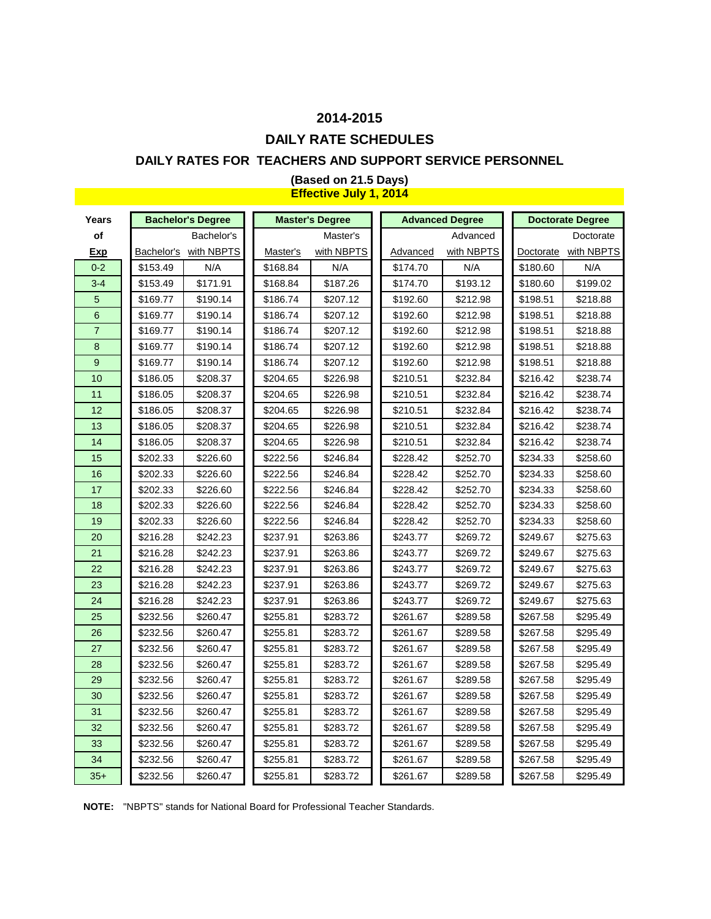# 2014-2015

## DAILY RATE SCHEDULES

### DAILY RATES FOR TEACHERS AND SUPPORT SERVICE PERSONNEL

**(Based on 21.5 Days)**
**Effective July 1, 2014**

| Years of Exp | Bachelor's Degree | | Master's Degree | | Advanced Degree | | Doctorate Degree | |
|---|---|---|---|---|---|---|---|---|
| | Bachelor's | Bachelor's with NBPTS | Master's | Master's with NBPTS | Advanced | Advanced with NBPTS | Doctorate | Doctorate with NBPTS |
| 0-2 | $153.49 | N/A | $168.84 | N/A | $174.70 | N/A | $180.60 | N/A |
| 3-4 | $153.49 | $171.91 | $168.84 | $187.26 | $174.70 | $193.12 | $180.60 | $199.02 |
| 5 | $169.77 | $190.14 | $186.74 | $207.12 | $192.60 | $212.98 | $198.51 | $218.88 |
| 6 | $169.77 | $190.14 | $186.74 | $207.12 | $192.60 | $212.98 | $198.51 | $218.88 |
| 7 | $169.77 | $190.14 | $186.74 | $207.12 | $192.60 | $212.98 | $198.51 | $218.88 |
| 8 | $169.77 | $190.14 | $186.74 | $207.12 | $192.60 | $212.98 | $198.51 | $218.88 |
| 9 | $169.77 | $190.14 | $186.74 | $207.12 | $192.60 | $212.98 | $198.51 | $218.88 |
| 10 | $186.05 | $208.37 | $204.65 | $226.98 | $210.51 | $232.84 | $216.42 | $238.74 |
| 11 | $186.05 | $208.37 | $204.65 | $226.98 | $210.51 | $232.84 | $216.42 | $238.74 |
| 12 | $186.05 | $208.37 | $204.65 | $226.98 | $210.51 | $232.84 | $216.42 | $238.74 |
| 13 | $186.05 | $208.37 | $204.65 | $226.98 | $210.51 | $232.84 | $216.42 | $238.74 |
| 14 | $186.05 | $208.37 | $204.65 | $226.98 | $210.51 | $232.84 | $216.42 | $238.74 |
| 15 | $202.33 | $226.60 | $222.56 | $246.84 | $228.42 | $252.70 | $234.33 | $258.60 |
| 16 | $202.33 | $226.60 | $222.56 | $246.84 | $228.42 | $252.70 | $234.33 | $258.60 |
| 17 | $202.33 | $226.60 | $222.56 | $246.84 | $228.42 | $252.70 | $234.33 | $258.60 |
| 18 | $202.33 | $226.60 | $222.56 | $246.84 | $228.42 | $252.70 | $234.33 | $258.60 |
| 19 | $202.33 | $226.60 | $222.56 | $246.84 | $228.42 | $252.70 | $234.33 | $258.60 |
| 20 | $216.28 | $242.23 | $237.91 | $263.86 | $243.77 | $269.72 | $249.67 | $275.63 |
| 21 | $216.28 | $242.23 | $237.91 | $263.86 | $243.77 | $269.72 | $249.67 | $275.63 |
| 22 | $216.28 | $242.23 | $237.91 | $263.86 | $243.77 | $269.72 | $249.67 | $275.63 |
| 23 | $216.28 | $242.23 | $237.91 | $263.86 | $243.77 | $269.72 | $249.67 | $275.63 |
| 24 | $216.28 | $242.23 | $237.91 | $263.86 | $243.77 | $269.72 | $249.67 | $275.63 |
| 25 | $232.56 | $260.47 | $255.81 | $283.72 | $261.67 | $289.58 | $267.58 | $295.49 |
| 26 | $232.56 | $260.47 | $255.81 | $283.72 | $261.67 | $289.58 | $267.58 | $295.49 |
| 27 | $232.56 | $260.47 | $255.81 | $283.72 | $261.67 | $289.58 | $267.58 | $295.49 |
| 28 | $232.56 | $260.47 | $255.81 | $283.72 | $261.67 | $289.58 | $267.58 | $295.49 |
| 29 | $232.56 | $260.47 | $255.81 | $283.72 | $261.67 | $289.58 | $267.58 | $295.49 |
| 30 | $232.56 | $260.47 | $255.81 | $283.72 | $261.67 | $289.58 | $267.58 | $295.49 |
| 31 | $232.56 | $260.47 | $255.81 | $283.72 | $261.67 | $289.58 | $267.58 | $295.49 |
| 32 | $232.56 | $260.47 | $255.81 | $283.72 | $261.67 | $289.58 | $267.58 | $295.49 |
| 33 | $232.56 | $260.47 | $255.81 | $283.72 | $261.67 | $289.58 | $267.58 | $295.49 |
| 34 | $232.56 | $260.47 | $255.81 | $283.72 | $261.67 | $289.58 | $267.58 | $295.49 |
| 35+ | $232.56 | $260.47 | $255.81 | $283.72 | $261.67 | $289.58 | $267.58 | $295.49 |

**NOTE:** "NBPTS" stands for National Board for Professional Teacher Standards.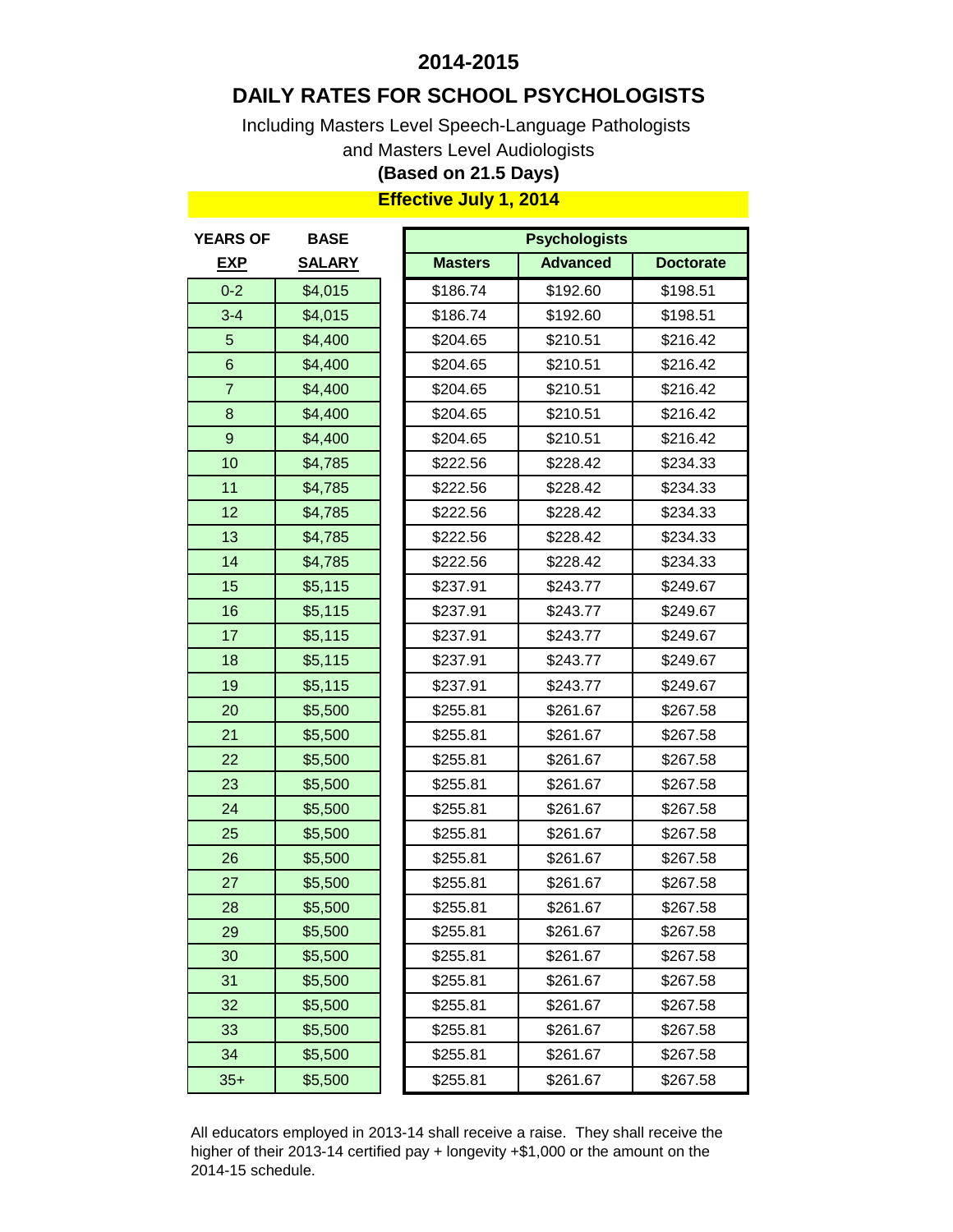## 2014-2015

# DAILY RATES FOR SCHOOL PSYCHOLOGISTS

Including Masters Level Speech-Language Pathologists
and Masters Level Audiologists
**(Based on 21.5 Days)**

**Effective July 1, 2014**

| YEARS OF EXP | BASE SALARY | Psychologists | | |
|---|---|---|---|---|
| | | **Masters** | **Advanced** | **Doctorate** |
| 0-2 | $4,015 | $186.74 | $192.60 | $198.51 |
| 3-4 | $4,015 | $186.74 | $192.60 | $198.51 |
| 5 | $4,400 | $204.65 | $210.51 | $216.42 |
| 6 | $4,400 | $204.65 | $210.51 | $216.42 |
| 7 | $4,400 | $204.65 | $210.51 | $216.42 |
| 8 | $4,400 | $204.65 | $210.51 | $216.42 |
| 9 | $4,400 | $204.65 | $210.51 | $216.42 |
| 10 | $4,785 | $222.56 | $228.42 | $234.33 |
| 11 | $4,785 | $222.56 | $228.42 | $234.33 |
| 12 | $4,785 | $222.56 | $228.42 | $234.33 |
| 13 | $4,785 | $222.56 | $228.42 | $234.33 |
| 14 | $4,785 | $222.56 | $228.42 | $234.33 |
| 15 | $5,115 | $237.91 | $243.77 | $249.67 |
| 16 | $5,115 | $237.91 | $243.77 | $249.67 |
| 17 | $5,115 | $237.91 | $243.77 | $249.67 |
| 18 | $5,115 | $237.91 | $243.77 | $249.67 |
| 19 | $5,115 | $237.91 | $243.77 | $249.67 |
| 20 | $5,500 | $255.81 | $261.67 | $267.58 |
| 21 | $5,500 | $255.81 | $261.67 | $267.58 |
| 22 | $5,500 | $255.81 | $261.67 | $267.58 |
| 23 | $5,500 | $255.81 | $261.67 | $267.58 |
| 24 | $5,500 | $255.81 | $261.67 | $267.58 |
| 25 | $5,500 | $255.81 | $261.67 | $267.58 |
| 26 | $5,500 | $255.81 | $261.67 | $267.58 |
| 27 | $5,500 | $255.81 | $261.67 | $267.58 |
| 28 | $5,500 | $255.81 | $261.67 | $267.58 |
| 29 | $5,500 | $255.81 | $261.67 | $267.58 |
| 30 | $5,500 | $255.81 | $261.67 | $267.58 |
| 31 | $5,500 | $255.81 | $261.67 | $267.58 |
| 32 | $5,500 | $255.81 | $261.67 | $267.58 |
| 33 | $5,500 | $255.81 | $261.67 | $267.58 |
| 34 | $5,500 | $255.81 | $261.67 | $267.58 |
| 35+ | $5,500 | $255.81 | $261.67 | $267.58 |

All educators employed in 2013-14 shall receive a raise. They shall receive the higher of their 2013-14 certified pay + longevity +$1,000 or the amount on the 2014-15 schedule.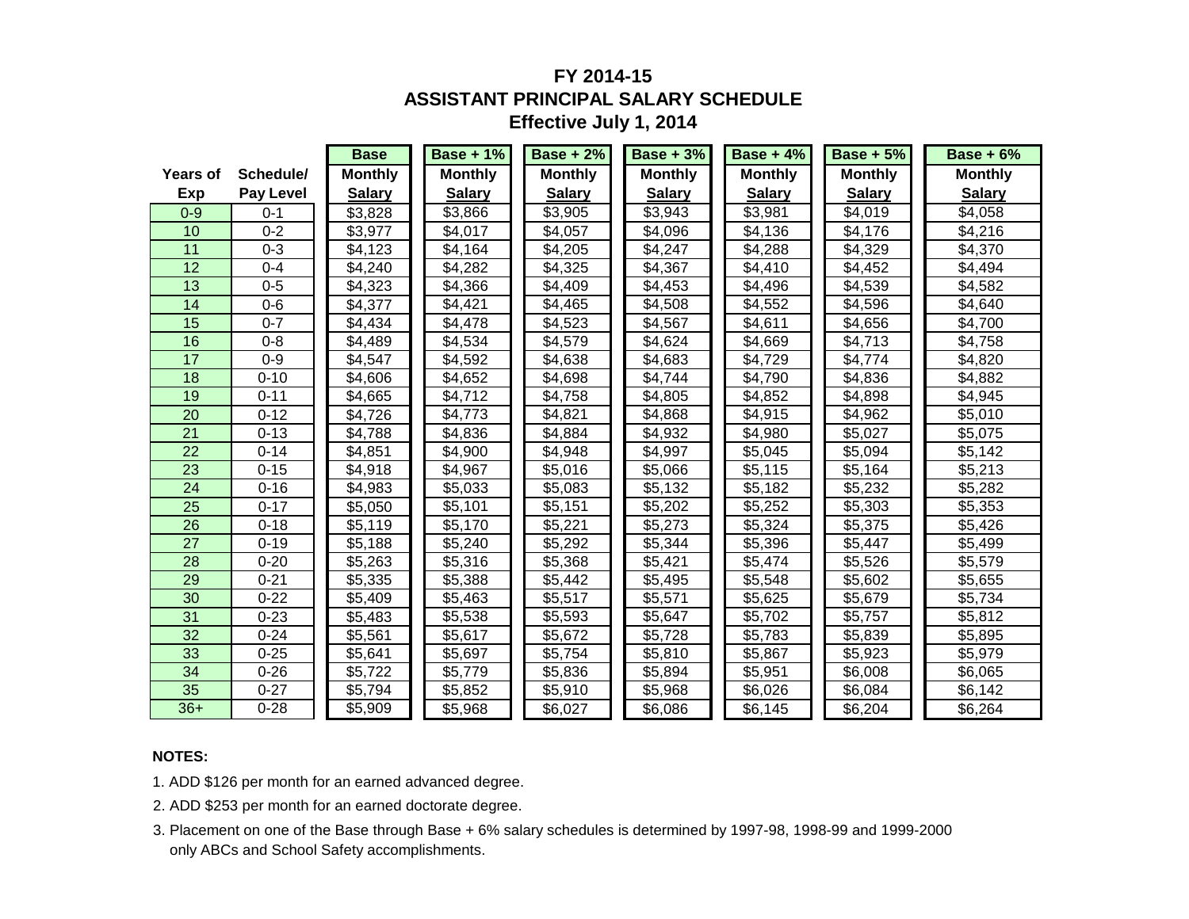# FY 2014-15
## ASSISTANT PRINCIPAL SALARY SCHEDULE
### Effective July 1, 2014

| Years of Exp | Schedule/ Pay Level | Base Monthly Salary | Base + 1% Monthly Salary | Base + 2% Monthly Salary | Base + 3% Monthly Salary | Base + 4% Monthly Salary | Base + 5% Monthly Salary | Base + 6% Monthly Salary |
|---|---|---|---|---|---|---|---|---|
| 0-9 | 0-1 | $3,828 | $3,866 | $3,905 | $3,943 | $3,981 | $4,019 | $4,058 |
| 10 | 0-2 | $3,977 | $4,017 | $4,057 | $4,096 | $4,136 | $4,176 | $4,216 |
| 11 | 0-3 | $4,123 | $4,164 | $4,205 | $4,247 | $4,288 | $4,329 | $4,370 |
| 12 | 0-4 | $4,240 | $4,282 | $4,325 | $4,367 | $4,410 | $4,452 | $4,494 |
| 13 | 0-5 | $4,323 | $4,366 | $4,409 | $4,453 | $4,496 | $4,539 | $4,582 |
| 14 | 0-6 | $4,377 | $4,421 | $4,465 | $4,508 | $4,552 | $4,596 | $4,640 |
| 15 | 0-7 | $4,434 | $4,478 | $4,523 | $4,567 | $4,611 | $4,656 | $4,700 |
| 16 | 0-8 | $4,489 | $4,534 | $4,579 | $4,624 | $4,669 | $4,713 | $4,758 |
| 17 | 0-9 | $4,547 | $4,592 | $4,638 | $4,683 | $4,729 | $4,774 | $4,820 |
| 18 | 0-10 | $4,606 | $4,652 | $4,698 | $4,744 | $4,790 | $4,836 | $4,882 |
| 19 | 0-11 | $4,665 | $4,712 | $4,758 | $4,805 | $4,852 | $4,898 | $4,945 |
| 20 | 0-12 | $4,726 | $4,773 | $4,821 | $4,868 | $4,915 | $4,962 | $5,010 |
| 21 | 0-13 | $4,788 | $4,836 | $4,884 | $4,932 | $4,980 | $5,027 | $5,075 |
| 22 | 0-14 | $4,851 | $4,900 | $4,948 | $4,997 | $5,045 | $5,094 | $5,142 |
| 23 | 0-15 | $4,918 | $4,967 | $5,016 | $5,066 | $5,115 | $5,164 | $5,213 |
| 24 | 0-16 | $4,983 | $5,033 | $5,083 | $5,132 | $5,182 | $5,232 | $5,282 |
| 25 | 0-17 | $5,050 | $5,101 | $5,151 | $5,202 | $5,252 | $5,303 | $5,353 |
| 26 | 0-18 | $5,119 | $5,170 | $5,221 | $5,273 | $5,324 | $5,375 | $5,426 |
| 27 | 0-19 | $5,188 | $5,240 | $5,292 | $5,344 | $5,396 | $5,447 | $5,499 |
| 28 | 0-20 | $5,263 | $5,316 | $5,368 | $5,421 | $5,474 | $5,526 | $5,579 |
| 29 | 0-21 | $5,335 | $5,388 | $5,442 | $5,495 | $5,548 | $5,602 | $5,655 |
| 30 | 0-22 | $5,409 | $5,463 | $5,517 | $5,571 | $5,625 | $5,679 | $5,734 |
| 31 | 0-23 | $5,483 | $5,538 | $5,593 | $5,647 | $5,702 | $5,757 | $5,812 |
| 32 | 0-24 | $5,561 | $5,617 | $5,672 | $5,728 | $5,783 | $5,839 | $5,895 |
| 33 | 0-25 | $5,641 | $5,697 | $5,754 | $5,810 | $5,867 | $5,923 | $5,979 |
| 34 | 0-26 | $5,722 | $5,779 | $5,836 | $5,894 | $5,951 | $6,008 | $6,065 |
| 35 | 0-27 | $5,794 | $5,852 | $5,910 | $5,968 | $6,026 | $6,084 | $6,142 |
| 36+ | 0-28 | $5,909 | $5,968 | $6,027 | $6,086 | $6,145 | $6,204 | $6,264 |

**NOTES:**

1. ADD $126 per month for an earned advanced degree.
2. ADD $253 per month for an earned doctorate degree.
3. Placement on one of the Base through Base + 6% salary schedules is determined by 1997-98, 1998-99 and 1999-2000 only ABCs and School Safety accomplishments.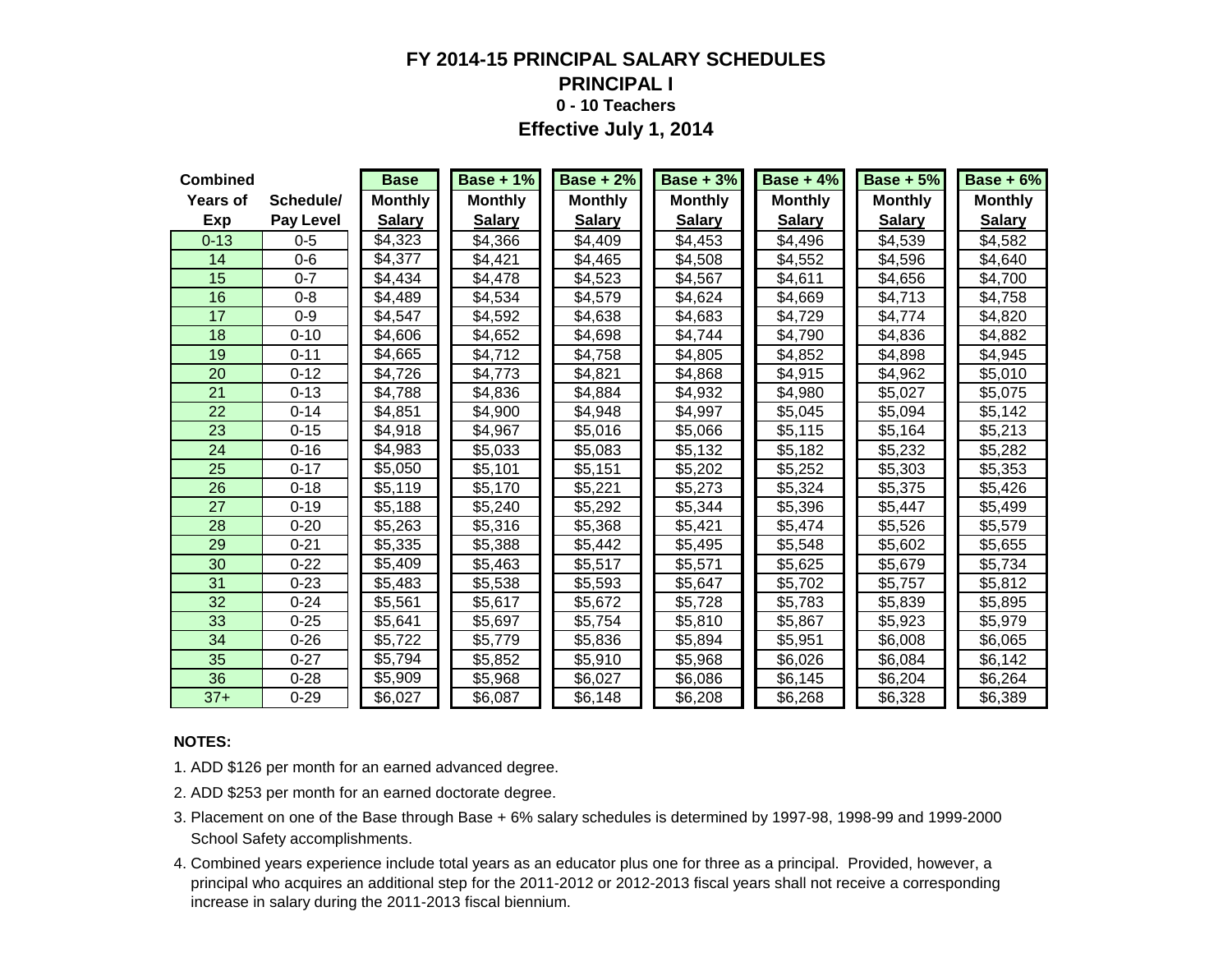# FY 2014-15 PRINCIPAL SALARY SCHEDULES

## PRINCIPAL I

### 0 - 10 Teachers

### Effective July 1, 2014

| Combined Years of Exp | Schedule/ Pay Level | Base Monthly Salary | Base + 1% Monthly Salary | Base + 2% Monthly Salary | Base + 3% Monthly Salary | Base + 4% Monthly Salary | Base + 5% Monthly Salary | Base + 6% Monthly Salary |
|---|---|---|---|---|---|---|---|---|
| 0-13 | 0-5 | $4,323 | $4,366 | $4,409 | $4,453 | $4,496 | $4,539 | $4,582 |
| 14 | 0-6 | $4,377 | $4,421 | $4,465 | $4,508 | $4,552 | $4,596 | $4,640 |
| 15 | 0-7 | $4,434 | $4,478 | $4,523 | $4,567 | $4,611 | $4,656 | $4,700 |
| 16 | 0-8 | $4,489 | $4,534 | $4,579 | $4,624 | $4,669 | $4,713 | $4,758 |
| 17 | 0-9 | $4,547 | $4,592 | $4,638 | $4,683 | $4,729 | $4,774 | $4,820 |
| 18 | 0-10 | $4,606 | $4,652 | $4,698 | $4,744 | $4,790 | $4,836 | $4,882 |
| 19 | 0-11 | $4,665 | $4,712 | $4,758 | $4,805 | $4,852 | $4,898 | $4,945 |
| 20 | 0-12 | $4,726 | $4,773 | $4,821 | $4,868 | $4,915 | $4,962 | $5,010 |
| 21 | 0-13 | $4,788 | $4,836 | $4,884 | $4,932 | $4,980 | $5,027 | $5,075 |
| 22 | 0-14 | $4,851 | $4,900 | $4,948 | $4,997 | $5,045 | $5,094 | $5,142 |
| 23 | 0-15 | $4,918 | $4,967 | $5,016 | $5,066 | $5,115 | $5,164 | $5,213 |
| 24 | 0-16 | $4,983 | $5,033 | $5,083 | $5,132 | $5,182 | $5,232 | $5,282 |
| 25 | 0-17 | $5,050 | $5,101 | $5,151 | $5,202 | $5,252 | $5,303 | $5,353 |
| 26 | 0-18 | $5,119 | $5,170 | $5,221 | $5,273 | $5,324 | $5,375 | $5,426 |
| 27 | 0-19 | $5,188 | $5,240 | $5,292 | $5,344 | $5,396 | $5,447 | $5,499 |
| 28 | 0-20 | $5,263 | $5,316 | $5,368 | $5,421 | $5,474 | $5,526 | $5,579 |
| 29 | 0-21 | $5,335 | $5,388 | $5,442 | $5,495 | $5,548 | $5,602 | $5,655 |
| 30 | 0-22 | $5,409 | $5,463 | $5,517 | $5,571 | $5,625 | $5,679 | $5,734 |
| 31 | 0-23 | $5,483 | $5,538 | $5,593 | $5,647 | $5,702 | $5,757 | $5,812 |
| 32 | 0-24 | $5,561 | $5,617 | $5,672 | $5,728 | $5,783 | $5,839 | $5,895 |
| 33 | 0-25 | $5,641 | $5,697 | $5,754 | $5,810 | $5,867 | $5,923 | $5,979 |
| 34 | 0-26 | $5,722 | $5,779 | $5,836 | $5,894 | $5,951 | $6,008 | $6,065 |
| 35 | 0-27 | $5,794 | $5,852 | $5,910 | $5,968 | $6,026 | $6,084 | $6,142 |
| 36 | 0-28 | $5,909 | $5,968 | $6,027 | $6,086 | $6,145 | $6,204 | $6,264 |
| 37+ | 0-29 | $6,027 | $6,087 | $6,148 | $6,208 | $6,268 | $6,328 | $6,389 |

**NOTES:**

1. ADD $126 per month for an earned advanced degree.
2. ADD $253 per month for an earned doctorate degree.
3. Placement on one of the Base through Base + 6% salary schedules is determined by 1997-98, 1998-99 and 1999-2000 School Safety accomplishments.
4. Combined years experience include total years as an educator plus one for three as a principal. Provided, however, a principal who acquires an additional step for the 2011-2012 or 2012-2013 fiscal years shall not receive a corresponding increase in salary during the 2011-2013 fiscal biennium.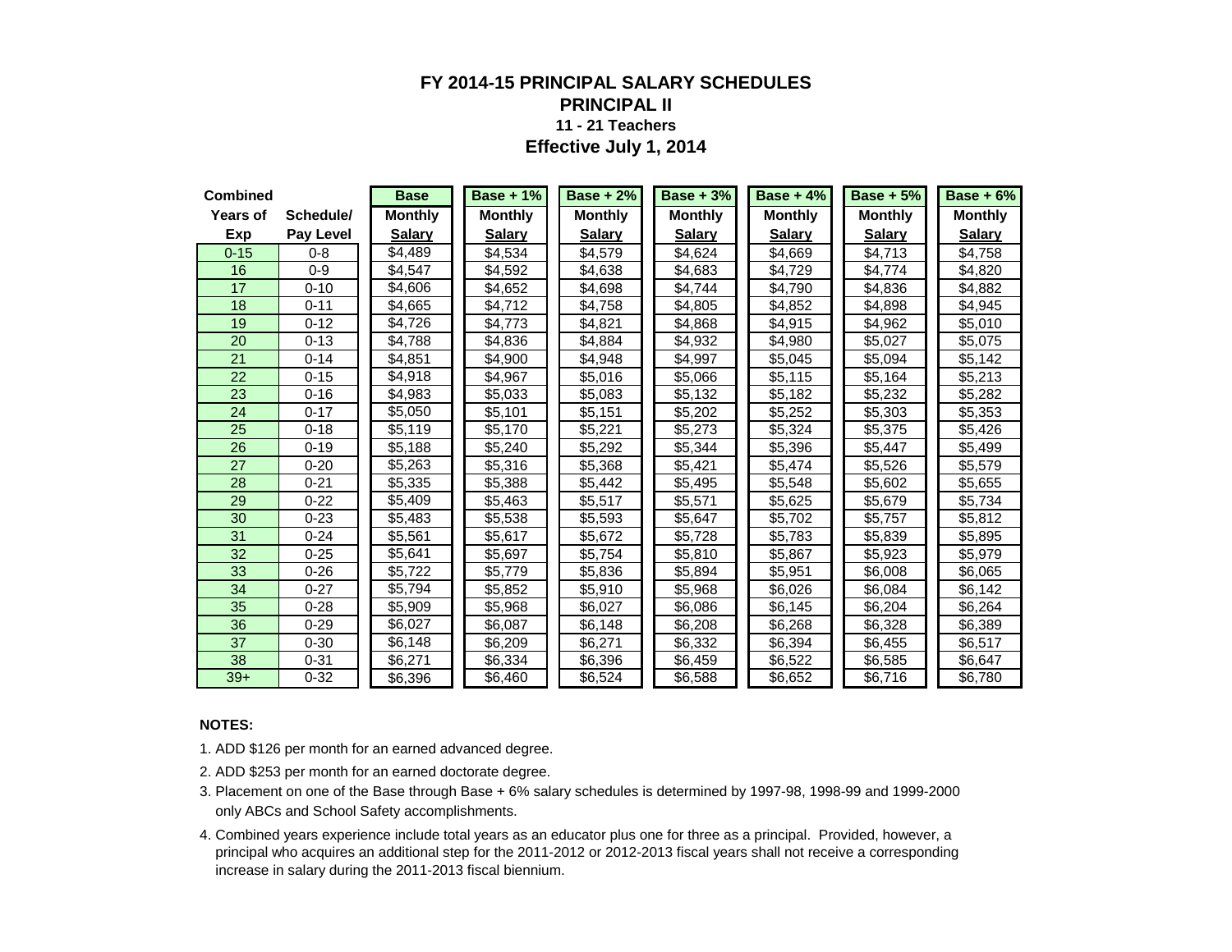# FY 2014-15 PRINCIPAL SALARY SCHEDULES

## PRINCIPAL II

### 11 - 21 Teachers

### Effective July 1, 2014

| Combined Years of Exp | Schedule/ Pay Level | Base Monthly Salary | Base + 1% Monthly Salary | Base + 2% Monthly Salary | Base + 3% Monthly Salary | Base + 4% Monthly Salary | Base + 5% Monthly Salary | Base + 6% Monthly Salary |
|---|---|---|---|---|---|---|---|---|
| 0-15 | 0-8 | $4,489 | $4,534 | $4,579 | $4,624 | $4,669 | $4,713 | $4,758 |
| 16 | 0-9 | $4,547 | $4,592 | $4,638 | $4,683 | $4,729 | $4,774 | $4,820 |
| 17 | 0-10 | $4,606 | $4,652 | $4,698 | $4,744 | $4,790 | $4,836 | $4,882 |
| 18 | 0-11 | $4,665 | $4,712 | $4,758 | $4,805 | $4,852 | $4,898 | $4,945 |
| 19 | 0-12 | $4,726 | $4,773 | $4,821 | $4,868 | $4,915 | $4,962 | $5,010 |
| 20 | 0-13 | $4,788 | $4,836 | $4,884 | $4,932 | $4,980 | $5,027 | $5,075 |
| 21 | 0-14 | $4,851 | $4,900 | $4,948 | $4,997 | $5,045 | $5,094 | $5,142 |
| 22 | 0-15 | $4,918 | $4,967 | $5,016 | $5,066 | $5,115 | $5,164 | $5,213 |
| 23 | 0-16 | $4,983 | $5,033 | $5,083 | $5,132 | $5,182 | $5,232 | $5,282 |
| 24 | 0-17 | $5,050 | $5,101 | $5,151 | $5,202 | $5,252 | $5,303 | $5,353 |
| 25 | 0-18 | $5,119 | $5,170 | $5,221 | $5,273 | $5,324 | $5,375 | $5,426 |
| 26 | 0-19 | $5,188 | $5,240 | $5,292 | $5,344 | $5,396 | $5,447 | $5,499 |
| 27 | 0-20 | $5,263 | $5,316 | $5,368 | $5,421 | $5,474 | $5,526 | $5,579 |
| 28 | 0-21 | $5,335 | $5,388 | $5,442 | $5,495 | $5,548 | $5,602 | $5,655 |
| 29 | 0-22 | $5,409 | $5,463 | $5,517 | $5,571 | $5,625 | $5,679 | $5,734 |
| 30 | 0-23 | $5,483 | $5,538 | $5,593 | $5,647 | $5,702 | $5,757 | $5,812 |
| 31 | 0-24 | $5,561 | $5,617 | $5,672 | $5,728 | $5,783 | $5,839 | $5,895 |
| 32 | 0-25 | $5,641 | $5,697 | $5,754 | $5,810 | $5,867 | $5,923 | $5,979 |
| 33 | 0-26 | $5,722 | $5,779 | $5,836 | $5,894 | $5,951 | $6,008 | $6,065 |
| 34 | 0-27 | $5,794 | $5,852 | $5,910 | $5,968 | $6,026 | $6,084 | $6,142 |
| 35 | 0-28 | $5,909 | $5,968 | $6,027 | $6,086 | $6,145 | $6,204 | $6,264 |
| 36 | 0-29 | $6,027 | $6,087 | $6,148 | $6,208 | $6,268 | $6,328 | $6,389 |
| 37 | 0-30 | $6,148 | $6,209 | $6,271 | $6,332 | $6,394 | $6,455 | $6,517 |
| 38 | 0-31 | $6,271 | $6,334 | $6,396 | $6,459 | $6,522 | $6,585 | $6,647 |
| 39+ | 0-32 | $6,396 | $6,460 | $6,524 | $6,588 | $6,652 | $6,716 | $6,780 |

**NOTES:**

1. ADD $126 per month for an earned advanced degree.
2. ADD $253 per month for an earned doctorate degree.
3. Placement on one of the Base through Base + 6% salary schedules is determined by 1997-98, 1998-99 and 1999-2000 only ABCs and School Safety accomplishments.
4. Combined years experience include total years as an educator plus one for three as a principal. Provided, however, a principal who acquires an additional step for the 2011-2012 or 2012-2013 fiscal years shall not receive a corresponding increase in salary during the 2011-2013 fiscal biennium.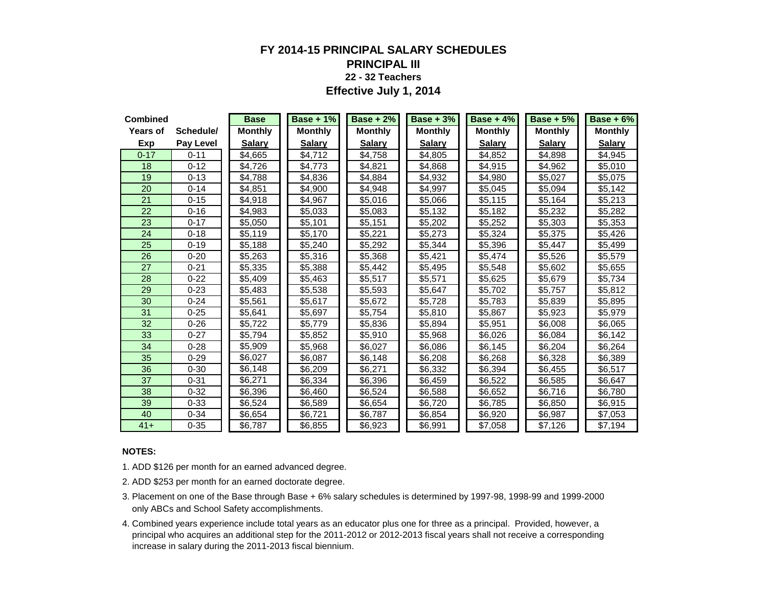# FY 2014-15 PRINCIPAL SALARY SCHEDULES

## PRINCIPAL III

### 22 - 32 Teachers

### Effective July 1, 2014

| Combined Years of Exp | Schedule/ Pay Level | Base Monthly Salary | Base + 1% Monthly Salary | Base + 2% Monthly Salary | Base + 3% Monthly Salary | Base + 4% Monthly Salary | Base + 5% Monthly Salary | Base + 6% Monthly Salary |
|---|---|---|---|---|---|---|---|---|
| 0-17 | 0-11 | $4,665 | $4,712 | $4,758 | $4,805 | $4,852 | $4,898 | $4,945 |
| 18 | 0-12 | $4,726 | $4,773 | $4,821 | $4,868 | $4,915 | $4,962 | $5,010 |
| 19 | 0-13 | $4,788 | $4,836 | $4,884 | $4,932 | $4,980 | $5,027 | $5,075 |
| 20 | 0-14 | $4,851 | $4,900 | $4,948 | $4,997 | $5,045 | $5,094 | $5,142 |
| 21 | 0-15 | $4,918 | $4,967 | $5,016 | $5,066 | $5,115 | $5,164 | $5,213 |
| 22 | 0-16 | $4,983 | $5,033 | $5,083 | $5,132 | $5,182 | $5,232 | $5,282 |
| 23 | 0-17 | $5,050 | $5,101 | $5,151 | $5,202 | $5,252 | $5,303 | $5,353 |
| 24 | 0-18 | $5,119 | $5,170 | $5,221 | $5,273 | $5,324 | $5,375 | $5,426 |
| 25 | 0-19 | $5,188 | $5,240 | $5,292 | $5,344 | $5,396 | $5,447 | $5,499 |
| 26 | 0-20 | $5,263 | $5,316 | $5,368 | $5,421 | $5,474 | $5,526 | $5,579 |
| 27 | 0-21 | $5,335 | $5,388 | $5,442 | $5,495 | $5,548 | $5,602 | $5,655 |
| 28 | 0-22 | $5,409 | $5,463 | $5,517 | $5,571 | $5,625 | $5,679 | $5,734 |
| 29 | 0-23 | $5,483 | $5,538 | $5,593 | $5,647 | $5,702 | $5,757 | $5,812 |
| 30 | 0-24 | $5,561 | $5,617 | $5,672 | $5,728 | $5,783 | $5,839 | $5,895 |
| 31 | 0-25 | $5,641 | $5,697 | $5,754 | $5,810 | $5,867 | $5,923 | $5,979 |
| 32 | 0-26 | $5,722 | $5,779 | $5,836 | $5,894 | $5,951 | $6,008 | $6,065 |
| 33 | 0-27 | $5,794 | $5,852 | $5,910 | $5,968 | $6,026 | $6,084 | $6,142 |
| 34 | 0-28 | $5,909 | $5,968 | $6,027 | $6,086 | $6,145 | $6,204 | $6,264 |
| 35 | 0-29 | $6,027 | $6,087 | $6,148 | $6,208 | $6,268 | $6,328 | $6,389 |
| 36 | 0-30 | $6,148 | $6,209 | $6,271 | $6,332 | $6,394 | $6,455 | $6,517 |
| 37 | 0-31 | $6,271 | $6,334 | $6,396 | $6,459 | $6,522 | $6,585 | $6,647 |
| 38 | 0-32 | $6,396 | $6,460 | $6,524 | $6,588 | $6,652 | $6,716 | $6,780 |
| 39 | 0-33 | $6,524 | $6,589 | $6,654 | $6,720 | $6,785 | $6,850 | $6,915 |
| 40 | 0-34 | $6,654 | $6,721 | $6,787 | $6,854 | $6,920 | $6,987 | $7,053 |
| 41+ | 0-35 | $6,787 | $6,855 | $6,923 | $6,991 | $7,058 | $7,126 | $7,194 |

**NOTES:**

1. ADD $126 per month for an earned advanced degree.
2. ADD $253 per month for an earned doctorate degree.
3. Placement on one of the Base through Base + 6% salary schedules is determined by 1997-98, 1998-99 and 1999-2000 only ABCs and School Safety accomplishments.
4. Combined years experience include total years as an educator plus one for three as a principal. Provided, however, a principal who acquires an additional step for the 2011-2012 or 2012-2013 fiscal years shall not receive a corresponding increase in salary during the 2011-2013 fiscal biennium.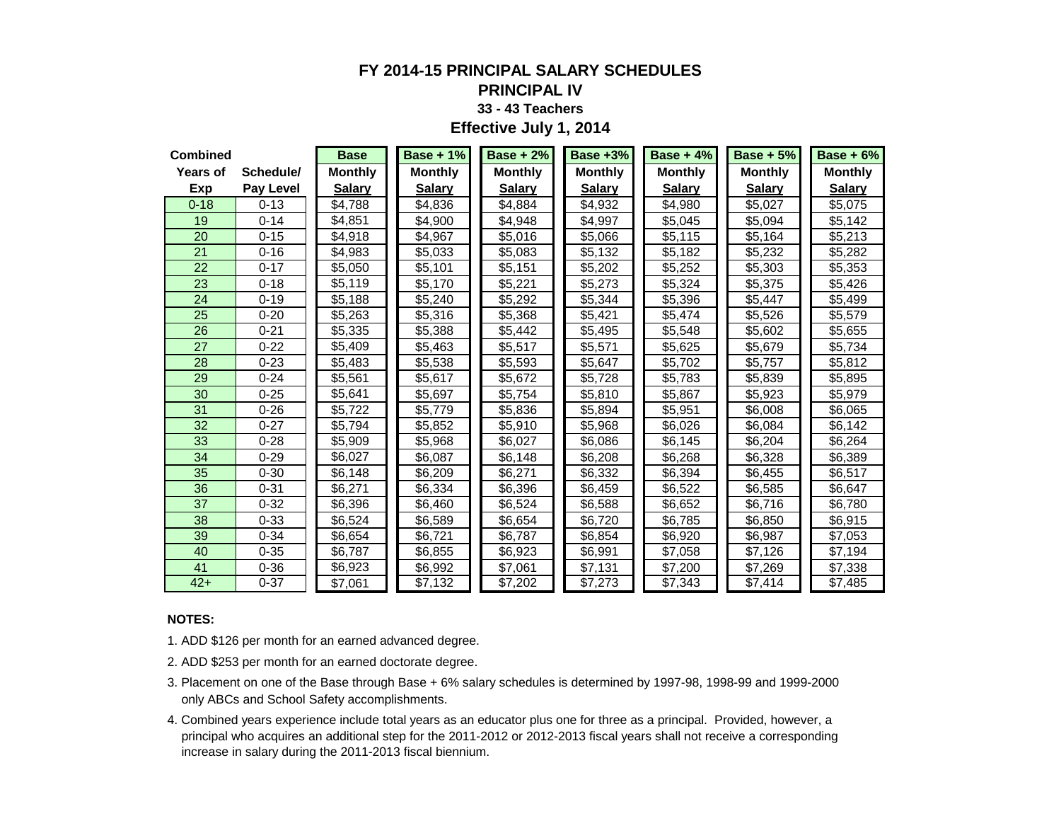# FY 2014-15 PRINCIPAL SALARY SCHEDULES

## PRINCIPAL IV

### 33 - 43 Teachers

### Effective July 1, 2014

| Combined Years of Exp | Schedule/ Pay Level | Base Monthly Salary | Base + 1% Monthly Salary | Base + 2% Monthly Salary | Base +3% Monthly Salary | Base + 4% Monthly Salary | Base + 5% Monthly Salary | Base + 6% Monthly Salary |
|---|---|---|---|---|---|---|---|---|
| 0-18 | 0-13 | $4,788 | $4,836 | $4,884 | $4,932 | $4,980 | $5,027 | $5,075 |
| 19 | 0-14 | $4,851 | $4,900 | $4,948 | $4,997 | $5,045 | $5,094 | $5,142 |
| 20 | 0-15 | $4,918 | $4,967 | $5,016 | $5,066 | $5,115 | $5,164 | $5,213 |
| 21 | 0-16 | $4,983 | $5,033 | $5,083 | $5,132 | $5,182 | $5,232 | $5,282 |
| 22 | 0-17 | $5,050 | $5,101 | $5,151 | $5,202 | $5,252 | $5,303 | $5,353 |
| 23 | 0-18 | $5,119 | $5,170 | $5,221 | $5,273 | $5,324 | $5,375 | $5,426 |
| 24 | 0-19 | $5,188 | $5,240 | $5,292 | $5,344 | $5,396 | $5,447 | $5,499 |
| 25 | 0-20 | $5,263 | $5,316 | $5,368 | $5,421 | $5,474 | $5,526 | $5,579 |
| 26 | 0-21 | $5,335 | $5,388 | $5,442 | $5,495 | $5,548 | $5,602 | $5,655 |
| 27 | 0-22 | $5,409 | $5,463 | $5,517 | $5,571 | $5,625 | $5,679 | $5,734 |
| 28 | 0-23 | $5,483 | $5,538 | $5,593 | $5,647 | $5,702 | $5,757 | $5,812 |
| 29 | 0-24 | $5,561 | $5,617 | $5,672 | $5,728 | $5,783 | $5,839 | $5,895 |
| 30 | 0-25 | $5,641 | $5,697 | $5,754 | $5,810 | $5,867 | $5,923 | $5,979 |
| 31 | 0-26 | $5,722 | $5,779 | $5,836 | $5,894 | $5,951 | $6,008 | $6,065 |
| 32 | 0-27 | $5,794 | $5,852 | $5,910 | $5,968 | $6,026 | $6,084 | $6,142 |
| 33 | 0-28 | $5,909 | $5,968 | $6,027 | $6,086 | $6,145 | $6,204 | $6,264 |
| 34 | 0-29 | $6,027 | $6,087 | $6,148 | $6,208 | $6,268 | $6,328 | $6,389 |
| 35 | 0-30 | $6,148 | $6,209 | $6,271 | $6,332 | $6,394 | $6,455 | $6,517 |
| 36 | 0-31 | $6,271 | $6,334 | $6,396 | $6,459 | $6,522 | $6,585 | $6,647 |
| 37 | 0-32 | $6,396 | $6,460 | $6,524 | $6,588 | $6,652 | $6,716 | $6,780 |
| 38 | 0-33 | $6,524 | $6,589 | $6,654 | $6,720 | $6,785 | $6,850 | $6,915 |
| 39 | 0-34 | $6,654 | $6,721 | $6,787 | $6,854 | $6,920 | $6,987 | $7,053 |
| 40 | 0-35 | $6,787 | $6,855 | $6,923 | $6,991 | $7,058 | $7,126 | $7,194 |
| 41 | 0-36 | $6,923 | $6,992 | $7,061 | $7,131 | $7,200 | $7,269 | $7,338 |
| 42+ | 0-37 | $7,061 | $7,132 | $7,202 | $7,273 | $7,343 | $7,414 | $7,485 |

**NOTES:**

1. ADD $126 per month for an earned advanced degree.
2. ADD $253 per month for an earned doctorate degree.
3. Placement on one of the Base through Base + 6% salary schedules is determined by 1997-98, 1998-99 and 1999-2000 only ABCs and School Safety accomplishments.
4. Combined years experience include total years as an educator plus one for three as a principal. Provided, however, a principal who acquires an additional step for the 2011-2012 or 2012-2013 fiscal years shall not receive a corresponding increase in salary during the 2011-2013 fiscal biennium.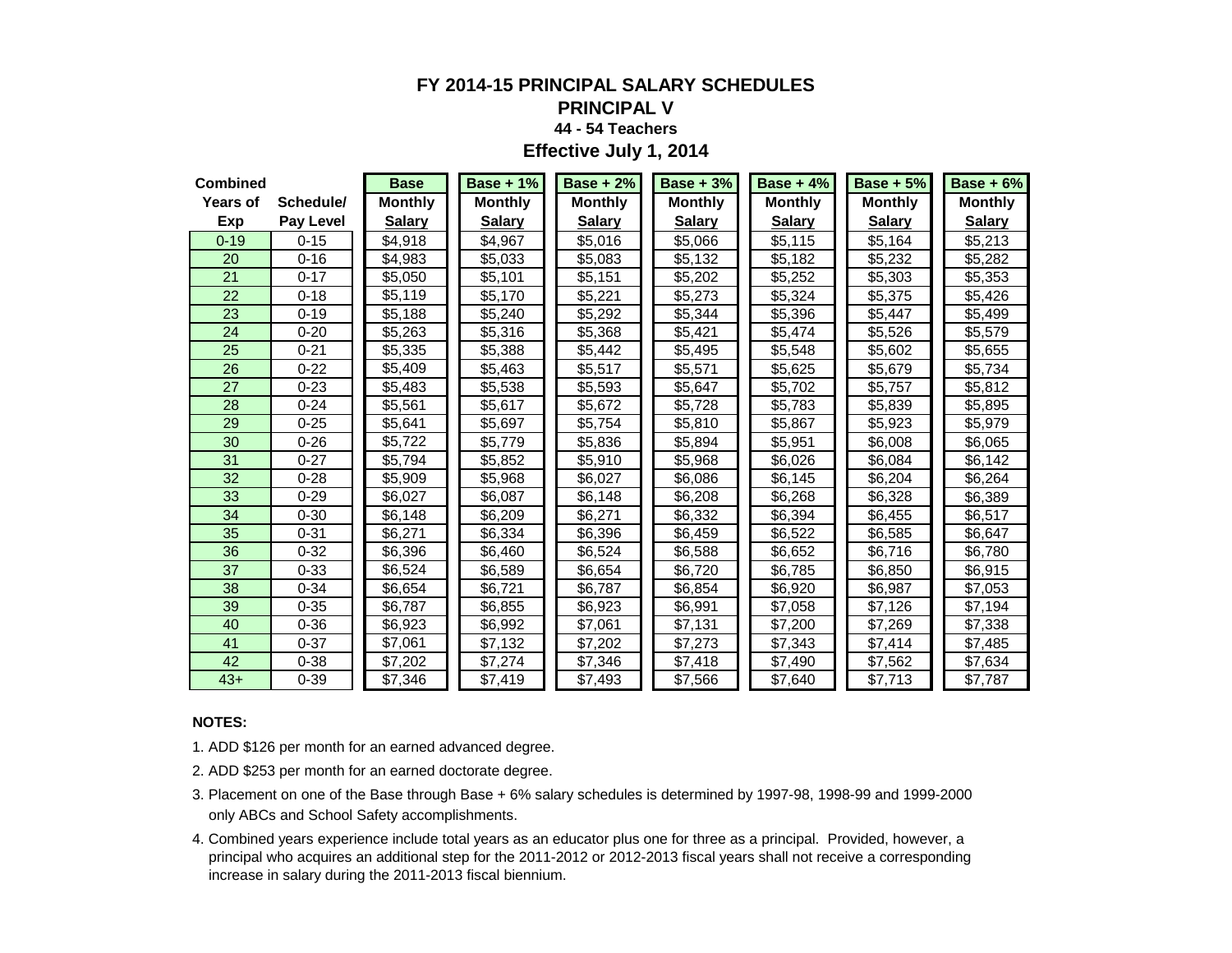# FY 2014-15 PRINCIPAL SALARY SCHEDULES

## PRINCIPAL V

### 44 - 54 Teachers

### Effective July 1, 2014

| Combined Years of Exp | Schedule/ Pay Level | Base Monthly Salary | Base + 1% Monthly Salary | Base + 2% Monthly Salary | Base + 3% Monthly Salary | Base + 4% Monthly Salary | Base + 5% Monthly Salary | Base + 6% Monthly Salary |
|---|---|---|---|---|---|---|---|---|
| 0-19 | 0-15 | $4,918 | $4,967 | $5,016 | $5,066 | $5,115 | $5,164 | $5,213 |
| 20 | 0-16 | $4,983 | $5,033 | $5,083 | $5,132 | $5,182 | $5,232 | $5,282 |
| 21 | 0-17 | $5,050 | $5,101 | $5,151 | $5,202 | $5,252 | $5,303 | $5,353 |
| 22 | 0-18 | $5,119 | $5,170 | $5,221 | $5,273 | $5,324 | $5,375 | $5,426 |
| 23 | 0-19 | $5,188 | $5,240 | $5,292 | $5,344 | $5,396 | $5,447 | $5,499 |
| 24 | 0-20 | $5,263 | $5,316 | $5,368 | $5,421 | $5,474 | $5,526 | $5,579 |
| 25 | 0-21 | $5,335 | $5,388 | $5,442 | $5,495 | $5,548 | $5,602 | $5,655 |
| 26 | 0-22 | $5,409 | $5,463 | $5,517 | $5,571 | $5,625 | $5,679 | $5,734 |
| 27 | 0-23 | $5,483 | $5,538 | $5,593 | $5,647 | $5,702 | $5,757 | $5,812 |
| 28 | 0-24 | $5,561 | $5,617 | $5,672 | $5,728 | $5,783 | $5,839 | $5,895 |
| 29 | 0-25 | $5,641 | $5,697 | $5,754 | $5,810 | $5,867 | $5,923 | $5,979 |
| 30 | 0-26 | $5,722 | $5,779 | $5,836 | $5,894 | $5,951 | $6,008 | $6,065 |
| 31 | 0-27 | $5,794 | $5,852 | $5,910 | $5,968 | $6,026 | $6,084 | $6,142 |
| 32 | 0-28 | $5,909 | $5,968 | $6,027 | $6,086 | $6,145 | $6,204 | $6,264 |
| 33 | 0-29 | $6,027 | $6,087 | $6,148 | $6,208 | $6,268 | $6,328 | $6,389 |
| 34 | 0-30 | $6,148 | $6,209 | $6,271 | $6,332 | $6,394 | $6,455 | $6,517 |
| 35 | 0-31 | $6,271 | $6,334 | $6,396 | $6,459 | $6,522 | $6,585 | $6,647 |
| 36 | 0-32 | $6,396 | $6,460 | $6,524 | $6,588 | $6,652 | $6,716 | $6,780 |
| 37 | 0-33 | $6,524 | $6,589 | $6,654 | $6,720 | $6,785 | $6,850 | $6,915 |
| 38 | 0-34 | $6,654 | $6,721 | $6,787 | $6,854 | $6,920 | $6,987 | $7,053 |
| 39 | 0-35 | $6,787 | $6,855 | $6,923 | $6,991 | $7,058 | $7,126 | $7,194 |
| 40 | 0-36 | $6,923 | $6,992 | $7,061 | $7,131 | $7,200 | $7,269 | $7,338 |
| 41 | 0-37 | $7,061 | $7,132 | $7,202 | $7,273 | $7,343 | $7,414 | $7,485 |
| 42 | 0-38 | $7,202 | $7,274 | $7,346 | $7,418 | $7,490 | $7,562 | $7,634 |
| 43+ | 0-39 | $7,346 | $7,419 | $7,493 | $7,566 | $7,640 | $7,713 | $7,787 |

**NOTES:**

1. ADD $126 per month for an earned advanced degree.
2. ADD $253 per month for an earned doctorate degree.
3. Placement on one of the Base through Base + 6% salary schedules is determined by 1997-98, 1998-99 and 1999-2000 only ABCs and School Safety accomplishments.
4. Combined years experience include total years as an educator plus one for three as a principal. Provided, however, a principal who acquires an additional step for the 2011-2012 or 2012-2013 fiscal years shall not receive a corresponding increase in salary during the 2011-2013 fiscal biennium.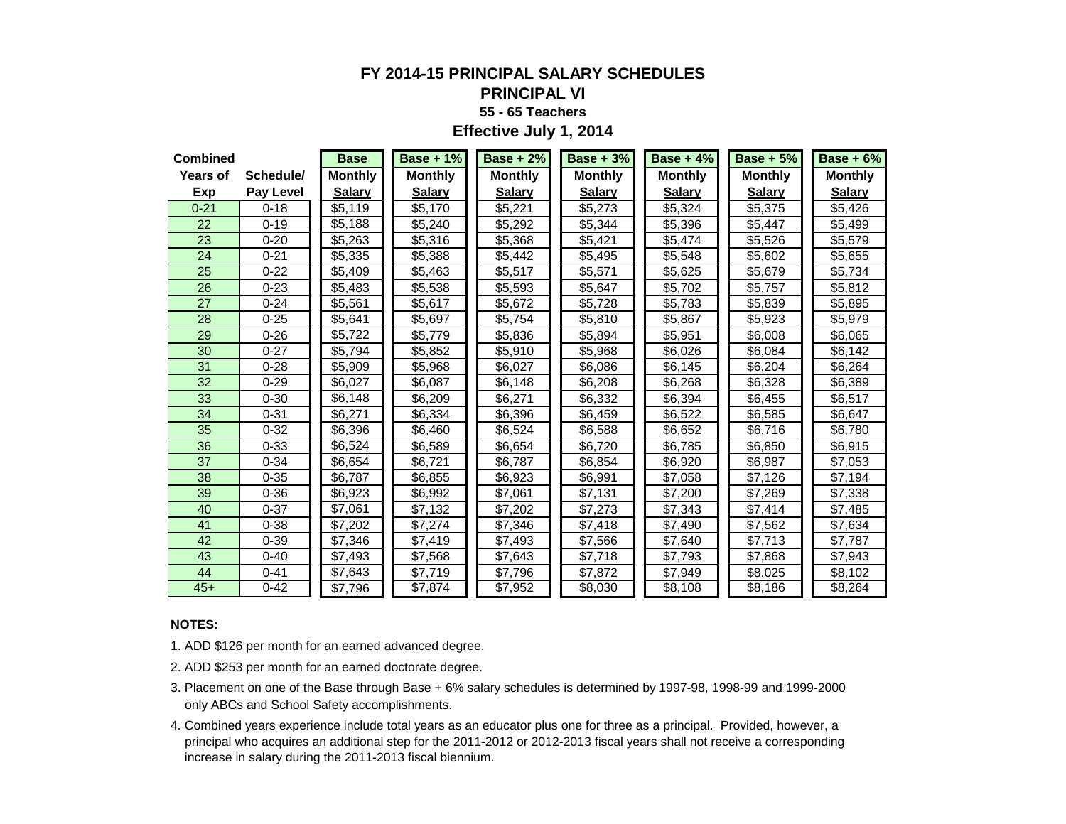# FY 2014-15 PRINCIPAL SALARY SCHEDULES

## PRINCIPAL VI

### 55 - 65 Teachers

### Effective July 1, 2014

| Combined Years of Exp | Schedule/ Pay Level | Base Monthly Salary | Base + 1% Monthly Salary | Base + 2% Monthly Salary | Base + 3% Monthly Salary | Base + 4% Monthly Salary | Base + 5% Monthly Salary | Base + 6% Monthly Salary |
|---|---|---|---|---|---|---|---|---|
| 0-21 | 0-18 | $5,119 | $5,170 | $5,221 | $5,273 | $5,324 | $5,375 | $5,426 |
| 22 | 0-19 | $5,188 | $5,240 | $5,292 | $5,344 | $5,396 | $5,447 | $5,499 |
| 23 | 0-20 | $5,263 | $5,316 | $5,368 | $5,421 | $5,474 | $5,526 | $5,579 |
| 24 | 0-21 | $5,335 | $5,388 | $5,442 | $5,495 | $5,548 | $5,602 | $5,655 |
| 25 | 0-22 | $5,409 | $5,463 | $5,517 | $5,571 | $5,625 | $5,679 | $5,734 |
| 26 | 0-23 | $5,483 | $5,538 | $5,593 | $5,647 | $5,702 | $5,757 | $5,812 |
| 27 | 0-24 | $5,561 | $5,617 | $5,672 | $5,728 | $5,783 | $5,839 | $5,895 |
| 28 | 0-25 | $5,641 | $5,697 | $5,754 | $5,810 | $5,867 | $5,923 | $5,979 |
| 29 | 0-26 | $5,722 | $5,779 | $5,836 | $5,894 | $5,951 | $6,008 | $6,065 |
| 30 | 0-27 | $5,794 | $5,852 | $5,910 | $5,968 | $6,026 | $6,084 | $6,142 |
| 31 | 0-28 | $5,909 | $5,968 | $6,027 | $6,086 | $6,145 | $6,204 | $6,264 |
| 32 | 0-29 | $6,027 | $6,087 | $6,148 | $6,208 | $6,268 | $6,328 | $6,389 |
| 33 | 0-30 | $6,148 | $6,209 | $6,271 | $6,332 | $6,394 | $6,455 | $6,517 |
| 34 | 0-31 | $6,271 | $6,334 | $6,396 | $6,459 | $6,522 | $6,585 | $6,647 |
| 35 | 0-32 | $6,396 | $6,460 | $6,524 | $6,588 | $6,652 | $6,716 | $6,780 |
| 36 | 0-33 | $6,524 | $6,589 | $6,654 | $6,720 | $6,785 | $6,850 | $6,915 |
| 37 | 0-34 | $6,654 | $6,721 | $6,787 | $6,854 | $6,920 | $6,987 | $7,053 |
| 38 | 0-35 | $6,787 | $6,855 | $6,923 | $6,991 | $7,058 | $7,126 | $7,194 |
| 39 | 0-36 | $6,923 | $6,992 | $7,061 | $7,131 | $7,200 | $7,269 | $7,338 |
| 40 | 0-37 | $7,061 | $7,132 | $7,202 | $7,273 | $7,343 | $7,414 | $7,485 |
| 41 | 0-38 | $7,202 | $7,274 | $7,346 | $7,418 | $7,490 | $7,562 | $7,634 |
| 42 | 0-39 | $7,346 | $7,419 | $7,493 | $7,566 | $7,640 | $7,713 | $7,787 |
| 43 | 0-40 | $7,493 | $7,568 | $7,643 | $7,718 | $7,793 | $7,868 | $7,943 |
| 44 | 0-41 | $7,643 | $7,719 | $7,796 | $7,872 | $7,949 | $8,025 | $8,102 |
| 45+ | 0-42 | $7,796 | $7,874 | $7,952 | $8,030 | $8,108 | $8,186 | $8,264 |

**NOTES:**

1. ADD $126 per month for an earned advanced degree.
2. ADD $253 per month for an earned doctorate degree.
3. Placement on one of the Base through Base + 6% salary schedules is determined by 1997-98, 1998-99 and 1999-2000 only ABCs and School Safety accomplishments.
4. Combined years experience include total years as an educator plus one for three as a principal. Provided, however, a principal who acquires an additional step for the 2011-2012 or 2012-2013 fiscal years shall not receive a corresponding increase in salary during the 2011-2013 fiscal biennium.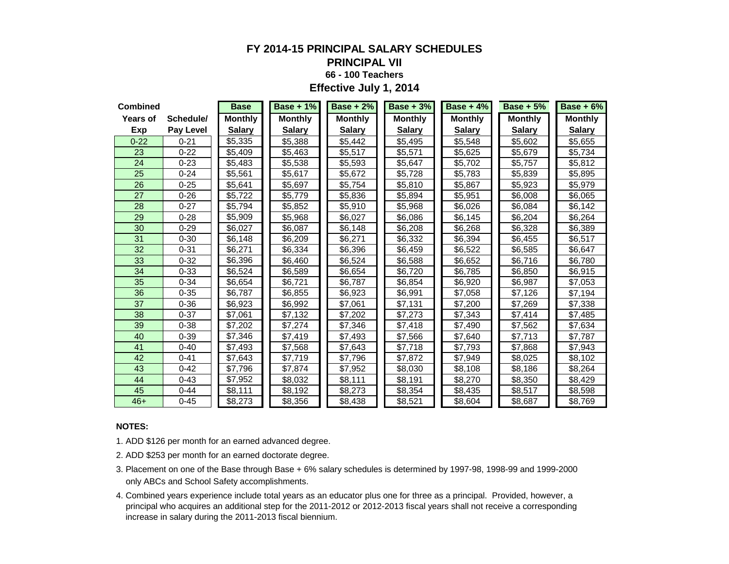# FY 2014-15 PRINCIPAL SALARY SCHEDULES

## PRINCIPAL VII

### 66 - 100 Teachers

### Effective July 1, 2014

| Combined Years of Exp | Schedule/ Pay Level | Base Monthly Salary | Base + 1% Monthly Salary | Base + 2% Monthly Salary | Base + 3% Monthly Salary | Base + 4% Monthly Salary | Base + 5% Monthly Salary | Base + 6% Monthly Salary |
|---|---|---|---|---|---|---|---|---|
| 0-22 | 0-21 | $5,335 | $5,388 | $5,442 | $5,495 | $5,548 | $5,602 | $5,655 |
| 23 | 0-22 | $5,409 | $5,463 | $5,517 | $5,571 | $5,625 | $5,679 | $5,734 |
| 24 | 0-23 | $5,483 | $5,538 | $5,593 | $5,647 | $5,702 | $5,757 | $5,812 |
| 25 | 0-24 | $5,561 | $5,617 | $5,672 | $5,728 | $5,783 | $5,839 | $5,895 |
| 26 | 0-25 | $5,641 | $5,697 | $5,754 | $5,810 | $5,867 | $5,923 | $5,979 |
| 27 | 0-26 | $5,722 | $5,779 | $5,836 | $5,894 | $5,951 | $6,008 | $6,065 |
| 28 | 0-27 | $5,794 | $5,852 | $5,910 | $5,968 | $6,026 | $6,084 | $6,142 |
| 29 | 0-28 | $5,909 | $5,968 | $6,027 | $6,086 | $6,145 | $6,204 | $6,264 |
| 30 | 0-29 | $6,027 | $6,087 | $6,148 | $6,208 | $6,268 | $6,328 | $6,389 |
| 31 | 0-30 | $6,148 | $6,209 | $6,271 | $6,332 | $6,394 | $6,455 | $6,517 |
| 32 | 0-31 | $6,271 | $6,334 | $6,396 | $6,459 | $6,522 | $6,585 | $6,647 |
| 33 | 0-32 | $6,396 | $6,460 | $6,524 | $6,588 | $6,652 | $6,716 | $6,780 |
| 34 | 0-33 | $6,524 | $6,589 | $6,654 | $6,720 | $6,785 | $6,850 | $6,915 |
| 35 | 0-34 | $6,654 | $6,721 | $6,787 | $6,854 | $6,920 | $6,987 | $7,053 |
| 36 | 0-35 | $6,787 | $6,855 | $6,923 | $6,991 | $7,058 | $7,126 | $7,194 |
| 37 | 0-36 | $6,923 | $6,992 | $7,061 | $7,131 | $7,200 | $7,269 | $7,338 |
| 38 | 0-37 | $7,061 | $7,132 | $7,202 | $7,273 | $7,343 | $7,414 | $7,485 |
| 39 | 0-38 | $7,202 | $7,274 | $7,346 | $7,418 | $7,490 | $7,562 | $7,634 |
| 40 | 0-39 | $7,346 | $7,419 | $7,493 | $7,566 | $7,640 | $7,713 | $7,787 |
| 41 | 0-40 | $7,493 | $7,568 | $7,643 | $7,718 | $7,793 | $7,868 | $7,943 |
| 42 | 0-41 | $7,643 | $7,719 | $7,796 | $7,872 | $7,949 | $8,025 | $8,102 |
| 43 | 0-42 | $7,796 | $7,874 | $7,952 | $8,030 | $8,108 | $8,186 | $8,264 |
| 44 | 0-43 | $7,952 | $8,032 | $8,111 | $8,191 | $8,270 | $8,350 | $8,429 |
| 45 | 0-44 | $8,111 | $8,192 | $8,273 | $8,354 | $8,435 | $8,517 | $8,598 |
| 46+ | 0-45 | $8,273 | $8,356 | $8,438 | $8,521 | $8,604 | $8,687 | $8,769 |

**NOTES:**

1. ADD $126 per month for an earned advanced degree.
2. ADD $253 per month for an earned doctorate degree.
3. Placement on one of the Base through Base + 6% salary schedules is determined by 1997-98, 1998-99 and 1999-2000 only ABCs and School Safety accomplishments.
4. Combined years experience include total years as an educator plus one for three as a principal. Provided, however, a principal who acquires an additional step for the 2011-2012 or 2012-2013 fiscal years shall not receive a corresponding increase in salary during the 2011-2013 fiscal biennium.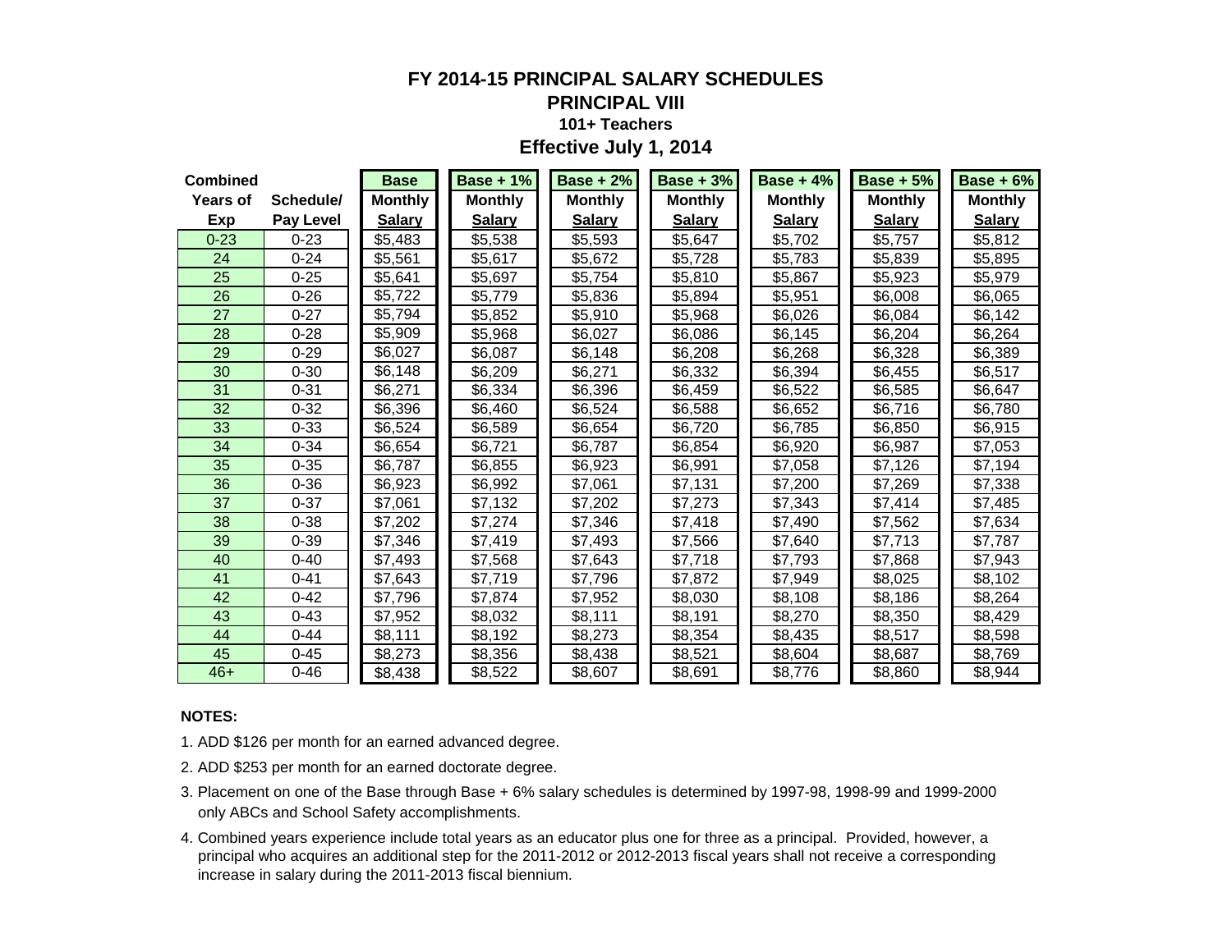# FY 2014-15 PRINCIPAL SALARY SCHEDULES

## PRINCIPAL VIII

### 101+ Teachers

### Effective July 1, 2014

| Combined Years of Exp | Schedule/ Pay Level | Base Monthly Salary | Base + 1% Monthly Salary | Base + 2% Monthly Salary | Base + 3% Monthly Salary | Base + 4% Monthly Salary | Base + 5% Monthly Salary | Base + 6% Monthly Salary |
|---|---|---|---|---|---|---|---|---|
| 0-23 | 0-23 | $5,483 | $5,538 | $5,593 | $5,647 | $5,702 | $5,757 | $5,812 |
| 24 | 0-24 | $5,561 | $5,617 | $5,672 | $5,728 | $5,783 | $5,839 | $5,895 |
| 25 | 0-25 | $5,641 | $5,697 | $5,754 | $5,810 | $5,867 | $5,923 | $5,979 |
| 26 | 0-26 | $5,722 | $5,779 | $5,836 | $5,894 | $5,951 | $6,008 | $6,065 |
| 27 | 0-27 | $5,794 | $5,852 | $5,910 | $5,968 | $6,026 | $6,084 | $6,142 |
| 28 | 0-28 | $5,909 | $5,968 | $6,027 | $6,086 | $6,145 | $6,204 | $6,264 |
| 29 | 0-29 | $6,027 | $6,087 | $6,148 | $6,208 | $6,268 | $6,328 | $6,389 |
| 30 | 0-30 | $6,148 | $6,209 | $6,271 | $6,332 | $6,394 | $6,455 | $6,517 |
| 31 | 0-31 | $6,271 | $6,334 | $6,396 | $6,459 | $6,522 | $6,585 | $6,647 |
| 32 | 0-32 | $6,396 | $6,460 | $6,524 | $6,588 | $6,652 | $6,716 | $6,780 |
| 33 | 0-33 | $6,524 | $6,589 | $6,654 | $6,720 | $6,785 | $6,850 | $6,915 |
| 34 | 0-34 | $6,654 | $6,721 | $6,787 | $6,854 | $6,920 | $6,987 | $7,053 |
| 35 | 0-35 | $6,787 | $6,855 | $6,923 | $6,991 | $7,058 | $7,126 | $7,194 |
| 36 | 0-36 | $6,923 | $6,992 | $7,061 | $7,131 | $7,200 | $7,269 | $7,338 |
| 37 | 0-37 | $7,061 | $7,132 | $7,202 | $7,273 | $7,343 | $7,414 | $7,485 |
| 38 | 0-38 | $7,202 | $7,274 | $7,346 | $7,418 | $7,490 | $7,562 | $7,634 |
| 39 | 0-39 | $7,346 | $7,419 | $7,493 | $7,566 | $7,640 | $7,713 | $7,787 |
| 40 | 0-40 | $7,493 | $7,568 | $7,643 | $7,718 | $7,793 | $7,868 | $7,943 |
| 41 | 0-41 | $7,643 | $7,719 | $7,796 | $7,872 | $7,949 | $8,025 | $8,102 |
| 42 | 0-42 | $7,796 | $7,874 | $7,952 | $8,030 | $8,108 | $8,186 | $8,264 |
| 43 | 0-43 | $7,952 | $8,032 | $8,111 | $8,191 | $8,270 | $8,350 | $8,429 |
| 44 | 0-44 | $8,111 | $8,192 | $8,273 | $8,354 | $8,435 | $8,517 | $8,598 |
| 45 | 0-45 | $8,273 | $8,356 | $8,438 | $8,521 | $8,604 | $8,687 | $8,769 |
| 46+ | 0-46 | $8,438 | $8,522 | $8,607 | $8,691 | $8,776 | $8,860 | $8,944 |

**NOTES:**

1. ADD $126 per month for an earned advanced degree.
2. ADD $253 per month for an earned doctorate degree.
3. Placement on one of the Base through Base + 6% salary schedules is determined by 1997-98, 1998-99 and 1999-2000 only ABCs and School Safety accomplishments.
4. Combined years experience include total years as an educator plus one for three as a principal. Provided, however, a principal who acquires an additional step for the 2011-2012 or 2012-2013 fiscal years shall not receive a corresponding increase in salary during the 2011-2013 fiscal biennium.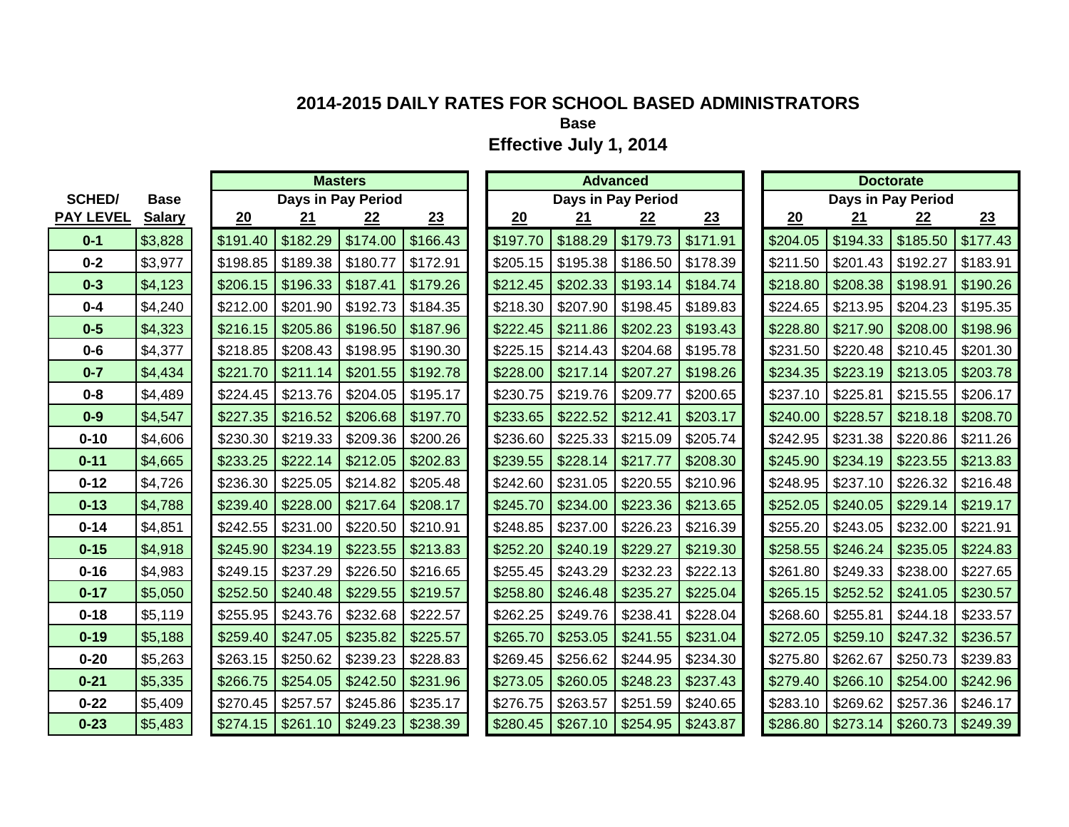# 2014-2015 DAILY RATES FOR SCHOOL BASED ADMINISTRATORS

**Base**

**Effective July 1, 2014**

| SCHED/ PAY LEVEL | Base Salary | Masters | | | | Advanced | | | | Doctorate | | | |
|---|---|---|---|---|---|---|---|---|---|---|---|---|---|
| | | Days in Pay Period | | | | Days in Pay Period | | | | Days in Pay Period | | | |
| | | 20 | 21 | 22 | 23 | 20 | 21 | 22 | 23 | 20 | 21 | 22 | 23 |
| 0-1 | $3,828 | $191.40 | $182.29 | $174.00 | $166.43 | $197.70 | $188.29 | $179.73 | $171.91 | $204.05 | $194.33 | $185.50 | $177.43 |
| 0-2 | $3,977 | $198.85 | $189.38 | $180.77 | $172.91 | $205.15 | $195.38 | $186.50 | $178.39 | $211.50 | $201.43 | $192.27 | $183.91 |
| 0-3 | $4,123 | $206.15 | $196.33 | $187.41 | $179.26 | $212.45 | $202.33 | $193.14 | $184.74 | $218.80 | $208.38 | $198.91 | $190.26 |
| 0-4 | $4,240 | $212.00 | $201.90 | $192.73 | $184.35 | $218.30 | $207.90 | $198.45 | $189.83 | $224.65 | $213.95 | $204.23 | $195.35 |
| 0-5 | $4,323 | $216.15 | $205.86 | $196.50 | $187.96 | $222.45 | $211.86 | $202.23 | $193.43 | $228.80 | $217.90 | $208.00 | $198.96 |
| 0-6 | $4,377 | $218.85 | $208.43 | $198.95 | $190.30 | $225.15 | $214.43 | $204.68 | $195.78 | $231.50 | $220.48 | $210.45 | $201.30 |
| 0-7 | $4,434 | $221.70 | $211.14 | $201.55 | $192.78 | $228.00 | $217.14 | $207.27 | $198.26 | $234.35 | $223.19 | $213.05 | $203.78 |
| 0-8 | $4,489 | $224.45 | $213.76 | $204.05 | $195.17 | $230.75 | $219.76 | $209.77 | $200.65 | $237.10 | $225.81 | $215.55 | $206.17 |
| 0-9 | $4,547 | $227.35 | $216.52 | $206.68 | $197.70 | $233.65 | $222.52 | $212.41 | $203.17 | $240.00 | $228.57 | $218.18 | $208.70 |
| 0-10 | $4,606 | $230.30 | $219.33 | $209.36 | $200.26 | $236.60 | $225.33 | $215.09 | $205.74 | $242.95 | $231.38 | $220.86 | $211.26 |
| 0-11 | $4,665 | $233.25 | $222.14 | $212.05 | $202.83 | $239.55 | $228.14 | $217.77 | $208.30 | $245.90 | $234.19 | $223.55 | $213.83 |
| 0-12 | $4,726 | $236.30 | $225.05 | $214.82 | $205.48 | $242.60 | $231.05 | $220.55 | $210.96 | $248.95 | $237.10 | $226.32 | $216.48 |
| 0-13 | $4,788 | $239.40 | $228.00 | $217.64 | $208.17 | $245.70 | $234.00 | $223.36 | $213.65 | $252.05 | $240.05 | $229.14 | $219.17 |
| 0-14 | $4,851 | $242.55 | $231.00 | $220.50 | $210.91 | $248.85 | $237.00 | $226.23 | $216.39 | $255.20 | $243.05 | $232.00 | $221.91 |
| 0-15 | $4,918 | $245.90 | $234.19 | $223.55 | $213.83 | $252.20 | $240.19 | $229.27 | $219.30 | $258.55 | $246.24 | $235.05 | $224.83 |
| 0-16 | $4,983 | $249.15 | $237.29 | $226.50 | $216.65 | $255.45 | $243.29 | $232.23 | $222.13 | $261.80 | $249.33 | $238.00 | $227.65 |
| 0-17 | $5,050 | $252.50 | $240.48 | $229.55 | $219.57 | $258.80 | $246.48 | $235.27 | $225.04 | $265.15 | $252.52 | $241.05 | $230.57 |
| 0-18 | $5,119 | $255.95 | $243.76 | $232.68 | $222.57 | $262.25 | $249.76 | $238.41 | $228.04 | $268.60 | $255.81 | $244.18 | $233.57 |
| 0-19 | $5,188 | $259.40 | $247.05 | $235.82 | $225.57 | $265.70 | $253.05 | $241.55 | $231.04 | $272.05 | $259.10 | $247.32 | $236.57 |
| 0-20 | $5,263 | $263.15 | $250.62 | $239.23 | $228.83 | $269.45 | $256.62 | $244.95 | $234.30 | $275.80 | $262.67 | $250.73 | $239.83 |
| 0-21 | $5,335 | $266.75 | $254.05 | $242.50 | $231.96 | $273.05 | $260.05 | $248.23 | $237.43 | $279.40 | $266.10 | $254.00 | $242.96 |
| 0-22 | $5,409 | $270.45 | $257.57 | $245.86 | $235.17 | $276.75 | $263.57 | $251.59 | $240.65 | $283.10 | $269.62 | $257.36 | $246.17 |
| 0-23 | $5,483 | $274.15 | $261.10 | $249.23 | $238.39 | $280.45 | $267.10 | $254.95 | $243.87 | $286.80 | $273.14 | $260.73 | $249.39 |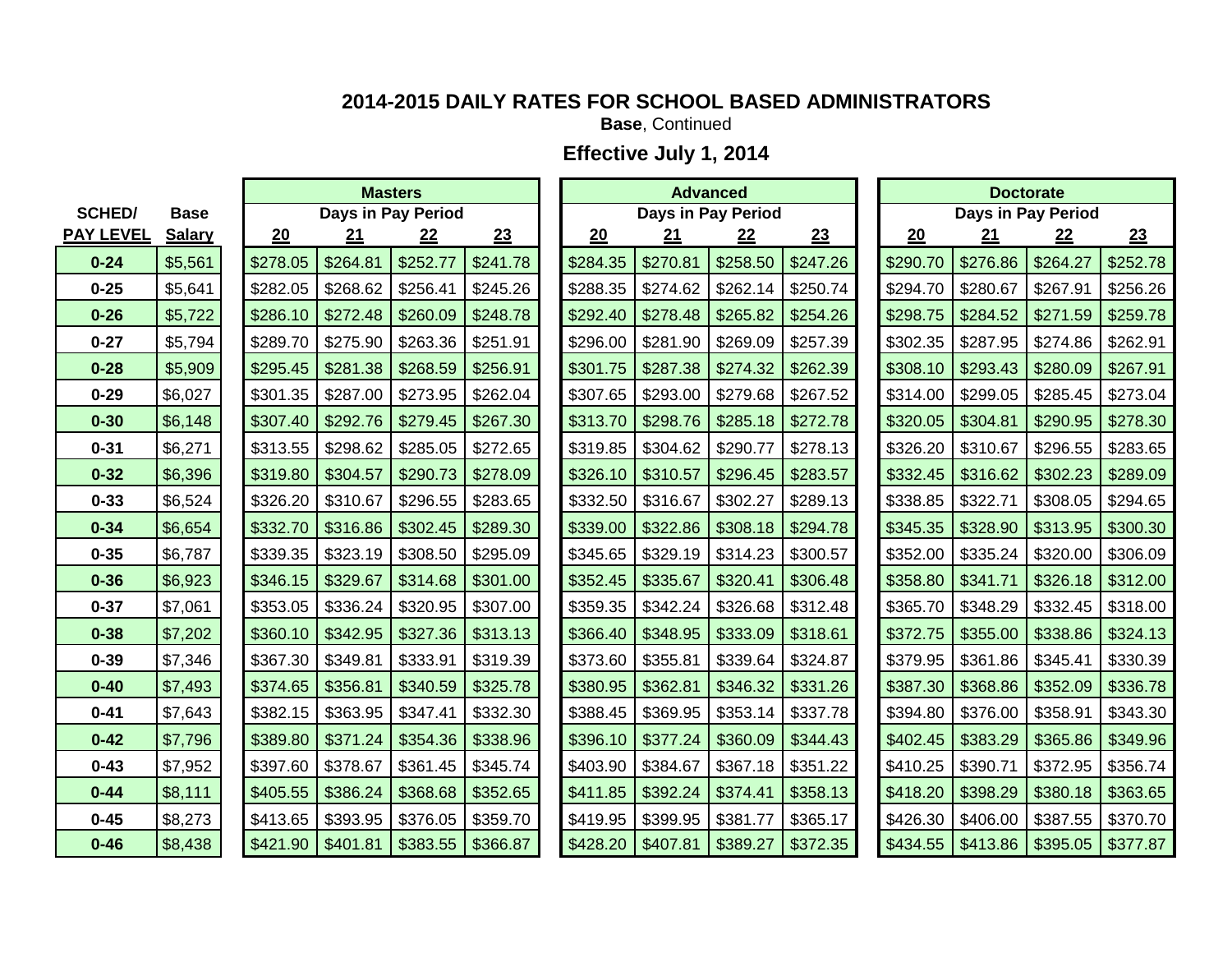## 2014-2015 DAILY RATES FOR SCHOOL BASED ADMINISTRATORS

**Base**, Continued

### Effective July 1, 2014

| SCHED/ | Base | Masters | | | | Advanced | | | | Doctorate | | | |
|---|---|---|---|---|---|---|---|---|---|---|---|---|---|
| | | Days in Pay Period | | | | Days in Pay Period | | | | Days in Pay Period | | | |
| PAY LEVEL | Salary | 20 | 21 | 22 | 23 | 20 | 21 | 22 | 23 | 20 | 21 | 22 | 23 |
| 0-24 | $5,561 | $278.05 | $264.81 | $252.77 | $241.78 | $284.35 | $270.81 | $258.50 | $247.26 | $290.70 | $276.86 | $264.27 | $252.78 |
| 0-25 | $5,641 | $282.05 | $268.62 | $256.41 | $245.26 | $288.35 | $274.62 | $262.14 | $250.74 | $294.70 | $280.67 | $267.91 | $256.26 |
| 0-26 | $5,722 | $286.10 | $272.48 | $260.09 | $248.78 | $292.40 | $278.48 | $265.82 | $254.26 | $298.75 | $284.52 | $271.59 | $259.78 |
| 0-27 | $5,794 | $289.70 | $275.90 | $263.36 | $251.91 | $296.00 | $281.90 | $269.09 | $257.39 | $302.35 | $287.95 | $274.86 | $262.91 |
| 0-28 | $5,909 | $295.45 | $281.38 | $268.59 | $256.91 | $301.75 | $287.38 | $274.32 | $262.39 | $308.10 | $293.43 | $280.09 | $267.91 |
| 0-29 | $6,027 | $301.35 | $287.00 | $273.95 | $262.04 | $307.65 | $293.00 | $279.68 | $267.52 | $314.00 | $299.05 | $285.45 | $273.04 |
| 0-30 | $6,148 | $307.40 | $292.76 | $279.45 | $267.30 | $313.70 | $298.76 | $285.18 | $272.78 | $320.05 | $304.81 | $290.95 | $278.30 |
| 0-31 | $6,271 | $313.55 | $298.62 | $285.05 | $272.65 | $319.85 | $304.62 | $290.77 | $278.13 | $326.20 | $310.67 | $296.55 | $283.65 |
| 0-32 | $6,396 | $319.80 | $304.57 | $290.73 | $278.09 | $326.10 | $310.57 | $296.45 | $283.57 | $332.45 | $316.62 | $302.23 | $289.09 |
| 0-33 | $6,524 | $326.20 | $310.67 | $296.55 | $283.65 | $332.50 | $316.67 | $302.27 | $289.13 | $338.85 | $322.71 | $308.05 | $294.65 |
| 0-34 | $6,654 | $332.70 | $316.86 | $302.45 | $289.30 | $339.00 | $322.86 | $308.18 | $294.78 | $345.35 | $328.90 | $313.95 | $300.30 |
| 0-35 | $6,787 | $339.35 | $323.19 | $308.50 | $295.09 | $345.65 | $329.19 | $314.23 | $300.57 | $352.00 | $335.24 | $320.00 | $306.09 |
| 0-36 | $6,923 | $346.15 | $329.67 | $314.68 | $301.00 | $352.45 | $335.67 | $320.41 | $306.48 | $358.80 | $341.71 | $326.18 | $312.00 |
| 0-37 | $7,061 | $353.05 | $336.24 | $320.95 | $307.00 | $359.35 | $342.24 | $326.68 | $312.48 | $365.70 | $348.29 | $332.45 | $318.00 |
| 0-38 | $7,202 | $360.10 | $342.95 | $327.36 | $313.13 | $366.40 | $348.95 | $333.09 | $318.61 | $372.75 | $355.00 | $338.86 | $324.13 |
| 0-39 | $7,346 | $367.30 | $349.81 | $333.91 | $319.39 | $373.60 | $355.81 | $339.64 | $324.87 | $379.95 | $361.86 | $345.41 | $330.39 |
| 0-40 | $7,493 | $374.65 | $356.81 | $340.59 | $325.78 | $380.95 | $362.81 | $346.32 | $331.26 | $387.30 | $368.86 | $352.09 | $336.78 |
| 0-41 | $7,643 | $382.15 | $363.95 | $347.41 | $332.30 | $388.45 | $369.95 | $353.14 | $337.78 | $394.80 | $376.00 | $358.91 | $343.30 |
| 0-42 | $7,796 | $389.80 | $371.24 | $354.36 | $338.96 | $396.10 | $377.24 | $360.09 | $344.43 | $402.45 | $383.29 | $365.86 | $349.96 |
| 0-43 | $7,952 | $397.60 | $378.67 | $361.45 | $345.74 | $403.90 | $384.67 | $367.18 | $351.22 | $410.25 | $390.71 | $372.95 | $356.74 |
| 0-44 | $8,111 | $405.55 | $386.24 | $368.68 | $352.65 | $411.85 | $392.24 | $374.41 | $358.13 | $418.20 | $398.29 | $380.18 | $363.65 |
| 0-45 | $8,273 | $413.65 | $393.95 | $376.05 | $359.70 | $419.95 | $399.95 | $381.77 | $365.17 | $426.30 | $406.00 | $387.55 | $370.70 |
| 0-46 | $8,438 | $421.90 | $401.81 | $383.55 | $366.87 | $428.20 | $407.81 | $389.27 | $372.35 | $434.55 | $413.86 | $395.05 | $377.87 |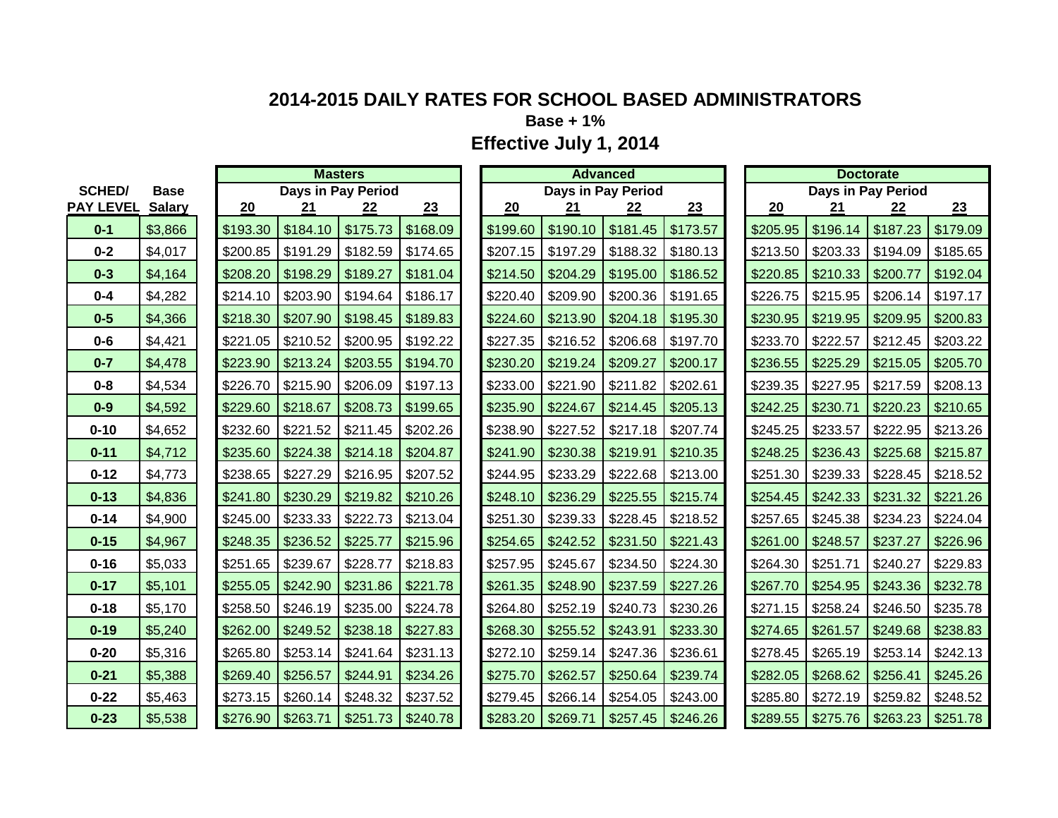# 2014-2015 DAILY RATES FOR SCHOOL BASED ADMINISTRATORS

**Base + 1%**

## Effective July 1, 2014

| SCHED/ PAY LEVEL | Base Salary | Masters | | | | Advanced | | | | Doctorate | | | |
|---|---|---|---|---|---|---|---|---|---|---|---|---|---|
| | | Days in Pay Period | | | | Days in Pay Period | | | | Days in Pay Period | | | |
| | | 20 | 21 | 22 | 23 | 20 | 21 | 22 | 23 | 20 | 21 | 22 | 23 |
| 0-1 | $3,866 | $193.30 | $184.10 | $175.73 | $168.09 | $199.60 | $190.10 | $181.45 | $173.57 | $205.95 | $196.14 | $187.23 | $179.09 |
| 0-2 | $4,017 | $200.85 | $191.29 | $182.59 | $174.65 | $207.15 | $197.29 | $188.32 | $180.13 | $213.50 | $203.33 | $194.09 | $185.65 |
| 0-3 | $4,164 | $208.20 | $198.29 | $189.27 | $181.04 | $214.50 | $204.29 | $195.00 | $186.52 | $220.85 | $210.33 | $200.77 | $192.04 |
| 0-4 | $4,282 | $214.10 | $203.90 | $194.64 | $186.17 | $220.40 | $209.90 | $200.36 | $191.65 | $226.75 | $215.95 | $206.14 | $197.17 |
| 0-5 | $4,366 | $218.30 | $207.90 | $198.45 | $189.83 | $224.60 | $213.90 | $204.18 | $195.30 | $230.95 | $219.95 | $209.95 | $200.83 |
| 0-6 | $4,421 | $221.05 | $210.52 | $200.95 | $192.22 | $227.35 | $216.52 | $206.68 | $197.70 | $233.70 | $222.57 | $212.45 | $203.22 |
| 0-7 | $4,478 | $223.90 | $213.24 | $203.55 | $194.70 | $230.20 | $219.24 | $209.27 | $200.17 | $236.55 | $225.29 | $215.05 | $205.70 |
| 0-8 | $4,534 | $226.70 | $215.90 | $206.09 | $197.13 | $233.00 | $221.90 | $211.82 | $202.61 | $239.35 | $227.95 | $217.59 | $208.13 |
| 0-9 | $4,592 | $229.60 | $218.67 | $208.73 | $199.65 | $235.90 | $224.67 | $214.45 | $205.13 | $242.25 | $230.71 | $220.23 | $210.65 |
| 0-10 | $4,652 | $232.60 | $221.52 | $211.45 | $202.26 | $238.90 | $227.52 | $217.18 | $207.74 | $245.25 | $233.57 | $222.95 | $213.26 |
| 0-11 | $4,712 | $235.60 | $224.38 | $214.18 | $204.87 | $241.90 | $230.38 | $219.91 | $210.35 | $248.25 | $236.43 | $225.68 | $215.87 |
| 0-12 | $4,773 | $238.65 | $227.29 | $216.95 | $207.52 | $244.95 | $233.29 | $222.68 | $213.00 | $251.30 | $239.33 | $228.45 | $218.52 |
| 0-13 | $4,836 | $241.80 | $230.29 | $219.82 | $210.26 | $248.10 | $236.29 | $225.55 | $215.74 | $254.45 | $242.33 | $231.32 | $221.26 |
| 0-14 | $4,900 | $245.00 | $233.33 | $222.73 | $213.04 | $251.30 | $239.33 | $228.45 | $218.52 | $257.65 | $245.38 | $234.23 | $224.04 |
| 0-15 | $4,967 | $248.35 | $236.52 | $225.77 | $215.96 | $254.65 | $242.52 | $231.50 | $221.43 | $261.00 | $248.57 | $237.27 | $226.96 |
| 0-16 | $5,033 | $251.65 | $239.67 | $228.77 | $218.83 | $257.95 | $245.67 | $234.50 | $224.30 | $264.30 | $251.71 | $240.27 | $229.83 |
| 0-17 | $5,101 | $255.05 | $242.90 | $231.86 | $221.78 | $261.35 | $248.90 | $237.59 | $227.26 | $267.70 | $254.95 | $243.36 | $232.78 |
| 0-18 | $5,170 | $258.50 | $246.19 | $235.00 | $224.78 | $264.80 | $252.19 | $240.73 | $230.26 | $271.15 | $258.24 | $246.50 | $235.78 |
| 0-19 | $5,240 | $262.00 | $249.52 | $238.18 | $227.83 | $268.30 | $255.52 | $243.91 | $233.30 | $274.65 | $261.57 | $249.68 | $238.83 |
| 0-20 | $5,316 | $265.80 | $253.14 | $241.64 | $231.13 | $272.10 | $259.14 | $247.36 | $236.61 | $278.45 | $265.19 | $253.14 | $242.13 |
| 0-21 | $5,388 | $269.40 | $256.57 | $244.91 | $234.26 | $275.70 | $262.57 | $250.64 | $239.74 | $282.05 | $268.62 | $256.41 | $245.26 |
| 0-22 | $5,463 | $273.15 | $260.14 | $248.32 | $237.52 | $279.45 | $266.14 | $254.05 | $243.00 | $285.80 | $272.19 | $259.82 | $248.52 |
| 0-23 | $5,538 | $276.90 | $263.71 | $251.73 | $240.78 | $283.20 | $269.71 | $257.45 | $246.26 | $289.55 | $275.76 | $263.23 | $251.78 |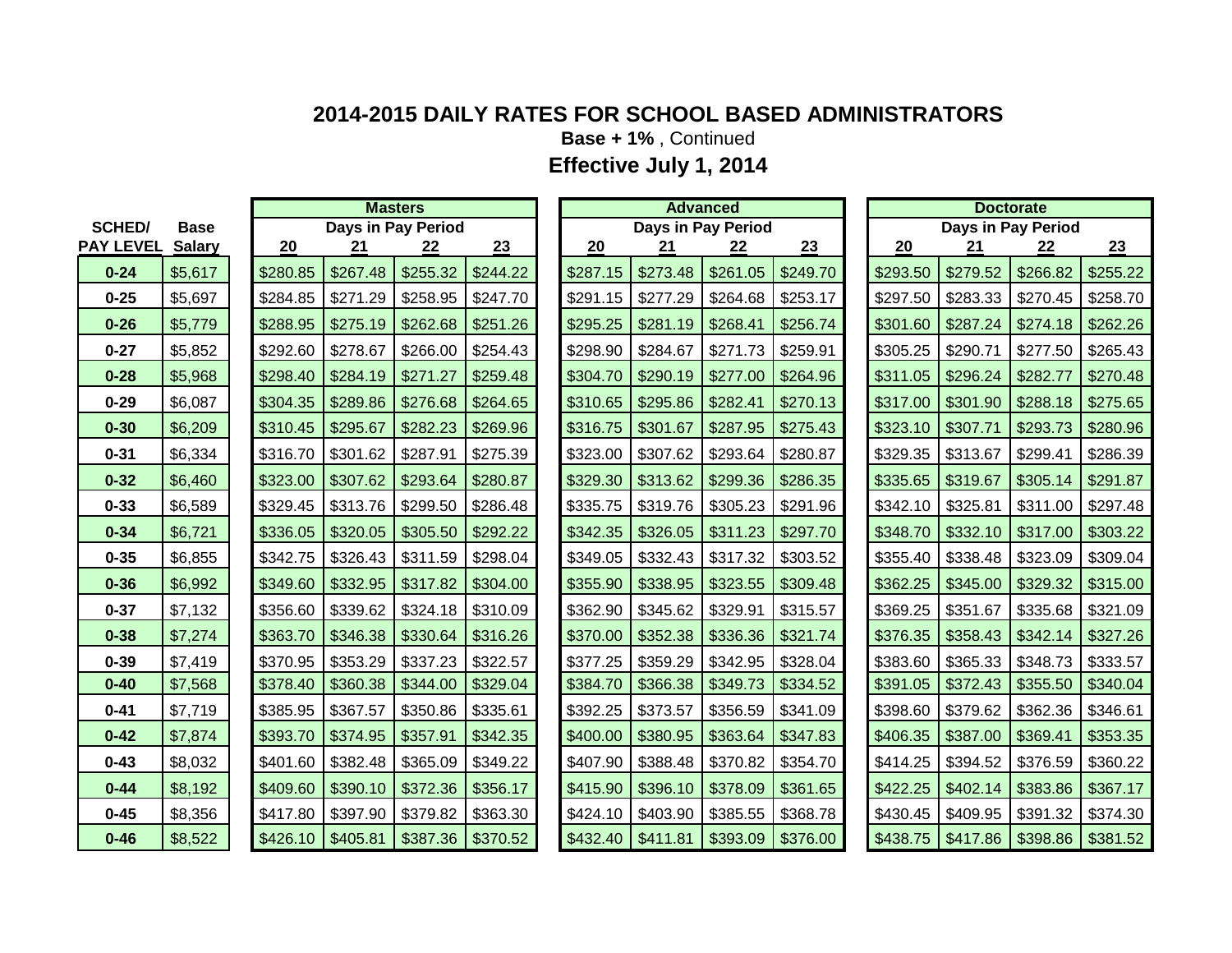# 2014-2015 DAILY RATES FOR SCHOOL BASED ADMINISTRATORS

**Base + 1%** , Continued

**Effective July 1, 2014**

| SCHED/ | Base | Masters | | | | Advanced | | | | Doctorate | | | |
|---|---|---|---|---|---|---|---|---|---|---|---|---|---|
| | | Days in Pay Period | | | | Days in Pay Period | | | | Days in Pay Period | | | |
| PAY LEVEL | Salary | 20 | 21 | 22 | 23 | 20 | 21 | 22 | 23 | 20 | 21 | 22 | 23 |
| 0-24 | $5,617 | $280.85 | $267.48 | $255.32 | $244.22 | $287.15 | $273.48 | $261.05 | $249.70 | $293.50 | $279.52 | $266.82 | $255.22 |
| 0-25 | $5,697 | $284.85 | $271.29 | $258.95 | $247.70 | $291.15 | $277.29 | $264.68 | $253.17 | $297.50 | $283.33 | $270.45 | $258.70 |
| 0-26 | $5,779 | $288.95 | $275.19 | $262.68 | $251.26 | $295.25 | $281.19 | $268.41 | $256.74 | $301.60 | $287.24 | $274.18 | $262.26 |
| 0-27 | $5,852 | $292.60 | $278.67 | $266.00 | $254.43 | $298.90 | $284.67 | $271.73 | $259.91 | $305.25 | $290.71 | $277.50 | $265.43 |
| 0-28 | $5,968 | $298.40 | $284.19 | $271.27 | $259.48 | $304.70 | $290.19 | $277.00 | $264.96 | $311.05 | $296.24 | $282.77 | $270.48 |
| 0-29 | $6,087 | $304.35 | $289.86 | $276.68 | $264.65 | $310.65 | $295.86 | $282.41 | $270.13 | $317.00 | $301.90 | $288.18 | $275.65 |
| 0-30 | $6,209 | $310.45 | $295.67 | $282.23 | $269.96 | $316.75 | $301.67 | $287.95 | $275.43 | $323.10 | $307.71 | $293.73 | $280.96 |
| 0-31 | $6,334 | $316.70 | $301.62 | $287.91 | $275.39 | $323.00 | $307.62 | $293.64 | $280.87 | $329.35 | $313.67 | $299.41 | $286.39 |
| 0-32 | $6,460 | $323.00 | $307.62 | $293.64 | $280.87 | $329.30 | $313.62 | $299.36 | $286.35 | $335.65 | $319.67 | $305.14 | $291.87 |
| 0-33 | $6,589 | $329.45 | $313.76 | $299.50 | $286.48 | $335.75 | $319.76 | $305.23 | $291.96 | $342.10 | $325.81 | $311.00 | $297.48 |
| 0-34 | $6,721 | $336.05 | $320.05 | $305.50 | $292.22 | $342.35 | $326.05 | $311.23 | $297.70 | $348.70 | $332.10 | $317.00 | $303.22 |
| 0-35 | $6,855 | $342.75 | $326.43 | $311.59 | $298.04 | $349.05 | $332.43 | $317.32 | $303.52 | $355.40 | $338.48 | $323.09 | $309.04 |
| 0-36 | $6,992 | $349.60 | $332.95 | $317.82 | $304.00 | $355.90 | $338.95 | $323.55 | $309.48 | $362.25 | $345.00 | $329.32 | $315.00 |
| 0-37 | $7,132 | $356.60 | $339.62 | $324.18 | $310.09 | $362.90 | $345.62 | $329.91 | $315.57 | $369.25 | $351.67 | $335.68 | $321.09 |
| 0-38 | $7,274 | $363.70 | $346.38 | $330.64 | $316.26 | $370.00 | $352.38 | $336.36 | $321.74 | $376.35 | $358.43 | $342.14 | $327.26 |
| 0-39 | $7,419 | $370.95 | $353.29 | $337.23 | $322.57 | $377.25 | $359.29 | $342.95 | $328.04 | $383.60 | $365.33 | $348.73 | $333.57 |
| 0-40 | $7,568 | $378.40 | $360.38 | $344.00 | $329.04 | $384.70 | $366.38 | $349.73 | $334.52 | $391.05 | $372.43 | $355.50 | $340.04 |
| 0-41 | $7,719 | $385.95 | $367.57 | $350.86 | $335.61 | $392.25 | $373.57 | $356.59 | $341.09 | $398.60 | $379.62 | $362.36 | $346.61 |
| 0-42 | $7,874 | $393.70 | $374.95 | $357.91 | $342.35 | $400.00 | $380.95 | $363.64 | $347.83 | $406.35 | $387.00 | $369.41 | $353.35 |
| 0-43 | $8,032 | $401.60 | $382.48 | $365.09 | $349.22 | $407.90 | $388.48 | $370.82 | $354.70 | $414.25 | $394.52 | $376.59 | $360.22 |
| 0-44 | $8,192 | $409.60 | $390.10 | $372.36 | $356.17 | $415.90 | $396.10 | $378.09 | $361.65 | $422.25 | $402.14 | $383.86 | $367.17 |
| 0-45 | $8,356 | $417.80 | $397.90 | $379.82 | $363.30 | $424.10 | $403.90 | $385.55 | $368.78 | $430.45 | $409.95 | $391.32 | $374.30 |
| 0-46 | $8,522 | $426.10 | $405.81 | $387.36 | $370.52 | $432.40 | $411.81 | $393.09 | $376.00 | $438.75 | $417.86 | $398.86 | $381.52 |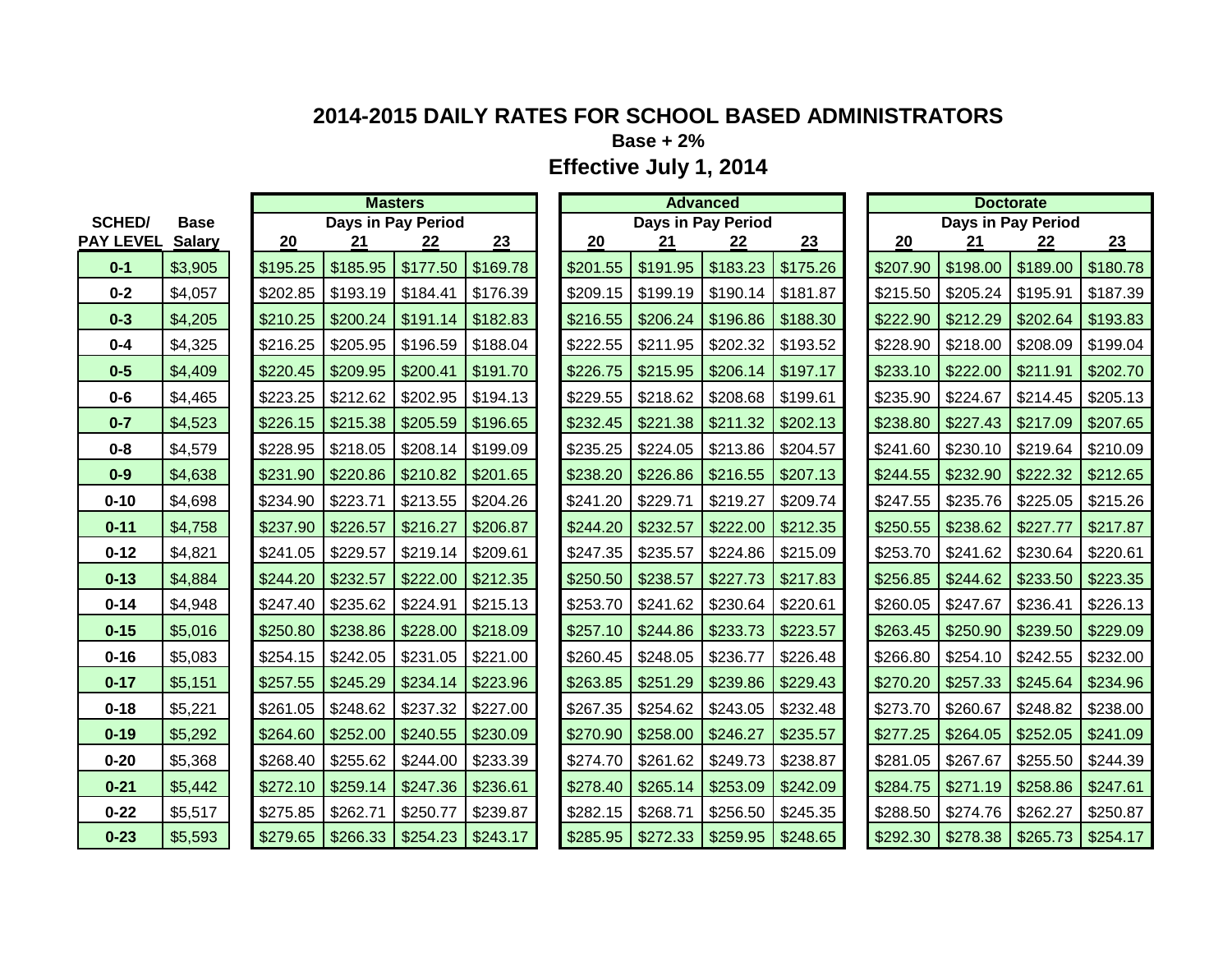# 2014-2015 DAILY RATES FOR SCHOOL BASED ADMINISTRATORS

**Base + 2%**

## Effective July 1, 2014

| SCHED/ PAY LEVEL | Base Salary | Masters | | | | Advanced | | | | Doctorate | | | |
|---|---|---|---|---|---|---|---|---|---|---|---|---|---|
| | | Days in Pay Period | | | | Days in Pay Period | | | | Days in Pay Period | | | |
| | | 20 | 21 | 22 | 23 | 20 | 21 | 22 | 23 | 20 | 21 | 22 | 23 |
| 0-1 | $3,905 | $195.25 | $185.95 | $177.50 | $169.78 | $201.55 | $191.95 | $183.23 | $175.26 | $207.90 | $198.00 | $189.00 | $180.78 |
| 0-2 | $4,057 | $202.85 | $193.19 | $184.41 | $176.39 | $209.15 | $199.19 | $190.14 | $181.87 | $215.50 | $205.24 | $195.91 | $187.39 |
| 0-3 | $4,205 | $210.25 | $200.24 | $191.14 | $182.83 | $216.55 | $206.24 | $196.86 | $188.30 | $222.90 | $212.29 | $202.64 | $193.83 |
| 0-4 | $4,325 | $216.25 | $205.95 | $196.59 | $188.04 | $222.55 | $211.95 | $202.32 | $193.52 | $228.90 | $218.00 | $208.09 | $199.04 |
| 0-5 | $4,409 | $220.45 | $209.95 | $200.41 | $191.70 | $226.75 | $215.95 | $206.14 | $197.17 | $233.10 | $222.00 | $211.91 | $202.70 |
| 0-6 | $4,465 | $223.25 | $212.62 | $202.95 | $194.13 | $229.55 | $218.62 | $208.68 | $199.61 | $235.90 | $224.67 | $214.45 | $205.13 |
| 0-7 | $4,523 | $226.15 | $215.38 | $205.59 | $196.65 | $232.45 | $221.38 | $211.32 | $202.13 | $238.80 | $227.43 | $217.09 | $207.65 |
| 0-8 | $4,579 | $228.95 | $218.05 | $208.14 | $199.09 | $235.25 | $224.05 | $213.86 | $204.57 | $241.60 | $230.10 | $219.64 | $210.09 |
| 0-9 | $4,638 | $231.90 | $220.86 | $210.82 | $201.65 | $238.20 | $226.86 | $216.55 | $207.13 | $244.55 | $232.90 | $222.32 | $212.65 |
| 0-10 | $4,698 | $234.90 | $223.71 | $213.55 | $204.26 | $241.20 | $229.71 | $219.27 | $209.74 | $247.55 | $235.76 | $225.05 | $215.26 |
| 0-11 | $4,758 | $237.90 | $226.57 | $216.27 | $206.87 | $244.20 | $232.57 | $222.00 | $212.35 | $250.55 | $238.62 | $227.77 | $217.87 |
| 0-12 | $4,821 | $241.05 | $229.57 | $219.14 | $209.61 | $247.35 | $235.57 | $224.86 | $215.09 | $253.70 | $241.62 | $230.64 | $220.61 |
| 0-13 | $4,884 | $244.20 | $232.57 | $222.00 | $212.35 | $250.50 | $238.57 | $227.73 | $217.83 | $256.85 | $244.62 | $233.50 | $223.35 |
| 0-14 | $4,948 | $247.40 | $235.62 | $224.91 | $215.13 | $253.70 | $241.62 | $230.64 | $220.61 | $260.05 | $247.67 | $236.41 | $226.13 |
| 0-15 | $5,016 | $250.80 | $238.86 | $228.00 | $218.09 | $257.10 | $244.86 | $233.73 | $223.57 | $263.45 | $250.90 | $239.50 | $229.09 |
| 0-16 | $5,083 | $254.15 | $242.05 | $231.05 | $221.00 | $260.45 | $248.05 | $236.77 | $226.48 | $266.80 | $254.10 | $242.55 | $232.00 |
| 0-17 | $5,151 | $257.55 | $245.29 | $234.14 | $223.96 | $263.85 | $251.29 | $239.86 | $229.43 | $270.20 | $257.33 | $245.64 | $234.96 |
| 0-18 | $5,221 | $261.05 | $248.62 | $237.32 | $227.00 | $267.35 | $254.62 | $243.05 | $232.48 | $273.70 | $260.67 | $248.82 | $238.00 |
| 0-19 | $5,292 | $264.60 | $252.00 | $240.55 | $230.09 | $270.90 | $258.00 | $246.27 | $235.57 | $277.25 | $264.05 | $252.05 | $241.09 |
| 0-20 | $5,368 | $268.40 | $255.62 | $244.00 | $233.39 | $274.70 | $261.62 | $249.73 | $238.87 | $281.05 | $267.67 | $255.50 | $244.39 |
| 0-21 | $5,442 | $272.10 | $259.14 | $247.36 | $236.61 | $278.40 | $265.14 | $253.09 | $242.09 | $284.75 | $271.19 | $258.86 | $247.61 |
| 0-22 | $5,517 | $275.85 | $262.71 | $250.77 | $239.87 | $282.15 | $268.71 | $256.50 | $245.35 | $288.50 | $274.76 | $262.27 | $250.87 |
| 0-23 | $5,593 | $279.65 | $266.33 | $254.23 | $243.17 | $285.95 | $272.33 | $259.95 | $248.65 | $292.30 | $278.38 | $265.73 | $254.17 |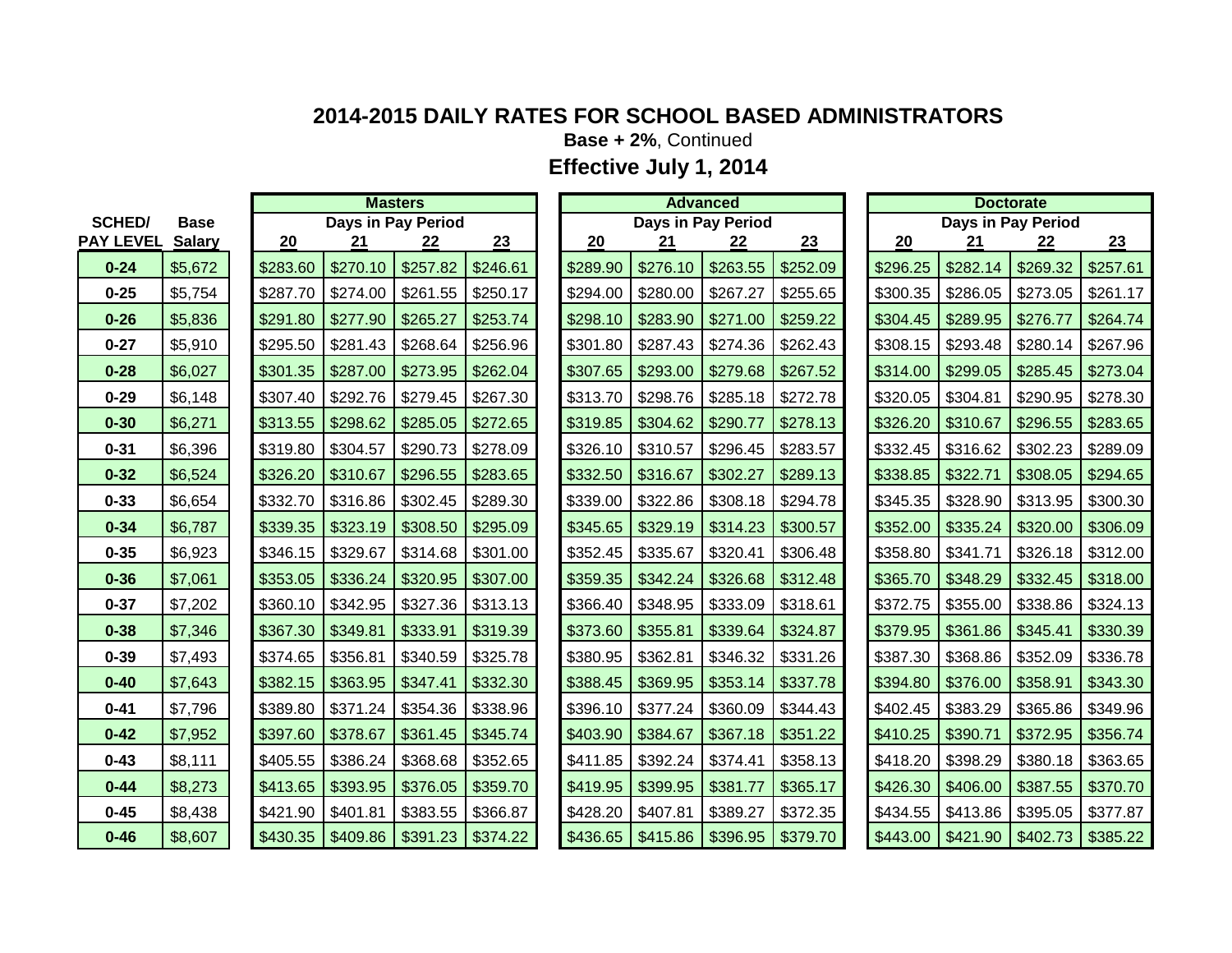# 2014-2015 DAILY RATES FOR SCHOOL BASED ADMINISTRATORS

**Base + 2%**, Continued

## Effective July 1, 2014

| SCHED/ PAY LEVEL | Base Salary | Masters | | | | Advanced | | | | Doctorate | | | |
|---|---|---|---|---|---|---|---|---|---|---|---|---|---|
| | | Days in Pay Period | | | | Days in Pay Period | | | | Days in Pay Period | | | |
| | | 20 | 21 | 22 | 23 | 20 | 21 | 22 | 23 | 20 | 21 | 22 | 23 |
| 0-24 | $5,672 | $283.60 | $270.10 | $257.82 | $246.61 | $289.90 | $276.10 | $263.55 | $252.09 | $296.25 | $282.14 | $269.32 | $257.61 |
| 0-25 | $5,754 | $287.70 | $274.00 | $261.55 | $250.17 | $294.00 | $280.00 | $267.27 | $255.65 | $300.35 | $286.05 | $273.05 | $261.17 |
| 0-26 | $5,836 | $291.80 | $277.90 | $265.27 | $253.74 | $298.10 | $283.90 | $271.00 | $259.22 | $304.45 | $289.95 | $276.77 | $264.74 |
| 0-27 | $5,910 | $295.50 | $281.43 | $268.64 | $256.96 | $301.80 | $287.43 | $274.36 | $262.43 | $308.15 | $293.48 | $280.14 | $267.96 |
| 0-28 | $6,027 | $301.35 | $287.00 | $273.95 | $262.04 | $307.65 | $293.00 | $279.68 | $267.52 | $314.00 | $299.05 | $285.45 | $273.04 |
| 0-29 | $6,148 | $307.40 | $292.76 | $279.45 | $267.30 | $313.70 | $298.76 | $285.18 | $272.78 | $320.05 | $304.81 | $290.95 | $278.30 |
| 0-30 | $6,271 | $313.55 | $298.62 | $285.05 | $272.65 | $319.85 | $304.62 | $290.77 | $278.13 | $326.20 | $310.67 | $296.55 | $283.65 |
| 0-31 | $6,396 | $319.80 | $304.57 | $290.73 | $278.09 | $326.10 | $310.57 | $296.45 | $283.57 | $332.45 | $316.62 | $302.23 | $289.09 |
| 0-32 | $6,524 | $326.20 | $310.67 | $296.55 | $283.65 | $332.50 | $316.67 | $302.27 | $289.13 | $338.85 | $322.71 | $308.05 | $294.65 |
| 0-33 | $6,654 | $332.70 | $316.86 | $302.45 | $289.30 | $339.00 | $322.86 | $308.18 | $294.78 | $345.35 | $328.90 | $313.95 | $300.30 |
| 0-34 | $6,787 | $339.35 | $323.19 | $308.50 | $295.09 | $345.65 | $329.19 | $314.23 | $300.57 | $352.00 | $335.24 | $320.00 | $306.09 |
| 0-35 | $6,923 | $346.15 | $329.67 | $314.68 | $301.00 | $352.45 | $335.67 | $320.41 | $306.48 | $358.80 | $341.71 | $326.18 | $312.00 |
| 0-36 | $7,061 | $353.05 | $336.24 | $320.95 | $307.00 | $359.35 | $342.24 | $326.68 | $312.48 | $365.70 | $348.29 | $332.45 | $318.00 |
| 0-37 | $7,202 | $360.10 | $342.95 | $327.36 | $313.13 | $366.40 | $348.95 | $333.09 | $318.61 | $372.75 | $355.00 | $338.86 | $324.13 |
| 0-38 | $7,346 | $367.30 | $349.81 | $333.91 | $319.39 | $373.60 | $355.81 | $339.64 | $324.87 | $379.95 | $361.86 | $345.41 | $330.39 |
| 0-39 | $7,493 | $374.65 | $356.81 | $340.59 | $325.78 | $380.95 | $362.81 | $346.32 | $331.26 | $387.30 | $368.86 | $352.09 | $336.78 |
| 0-40 | $7,643 | $382.15 | $363.95 | $347.41 | $332.30 | $388.45 | $369.95 | $353.14 | $337.78 | $394.80 | $376.00 | $358.91 | $343.30 |
| 0-41 | $7,796 | $389.80 | $371.24 | $354.36 | $338.96 | $396.10 | $377.24 | $360.09 | $344.43 | $402.45 | $383.29 | $365.86 | $349.96 |
| 0-42 | $7,952 | $397.60 | $378.67 | $361.45 | $345.74 | $403.90 | $384.67 | $367.18 | $351.22 | $410.25 | $390.71 | $372.95 | $356.74 |
| 0-43 | $8,111 | $405.55 | $386.24 | $368.68 | $352.65 | $411.85 | $392.24 | $374.41 | $358.13 | $418.20 | $398.29 | $380.18 | $363.65 |
| 0-44 | $8,273 | $413.65 | $393.95 | $376.05 | $359.70 | $419.95 | $399.95 | $381.77 | $365.17 | $426.30 | $406.00 | $387.55 | $370.70 |
| 0-45 | $8,438 | $421.90 | $401.81 | $383.55 | $366.87 | $428.20 | $407.81 | $389.27 | $372.35 | $434.55 | $413.86 | $395.05 | $377.87 |
| 0-46 | $8,607 | $430.35 | $409.86 | $391.23 | $374.22 | $436.65 | $415.86 | $396.95 | $379.70 | $443.00 | $421.90 | $402.73 | $385.22 |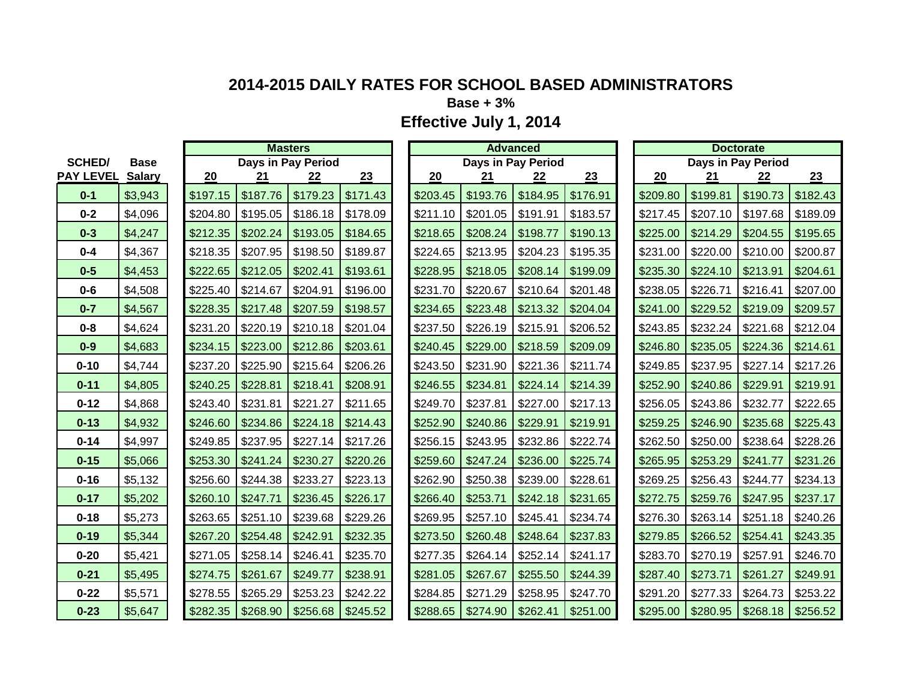# 2014-2015 DAILY RATES FOR SCHOOL BASED ADMINISTRATORS

**Base + 3%**

## Effective July 1, 2014

| SCHED/ PAY LEVEL | Base Salary | Masters | | | | Advanced | | | | Doctorate | | | |
|---|---|---|---|---|---|---|---|---|---|---|---|---|---|
| | | Days in Pay Period | | | | Days in Pay Period | | | | Days in Pay Period | | | |
| | | 20 | 21 | 22 | 23 | 20 | 21 | 22 | 23 | 20 | 21 | 22 | 23 |
| 0-1 | $3,943 | $197.15 | $187.76 | $179.23 | $171.43 | $203.45 | $193.76 | $184.95 | $176.91 | $209.80 | $199.81 | $190.73 | $182.43 |
| 0-2 | $4,096 | $204.80 | $195.05 | $186.18 | $178.09 | $211.10 | $201.05 | $191.91 | $183.57 | $217.45 | $207.10 | $197.68 | $189.09 |
| 0-3 | $4,247 | $212.35 | $202.24 | $193.05 | $184.65 | $218.65 | $208.24 | $198.77 | $190.13 | $225.00 | $214.29 | $204.55 | $195.65 |
| 0-4 | $4,367 | $218.35 | $207.95 | $198.50 | $189.87 | $224.65 | $213.95 | $204.23 | $195.35 | $231.00 | $220.00 | $210.00 | $200.87 |
| 0-5 | $4,453 | $222.65 | $212.05 | $202.41 | $193.61 | $228.95 | $218.05 | $208.14 | $199.09 | $235.30 | $224.10 | $213.91 | $204.61 |
| 0-6 | $4,508 | $225.40 | $214.67 | $204.91 | $196.00 | $231.70 | $220.67 | $210.64 | $201.48 | $238.05 | $226.71 | $216.41 | $207.00 |
| 0-7 | $4,567 | $228.35 | $217.48 | $207.59 | $198.57 | $234.65 | $223.48 | $213.32 | $204.04 | $241.00 | $229.52 | $219.09 | $209.57 |
| 0-8 | $4,624 | $231.20 | $220.19 | $210.18 | $201.04 | $237.50 | $226.19 | $215.91 | $206.52 | $243.85 | $232.24 | $221.68 | $212.04 |
| 0-9 | $4,683 | $234.15 | $223.00 | $212.86 | $203.61 | $240.45 | $229.00 | $218.59 | $209.09 | $246.80 | $235.05 | $224.36 | $214.61 |
| 0-10 | $4,744 | $237.20 | $225.90 | $215.64 | $206.26 | $243.50 | $231.90 | $221.36 | $211.74 | $249.85 | $237.95 | $227.14 | $217.26 |
| 0-11 | $4,805 | $240.25 | $228.81 | $218.41 | $208.91 | $246.55 | $234.81 | $224.14 | $214.39 | $252.90 | $240.86 | $229.91 | $219.91 |
| 0-12 | $4,868 | $243.40 | $231.81 | $221.27 | $211.65 | $249.70 | $237.81 | $227.00 | $217.13 | $256.05 | $243.86 | $232.77 | $222.65 |
| 0-13 | $4,932 | $246.60 | $234.86 | $224.18 | $214.43 | $252.90 | $240.86 | $229.91 | $219.91 | $259.25 | $246.90 | $235.68 | $225.43 |
| 0-14 | $4,997 | $249.85 | $237.95 | $227.14 | $217.26 | $256.15 | $243.95 | $232.86 | $222.74 | $262.50 | $250.00 | $238.64 | $228.26 |
| 0-15 | $5,066 | $253.30 | $241.24 | $230.27 | $220.26 | $259.60 | $247.24 | $236.00 | $225.74 | $265.95 | $253.29 | $241.77 | $231.26 |
| 0-16 | $5,132 | $256.60 | $244.38 | $233.27 | $223.13 | $262.90 | $250.38 | $239.00 | $228.61 | $269.25 | $256.43 | $244.77 | $234.13 |
| 0-17 | $5,202 | $260.10 | $247.71 | $236.45 | $226.17 | $266.40 | $253.71 | $242.18 | $231.65 | $272.75 | $259.76 | $247.95 | $237.17 |
| 0-18 | $5,273 | $263.65 | $251.10 | $239.68 | $229.26 | $269.95 | $257.10 | $245.41 | $234.74 | $276.30 | $263.14 | $251.18 | $240.26 |
| 0-19 | $5,344 | $267.20 | $254.48 | $242.91 | $232.35 | $273.50 | $260.48 | $248.64 | $237.83 | $279.85 | $266.52 | $254.41 | $243.35 |
| 0-20 | $5,421 | $271.05 | $258.14 | $246.41 | $235.70 | $277.35 | $264.14 | $252.14 | $241.17 | $283.70 | $270.19 | $257.91 | $246.70 |
| 0-21 | $5,495 | $274.75 | $261.67 | $249.77 | $238.91 | $281.05 | $267.67 | $255.50 | $244.39 | $287.40 | $273.71 | $261.27 | $249.91 |
| 0-22 | $5,571 | $278.55 | $265.29 | $253.23 | $242.22 | $284.85 | $271.29 | $258.95 | $247.70 | $291.20 | $277.33 | $264.73 | $253.22 |
| 0-23 | $5,647 | $282.35 | $268.90 | $256.68 | $245.52 | $288.65 | $274.90 | $262.41 | $251.00 | $295.00 | $280.95 | $268.18 | $256.52 |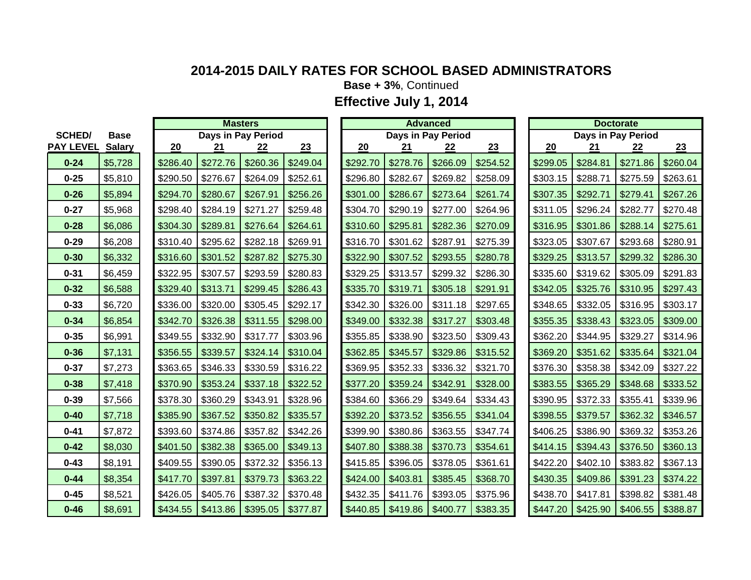# 2014-2015 DAILY RATES FOR SCHOOL BASED ADMINISTRATORS

**Base + 3%**, Continued

## Effective July 1, 2014

| SCHED/ PAY LEVEL | Base Salary | Masters | | | | Advanced | | | | Doctorate | | | |
|---|---|---|---|---|---|---|---|---|---|---|---|---|---|
| | | Days in Pay Period | | | | Days in Pay Period | | | | Days in Pay Period | | | |
| | | 20 | 21 | 22 | 23 | 20 | 21 | 22 | 23 | 20 | 21 | 22 | 23 |
| 0-24 | $5,728 | $286.40 | $272.76 | $260.36 | $249.04 | $292.70 | $278.76 | $266.09 | $254.52 | $299.05 | $284.81 | $271.86 | $260.04 |
| 0-25 | $5,810 | $290.50 | $276.67 | $264.09 | $252.61 | $296.80 | $282.67 | $269.82 | $258.09 | $303.15 | $288.71 | $275.59 | $263.61 |
| 0-26 | $5,894 | $294.70 | $280.67 | $267.91 | $256.26 | $301.00 | $286.67 | $273.64 | $261.74 | $307.35 | $292.71 | $279.41 | $267.26 |
| 0-27 | $5,968 | $298.40 | $284.19 | $271.27 | $259.48 | $304.70 | $290.19 | $277.00 | $264.96 | $311.05 | $296.24 | $282.77 | $270.48 |
| 0-28 | $6,086 | $304.30 | $289.81 | $276.64 | $264.61 | $310.60 | $295.81 | $282.36 | $270.09 | $316.95 | $301.86 | $288.14 | $275.61 |
| 0-29 | $6,208 | $310.40 | $295.62 | $282.18 | $269.91 | $316.70 | $301.62 | $287.91 | $275.39 | $323.05 | $307.67 | $293.68 | $280.91 |
| 0-30 | $6,332 | $316.60 | $301.52 | $287.82 | $275.30 | $322.90 | $307.52 | $293.55 | $280.78 | $329.25 | $313.57 | $299.32 | $286.30 |
| 0-31 | $6,459 | $322.95 | $307.57 | $293.59 | $280.83 | $329.25 | $313.57 | $299.32 | $286.30 | $335.60 | $319.62 | $305.09 | $291.83 |
| 0-32 | $6,588 | $329.40 | $313.71 | $299.45 | $286.43 | $335.70 | $319.71 | $305.18 | $291.91 | $342.05 | $325.76 | $310.95 | $297.43 |
| 0-33 | $6,720 | $336.00 | $320.00 | $305.45 | $292.17 | $342.30 | $326.00 | $311.18 | $297.65 | $348.65 | $332.05 | $316.95 | $303.17 |
| 0-34 | $6,854 | $342.70 | $326.38 | $311.55 | $298.00 | $349.00 | $332.38 | $317.27 | $303.48 | $355.35 | $338.43 | $323.05 | $309.00 |
| 0-35 | $6,991 | $349.55 | $332.90 | $317.77 | $303.96 | $355.85 | $338.90 | $323.50 | $309.43 | $362.20 | $344.95 | $329.27 | $314.96 |
| 0-36 | $7,131 | $356.55 | $339.57 | $324.14 | $310.04 | $362.85 | $345.57 | $329.86 | $315.52 | $369.20 | $351.62 | $335.64 | $321.04 |
| 0-37 | $7,273 | $363.65 | $346.33 | $330.59 | $316.22 | $369.95 | $352.33 | $336.32 | $321.70 | $376.30 | $358.38 | $342.09 | $327.22 |
| 0-38 | $7,418 | $370.90 | $353.24 | $337.18 | $322.52 | $377.20 | $359.24 | $342.91 | $328.00 | $383.55 | $365.29 | $348.68 | $333.52 |
| 0-39 | $7,566 | $378.30 | $360.29 | $343.91 | $328.96 | $384.60 | $366.29 | $349.64 | $334.43 | $390.95 | $372.33 | $355.41 | $339.96 |
| 0-40 | $7,718 | $385.90 | $367.52 | $350.82 | $335.57 | $392.20 | $373.52 | $356.55 | $341.04 | $398.55 | $379.57 | $362.32 | $346.57 |
| 0-41 | $7,872 | $393.60 | $374.86 | $357.82 | $342.26 | $399.90 | $380.86 | $363.55 | $347.74 | $406.25 | $386.90 | $369.32 | $353.26 |
| 0-42 | $8,030 | $401.50 | $382.38 | $365.00 | $349.13 | $407.80 | $388.38 | $370.73 | $354.61 | $414.15 | $394.43 | $376.50 | $360.13 |
| 0-43 | $8,191 | $409.55 | $390.05 | $372.32 | $356.13 | $415.85 | $396.05 | $378.05 | $361.61 | $422.20 | $402.10 | $383.82 | $367.13 |
| 0-44 | $8,354 | $417.70 | $397.81 | $379.73 | $363.22 | $424.00 | $403.81 | $385.45 | $368.70 | $430.35 | $409.86 | $391.23 | $374.22 |
| 0-45 | $8,521 | $426.05 | $405.76 | $387.32 | $370.48 | $432.35 | $411.76 | $393.05 | $375.96 | $438.70 | $417.81 | $398.82 | $381.48 |
| 0-46 | $8,691 | $434.55 | $413.86 | $395.05 | $377.87 | $440.85 | $419.86 | $400.77 | $383.35 | $447.20 | $425.90 | $406.55 | $388.87 |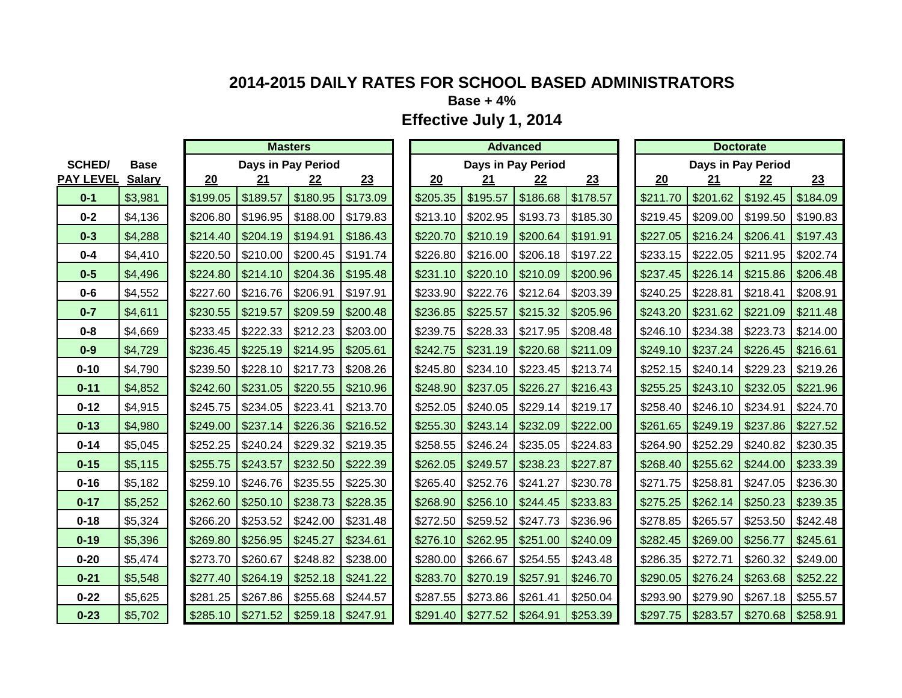# 2014-2015 DAILY RATES FOR SCHOOL BASED ADMINISTRATORS

**Base + 4%**

**Effective July 1, 2014**

| SCHED/ | Base | Masters | | | | Advanced | | | | Doctorate | | | |
|---|---|---|---|---|---|---|---|---|---|---|---|---|---|
| | | Days in Pay Period | | | | Days in Pay Period | | | | Days in Pay Period | | | |
| PAY LEVEL | Salary | 20 | 21 | 22 | 23 | 20 | 21 | 22 | 23 | 20 | 21 | 22 | 23 |
| 0-1 | $3,981 | $199.05 | $189.57 | $180.95 | $173.09 | $205.35 | $195.57 | $186.68 | $178.57 | $211.70 | $201.62 | $192.45 | $184.09 |
| 0-2 | $4,136 | $206.80 | $196.95 | $188.00 | $179.83 | $213.10 | $202.95 | $193.73 | $185.30 | $219.45 | $209.00 | $199.50 | $190.83 |
| 0-3 | $4,288 | $214.40 | $204.19 | $194.91 | $186.43 | $220.70 | $210.19 | $200.64 | $191.91 | $227.05 | $216.24 | $206.41 | $197.43 |
| 0-4 | $4,410 | $220.50 | $210.00 | $200.45 | $191.74 | $226.80 | $216.00 | $206.18 | $197.22 | $233.15 | $222.05 | $211.95 | $202.74 |
| 0-5 | $4,496 | $224.80 | $214.10 | $204.36 | $195.48 | $231.10 | $220.10 | $210.09 | $200.96 | $237.45 | $226.14 | $215.86 | $206.48 |
| 0-6 | $4,552 | $227.60 | $216.76 | $206.91 | $197.91 | $233.90 | $222.76 | $212.64 | $203.39 | $240.25 | $228.81 | $218.41 | $208.91 |
| 0-7 | $4,611 | $230.55 | $219.57 | $209.59 | $200.48 | $236.85 | $225.57 | $215.32 | $205.96 | $243.20 | $231.62 | $221.09 | $211.48 |
| 0-8 | $4,669 | $233.45 | $222.33 | $212.23 | $203.00 | $239.75 | $228.33 | $217.95 | $208.48 | $246.10 | $234.38 | $223.73 | $214.00 |
| 0-9 | $4,729 | $236.45 | $225.19 | $214.95 | $205.61 | $242.75 | $231.19 | $220.68 | $211.09 | $249.10 | $237.24 | $226.45 | $216.61 |
| 0-10 | $4,790 | $239.50 | $228.10 | $217.73 | $208.26 | $245.80 | $234.10 | $223.45 | $213.74 | $252.15 | $240.14 | $229.23 | $219.26 |
| 0-11 | $4,852 | $242.60 | $231.05 | $220.55 | $210.96 | $248.90 | $237.05 | $226.27 | $216.43 | $255.25 | $243.10 | $232.05 | $221.96 |
| 0-12 | $4,915 | $245.75 | $234.05 | $223.41 | $213.70 | $252.05 | $240.05 | $229.14 | $219.17 | $258.40 | $246.10 | $234.91 | $224.70 |
| 0-13 | $4,980 | $249.00 | $237.14 | $226.36 | $216.52 | $255.30 | $243.14 | $232.09 | $222.00 | $261.65 | $249.19 | $237.86 | $227.52 |
| 0-14 | $5,045 | $252.25 | $240.24 | $229.32 | $219.35 | $258.55 | $246.24 | $235.05 | $224.83 | $264.90 | $252.29 | $240.82 | $230.35 |
| 0-15 | $5,115 | $255.75 | $243.57 | $232.50 | $222.39 | $262.05 | $249.57 | $238.23 | $227.87 | $268.40 | $255.62 | $244.00 | $233.39 |
| 0-16 | $5,182 | $259.10 | $246.76 | $235.55 | $225.30 | $265.40 | $252.76 | $241.27 | $230.78 | $271.75 | $258.81 | $247.05 | $236.30 |
| 0-17 | $5,252 | $262.60 | $250.10 | $238.73 | $228.35 | $268.90 | $256.10 | $244.45 | $233.83 | $275.25 | $262.14 | $250.23 | $239.35 |
| 0-18 | $5,324 | $266.20 | $253.52 | $242.00 | $231.48 | $272.50 | $259.52 | $247.73 | $236.96 | $278.85 | $265.57 | $253.50 | $242.48 |
| 0-19 | $5,396 | $269.80 | $256.95 | $245.27 | $234.61 | $276.10 | $262.95 | $251.00 | $240.09 | $282.45 | $269.00 | $256.77 | $245.61 |
| 0-20 | $5,474 | $273.70 | $260.67 | $248.82 | $238.00 | $280.00 | $266.67 | $254.55 | $243.48 | $286.35 | $272.71 | $260.32 | $249.00 |
| 0-21 | $5,548 | $277.40 | $264.19 | $252.18 | $241.22 | $283.70 | $270.19 | $257.91 | $246.70 | $290.05 | $276.24 | $263.68 | $252.22 |
| 0-22 | $5,625 | $281.25 | $267.86 | $255.68 | $244.57 | $287.55 | $273.86 | $261.41 | $250.04 | $293.90 | $279.90 | $267.18 | $255.57 |
| 0-23 | $5,702 | $285.10 | $271.52 | $259.18 | $247.91 | $291.40 | $277.52 | $264.91 | $253.39 | $297.75 | $283.57 | $270.68 | $258.91 |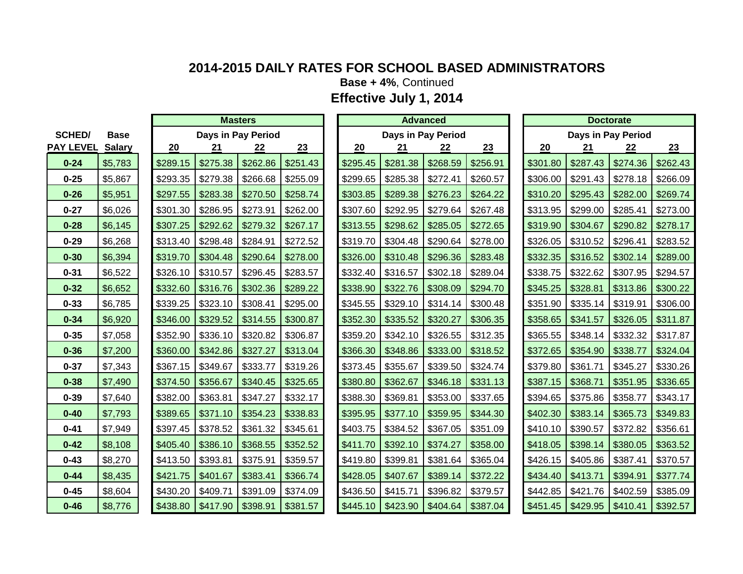# 2014-2015 DAILY RATES FOR SCHOOL BASED ADMINISTRATORS

**Base + 4%**, Continued

## Effective July 1, 2014

| SCHED/ PAY LEVEL | Base Salary | Masters | | | | Advanced | | | | Doctorate | | | |
|---|---|---|---|---|---|---|---|---|---|---|---|---|---|
| | | Days in Pay Period | | | | Days in Pay Period | | | | Days in Pay Period | | | |
| | | 20 | 21 | 22 | 23 | 20 | 21 | 22 | 23 | 20 | 21 | 22 | 23 |
| 0-24 | $5,783 | $289.15 | $275.38 | $262.86 | $251.43 | $295.45 | $281.38 | $268.59 | $256.91 | $301.80 | $287.43 | $274.36 | $262.43 |
| 0-25 | $5,867 | $293.35 | $279.38 | $266.68 | $255.09 | $299.65 | $285.38 | $272.41 | $260.57 | $306.00 | $291.43 | $278.18 | $266.09 |
| 0-26 | $5,951 | $297.55 | $283.38 | $270.50 | $258.74 | $303.85 | $289.38 | $276.23 | $264.22 | $310.20 | $295.43 | $282.00 | $269.74 |
| 0-27 | $6,026 | $301.30 | $286.95 | $273.91 | $262.00 | $307.60 | $292.95 | $279.64 | $267.48 | $313.95 | $299.00 | $285.41 | $273.00 |
| 0-28 | $6,145 | $307.25 | $292.62 | $279.32 | $267.17 | $313.55 | $298.62 | $285.05 | $272.65 | $319.90 | $304.67 | $290.82 | $278.17 |
| 0-29 | $6,268 | $313.40 | $298.48 | $284.91 | $272.52 | $319.70 | $304.48 | $290.64 | $278.00 | $326.05 | $310.52 | $296.41 | $283.52 |
| 0-30 | $6,394 | $319.70 | $304.48 | $290.64 | $278.00 | $326.00 | $310.48 | $296.36 | $283.48 | $332.35 | $316.52 | $302.14 | $289.00 |
| 0-31 | $6,522 | $326.10 | $310.57 | $296.45 | $283.57 | $332.40 | $316.57 | $302.18 | $289.04 | $338.75 | $322.62 | $307.95 | $294.57 |
| 0-32 | $6,652 | $332.60 | $316.76 | $302.36 | $289.22 | $338.90 | $322.76 | $308.09 | $294.70 | $345.25 | $328.81 | $313.86 | $300.22 |
| 0-33 | $6,785 | $339.25 | $323.10 | $308.41 | $295.00 | $345.55 | $329.10 | $314.14 | $300.48 | $351.90 | $335.14 | $319.91 | $306.00 |
| 0-34 | $6,920 | $346.00 | $329.52 | $314.55 | $300.87 | $352.30 | $335.52 | $320.27 | $306.35 | $358.65 | $341.57 | $326.05 | $311.87 |
| 0-35 | $7,058 | $352.90 | $336.10 | $320.82 | $306.87 | $359.20 | $342.10 | $326.55 | $312.35 | $365.55 | $348.14 | $332.32 | $317.87 |
| 0-36 | $7,200 | $360.00 | $342.86 | $327.27 | $313.04 | $366.30 | $348.86 | $333.00 | $318.52 | $372.65 | $354.90 | $338.77 | $324.04 |
| 0-37 | $7,343 | $367.15 | $349.67 | $333.77 | $319.26 | $373.45 | $355.67 | $339.50 | $324.74 | $379.80 | $361.71 | $345.27 | $330.26 |
| 0-38 | $7,490 | $374.50 | $356.67 | $340.45 | $325.65 | $380.80 | $362.67 | $346.18 | $331.13 | $387.15 | $368.71 | $351.95 | $336.65 |
| 0-39 | $7,640 | $382.00 | $363.81 | $347.27 | $332.17 | $388.30 | $369.81 | $353.00 | $337.65 | $394.65 | $375.86 | $358.77 | $343.17 |
| 0-40 | $7,793 | $389.65 | $371.10 | $354.23 | $338.83 | $395.95 | $377.10 | $359.95 | $344.30 | $402.30 | $383.14 | $365.73 | $349.83 |
| 0-41 | $7,949 | $397.45 | $378.52 | $361.32 | $345.61 | $403.75 | $384.52 | $367.05 | $351.09 | $410.10 | $390.57 | $372.82 | $356.61 |
| 0-42 | $8,108 | $405.40 | $386.10 | $368.55 | $352.52 | $411.70 | $392.10 | $374.27 | $358.00 | $418.05 | $398.14 | $380.05 | $363.52 |
| 0-43 | $8,270 | $413.50 | $393.81 | $375.91 | $359.57 | $419.80 | $399.81 | $381.64 | $365.04 | $426.15 | $405.86 | $387.41 | $370.57 |
| 0-44 | $8,435 | $421.75 | $401.67 | $383.41 | $366.74 | $428.05 | $407.67 | $389.14 | $372.22 | $434.40 | $413.71 | $394.91 | $377.74 |
| 0-45 | $8,604 | $430.20 | $409.71 | $391.09 | $374.09 | $436.50 | $415.71 | $396.82 | $379.57 | $442.85 | $421.76 | $402.59 | $385.09 |
| 0-46 | $8,776 | $438.80 | $417.90 | $398.91 | $381.57 | $445.10 | $423.90 | $404.64 | $387.04 | $451.45 | $429.95 | $410.41 | $392.57 |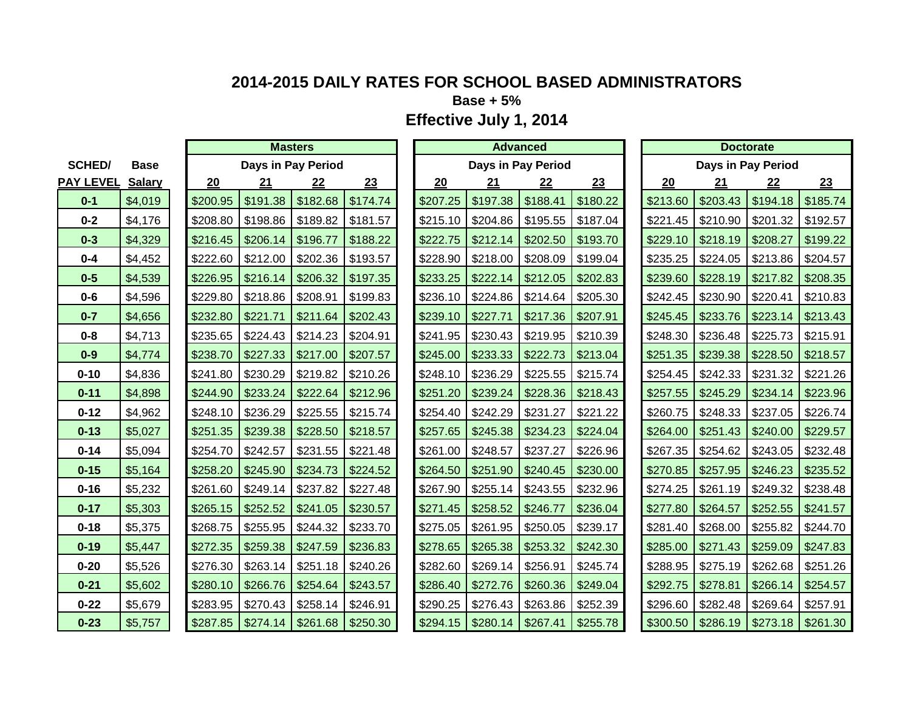# 2014-2015 DAILY RATES FOR SCHOOL BASED ADMINISTRATORS

**Base + 5%**

## Effective July 1, 2014

| SCHED/ | Base | Masters | | | | Advanced | | | | Doctorate | | | |
|---|---|---|---|---|---|---|---|---|---|---|---|---|---|
| | | Days in Pay Period | | | | Days in Pay Period | | | | Days in Pay Period | | | |
| PAY LEVEL | Salary | 20 | 21 | 22 | 23 | 20 | 21 | 22 | 23 | 20 | 21 | 22 | 23 |
| 0-1 | $4,019 | $200.95 | $191.38 | $182.68 | $174.74 | $207.25 | $197.38 | $188.41 | $180.22 | $213.60 | $203.43 | $194.18 | $185.74 |
| 0-2 | $4,176 | $208.80 | $198.86 | $189.82 | $181.57 | $215.10 | $204.86 | $195.55 | $187.04 | $221.45 | $210.90 | $201.32 | $192.57 |
| 0-3 | $4,329 | $216.45 | $206.14 | $196.77 | $188.22 | $222.75 | $212.14 | $202.50 | $193.70 | $229.10 | $218.19 | $208.27 | $199.22 |
| 0-4 | $4,452 | $222.60 | $212.00 | $202.36 | $193.57 | $228.90 | $218.00 | $208.09 | $199.04 | $235.25 | $224.05 | $213.86 | $204.57 |
| 0-5 | $4,539 | $226.95 | $216.14 | $206.32 | $197.35 | $233.25 | $222.14 | $212.05 | $202.83 | $239.60 | $228.19 | $217.82 | $208.35 |
| 0-6 | $4,596 | $229.80 | $218.86 | $208.91 | $199.83 | $236.10 | $224.86 | $214.64 | $205.30 | $242.45 | $230.90 | $220.41 | $210.83 |
| 0-7 | $4,656 | $232.80 | $221.71 | $211.64 | $202.43 | $239.10 | $227.71 | $217.36 | $207.91 | $245.45 | $233.76 | $223.14 | $213.43 |
| 0-8 | $4,713 | $235.65 | $224.43 | $214.23 | $204.91 | $241.95 | $230.43 | $219.95 | $210.39 | $248.30 | $236.48 | $225.73 | $215.91 |
| 0-9 | $4,774 | $238.70 | $227.33 | $217.00 | $207.57 | $245.00 | $233.33 | $222.73 | $213.04 | $251.35 | $239.38 | $228.50 | $218.57 |
| 0-10 | $4,836 | $241.80 | $230.29 | $219.82 | $210.26 | $248.10 | $236.29 | $225.55 | $215.74 | $254.45 | $242.33 | $231.32 | $221.26 |
| 0-11 | $4,898 | $244.90 | $233.24 | $222.64 | $212.96 | $251.20 | $239.24 | $228.36 | $218.43 | $257.55 | $245.29 | $234.14 | $223.96 |
| 0-12 | $4,962 | $248.10 | $236.29 | $225.55 | $215.74 | $254.40 | $242.29 | $231.27 | $221.22 | $260.75 | $248.33 | $237.05 | $226.74 |
| 0-13 | $5,027 | $251.35 | $239.38 | $228.50 | $218.57 | $257.65 | $245.38 | $234.23 | $224.04 | $264.00 | $251.43 | $240.00 | $229.57 |
| 0-14 | $5,094 | $254.70 | $242.57 | $231.55 | $221.48 | $261.00 | $248.57 | $237.27 | $226.96 | $267.35 | $254.62 | $243.05 | $232.48 |
| 0-15 | $5,164 | $258.20 | $245.90 | $234.73 | $224.52 | $264.50 | $251.90 | $240.45 | $230.00 | $270.85 | $257.95 | $246.23 | $235.52 |
| 0-16 | $5,232 | $261.60 | $249.14 | $237.82 | $227.48 | $267.90 | $255.14 | $243.55 | $232.96 | $274.25 | $261.19 | $249.32 | $238.48 |
| 0-17 | $5,303 | $265.15 | $252.52 | $241.05 | $230.57 | $271.45 | $258.52 | $246.77 | $236.04 | $277.80 | $264.57 | $252.55 | $241.57 |
| 0-18 | $5,375 | $268.75 | $255.95 | $244.32 | $233.70 | $275.05 | $261.95 | $250.05 | $239.17 | $281.40 | $268.00 | $255.82 | $244.70 |
| 0-19 | $5,447 | $272.35 | $259.38 | $247.59 | $236.83 | $278.65 | $265.38 | $253.32 | $242.30 | $285.00 | $271.43 | $259.09 | $247.83 |
| 0-20 | $5,526 | $276.30 | $263.14 | $251.18 | $240.26 | $282.60 | $269.14 | $256.91 | $245.74 | $288.95 | $275.19 | $262.68 | $251.26 |
| 0-21 | $5,602 | $280.10 | $266.76 | $254.64 | $243.57 | $286.40 | $272.76 | $260.36 | $249.04 | $292.75 | $278.81 | $266.14 | $254.57 |
| 0-22 | $5,679 | $283.95 | $270.43 | $258.14 | $246.91 | $290.25 | $276.43 | $263.86 | $252.39 | $296.60 | $282.48 | $269.64 | $257.91 |
| 0-23 | $5,757 | $287.85 | $274.14 | $261.68 | $250.30 | $294.15 | $280.14 | $267.41 | $255.78 | $300.50 | $286.19 | $273.18 | $261.30 |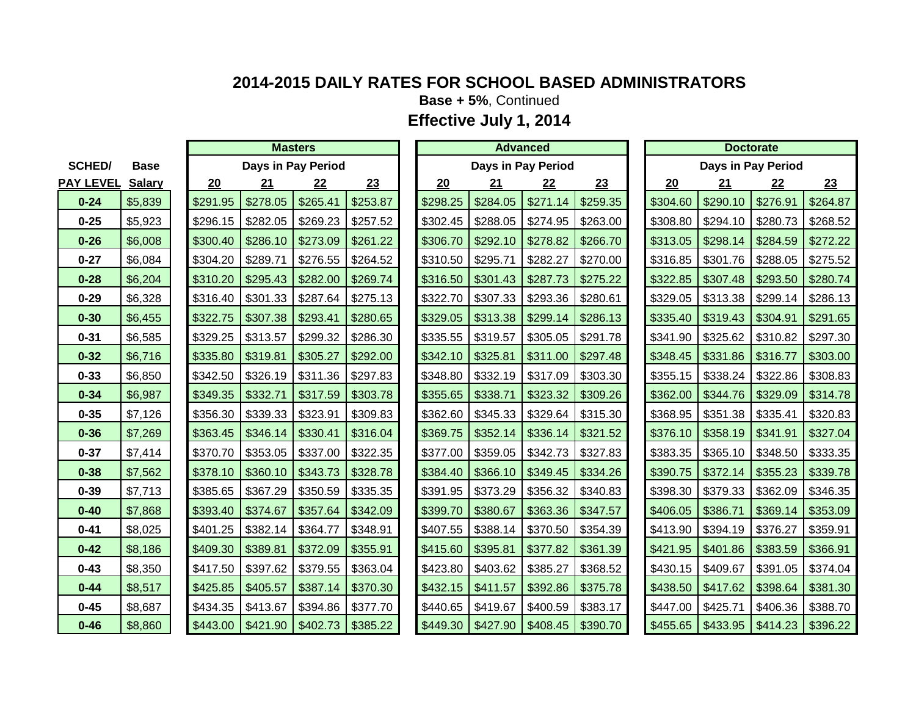# 2014-2015 DAILY RATES FOR SCHOOL BASED ADMINISTRATORS

**Base + 5%**, Continued

## Effective July 1, 2014

| SCHED/ | Base | Masters | | | | Advanced | | | | Doctorate | | | |
|---|---|---|---|---|---|---|---|---|---|---|---|---|---|
| | | Days in Pay Period | | | | Days in Pay Period | | | | Days in Pay Period | | | |
| PAY LEVEL | Salary | 20 | 21 | 22 | 23 | 20 | 21 | 22 | 23 | 20 | 21 | 22 | 23 |
| 0-24 | $5,839 | $291.95 | $278.05 | $265.41 | $253.87 | $298.25 | $284.05 | $271.14 | $259.35 | $304.60 | $290.10 | $276.91 | $264.87 |
| 0-25 | $5,923 | $296.15 | $282.05 | $269.23 | $257.52 | $302.45 | $288.05 | $274.95 | $263.00 | $308.80 | $294.10 | $280.73 | $268.52 |
| 0-26 | $6,008 | $300.40 | $286.10 | $273.09 | $261.22 | $306.70 | $292.10 | $278.82 | $266.70 | $313.05 | $298.14 | $284.59 | $272.22 |
| 0-27 | $6,084 | $304.20 | $289.71 | $276.55 | $264.52 | $310.50 | $295.71 | $282.27 | $270.00 | $316.85 | $301.76 | $288.05 | $275.52 |
| 0-28 | $6,204 | $310.20 | $295.43 | $282.00 | $269.74 | $316.50 | $301.43 | $287.73 | $275.22 | $322.85 | $307.48 | $293.50 | $280.74 |
| 0-29 | $6,328 | $316.40 | $301.33 | $287.64 | $275.13 | $322.70 | $307.33 | $293.36 | $280.61 | $329.05 | $313.38 | $299.14 | $286.13 |
| 0-30 | $6,455 | $322.75 | $307.38 | $293.41 | $280.65 | $329.05 | $313.38 | $299.14 | $286.13 | $335.40 | $319.43 | $304.91 | $291.65 |
| 0-31 | $6,585 | $329.25 | $313.57 | $299.32 | $286.30 | $335.55 | $319.57 | $305.05 | $291.78 | $341.90 | $325.62 | $310.82 | $297.30 |
| 0-32 | $6,716 | $335.80 | $319.81 | $305.27 | $292.00 | $342.10 | $325.81 | $311.00 | $297.48 | $348.45 | $331.86 | $316.77 | $303.00 |
| 0-33 | $6,850 | $342.50 | $326.19 | $311.36 | $297.83 | $348.80 | $332.19 | $317.09 | $303.30 | $355.15 | $338.24 | $322.86 | $308.83 |
| 0-34 | $6,987 | $349.35 | $332.71 | $317.59 | $303.78 | $355.65 | $338.71 | $323.32 | $309.26 | $362.00 | $344.76 | $329.09 | $314.78 |
| 0-35 | $7,126 | $356.30 | $339.33 | $323.91 | $309.83 | $362.60 | $345.33 | $329.64 | $315.30 | $368.95 | $351.38 | $335.41 | $320.83 |
| 0-36 | $7,269 | $363.45 | $346.14 | $330.41 | $316.04 | $369.75 | $352.14 | $336.14 | $321.52 | $376.10 | $358.19 | $341.91 | $327.04 |
| 0-37 | $7,414 | $370.70 | $353.05 | $337.00 | $322.35 | $377.00 | $359.05 | $342.73 | $327.83 | $383.35 | $365.10 | $348.50 | $333.35 |
| 0-38 | $7,562 | $378.10 | $360.10 | $343.73 | $328.78 | $384.40 | $366.10 | $349.45 | $334.26 | $390.75 | $372.14 | $355.23 | $339.78 |
| 0-39 | $7,713 | $385.65 | $367.29 | $350.59 | $335.35 | $391.95 | $373.29 | $356.32 | $340.83 | $398.30 | $379.33 | $362.09 | $346.35 |
| 0-40 | $7,868 | $393.40 | $374.67 | $357.64 | $342.09 | $399.70 | $380.67 | $363.36 | $347.57 | $406.05 | $386.71 | $369.14 | $353.09 |
| 0-41 | $8,025 | $401.25 | $382.14 | $364.77 | $348.91 | $407.55 | $388.14 | $370.50 | $354.39 | $413.90 | $394.19 | $376.27 | $359.91 |
| 0-42 | $8,186 | $409.30 | $389.81 | $372.09 | $355.91 | $415.60 | $395.81 | $377.82 | $361.39 | $421.95 | $401.86 | $383.59 | $366.91 |
| 0-43 | $8,350 | $417.50 | $397.62 | $379.55 | $363.04 | $423.80 | $403.62 | $385.27 | $368.52 | $430.15 | $409.67 | $391.05 | $374.04 |
| 0-44 | $8,517 | $425.85 | $405.57 | $387.14 | $370.30 | $432.15 | $411.57 | $392.86 | $375.78 | $438.50 | $417.62 | $398.64 | $381.30 |
| 0-45 | $8,687 | $434.35 | $413.67 | $394.86 | $377.70 | $440.65 | $419.67 | $400.59 | $383.17 | $447.00 | $425.71 | $406.36 | $388.70 |
| 0-46 | $8,860 | $443.00 | $421.90 | $402.73 | $385.22 | $449.30 | $427.90 | $408.45 | $390.70 | $455.65 | $433.95 | $414.23 | $396.22 |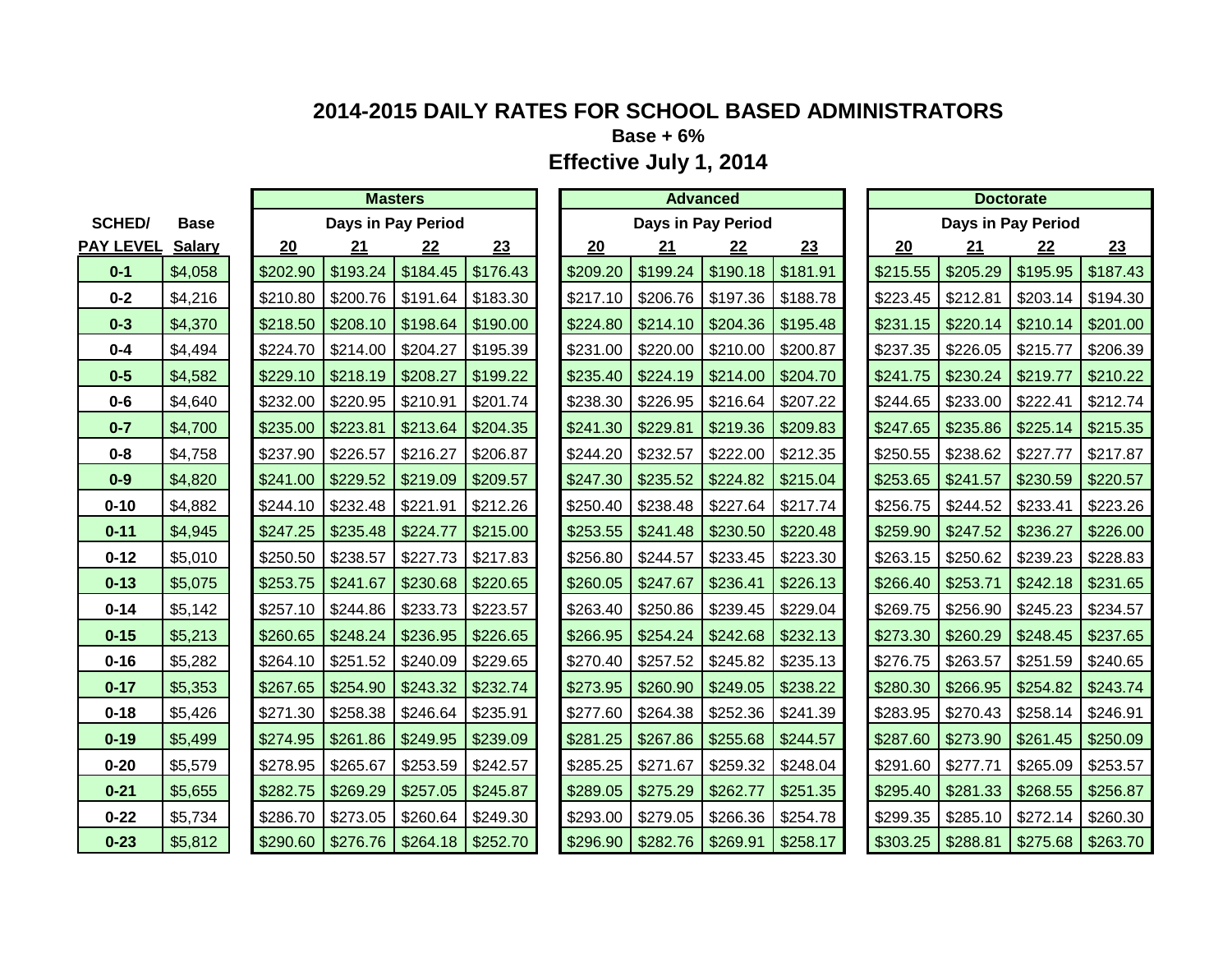# 2014-2015 DAILY RATES FOR SCHOOL BASED ADMINISTRATORS

**Base + 6%**

## Effective July 1, 2014

| SCHED/ | Base | Masters | | | | Advanced | | | | Doctorate | | | |
|---|---|---|---|---|---|---|---|---|---|---|---|---|---|
| | | Days in Pay Period | | | | Days in Pay Period | | | | Days in Pay Period | | | |
| PAY LEVEL | Salary | 20 | 21 | 22 | 23 | 20 | 21 | 22 | 23 | 20 | 21 | 22 | 23 |
| 0-1 | $4,058 | $202.90 | $193.24 | $184.45 | $176.43 | $209.20 | $199.24 | $190.18 | $181.91 | $215.55 | $205.29 | $195.95 | $187.43 |
| 0-2 | $4,216 | $210.80 | $200.76 | $191.64 | $183.30 | $217.10 | $206.76 | $197.36 | $188.78 | $223.45 | $212.81 | $203.14 | $194.30 |
| 0-3 | $4,370 | $218.50 | $208.10 | $198.64 | $190.00 | $224.80 | $214.10 | $204.36 | $195.48 | $231.15 | $220.14 | $210.14 | $201.00 |
| 0-4 | $4,494 | $224.70 | $214.00 | $204.27 | $195.39 | $231.00 | $220.00 | $210.00 | $200.87 | $237.35 | $226.05 | $215.77 | $206.39 |
| 0-5 | $4,582 | $229.10 | $218.19 | $208.27 | $199.22 | $235.40 | $224.19 | $214.00 | $204.70 | $241.75 | $230.24 | $219.77 | $210.22 |
| 0-6 | $4,640 | $232.00 | $220.95 | $210.91 | $201.74 | $238.30 | $226.95 | $216.64 | $207.22 | $244.65 | $233.00 | $222.41 | $212.74 |
| 0-7 | $4,700 | $235.00 | $223.81 | $213.64 | $204.35 | $241.30 | $229.81 | $219.36 | $209.83 | $247.65 | $235.86 | $225.14 | $215.35 |
| 0-8 | $4,758 | $237.90 | $226.57 | $216.27 | $206.87 | $244.20 | $232.57 | $222.00 | $212.35 | $250.55 | $238.62 | $227.77 | $217.87 |
| 0-9 | $4,820 | $241.00 | $229.52 | $219.09 | $209.57 | $247.30 | $235.52 | $224.82 | $215.04 | $253.65 | $241.57 | $230.59 | $220.57 |
| 0-10 | $4,882 | $244.10 | $232.48 | $221.91 | $212.26 | $250.40 | $238.48 | $227.64 | $217.74 | $256.75 | $244.52 | $233.41 | $223.26 |
| 0-11 | $4,945 | $247.25 | $235.48 | $224.77 | $215.00 | $253.55 | $241.48 | $230.50 | $220.48 | $259.90 | $247.52 | $236.27 | $226.00 |
| 0-12 | $5,010 | $250.50 | $238.57 | $227.73 | $217.83 | $256.80 | $244.57 | $233.45 | $223.30 | $263.15 | $250.62 | $239.23 | $228.83 |
| 0-13 | $5,075 | $253.75 | $241.67 | $230.68 | $220.65 | $260.05 | $247.67 | $236.41 | $226.13 | $266.40 | $253.71 | $242.18 | $231.65 |
| 0-14 | $5,142 | $257.10 | $244.86 | $233.73 | $223.57 | $263.40 | $250.86 | $239.45 | $229.04 | $269.75 | $256.90 | $245.23 | $234.57 |
| 0-15 | $5,213 | $260.65 | $248.24 | $236.95 | $226.65 | $266.95 | $254.24 | $242.68 | $232.13 | $273.30 | $260.29 | $248.45 | $237.65 |
| 0-16 | $5,282 | $264.10 | $251.52 | $240.09 | $229.65 | $270.40 | $257.52 | $245.82 | $235.13 | $276.75 | $263.57 | $251.59 | $240.65 |
| 0-17 | $5,353 | $267.65 | $254.90 | $243.32 | $232.74 | $273.95 | $260.90 | $249.05 | $238.22 | $280.30 | $266.95 | $254.82 | $243.74 |
| 0-18 | $5,426 | $271.30 | $258.38 | $246.64 | $235.91 | $277.60 | $264.38 | $252.36 | $241.39 | $283.95 | $270.43 | $258.14 | $246.91 |
| 0-19 | $5,499 | $274.95 | $261.86 | $249.95 | $239.09 | $281.25 | $267.86 | $255.68 | $244.57 | $287.60 | $273.90 | $261.45 | $250.09 |
| 0-20 | $5,579 | $278.95 | $265.67 | $253.59 | $242.57 | $285.25 | $271.67 | $259.32 | $248.04 | $291.60 | $277.71 | $265.09 | $253.57 |
| 0-21 | $5,655 | $282.75 | $269.29 | $257.05 | $245.87 | $289.05 | $275.29 | $262.77 | $251.35 | $295.40 | $281.33 | $268.55 | $256.87 |
| 0-22 | $5,734 | $286.70 | $273.05 | $260.64 | $249.30 | $293.00 | $279.05 | $266.36 | $254.78 | $299.35 | $285.10 | $272.14 | $260.30 |
| 0-23 | $5,812 | $290.60 | $276.76 | $264.18 | $252.70 | $296.90 | $282.76 | $269.91 | $258.17 | $303.25 | $288.81 | $275.68 | $263.70 |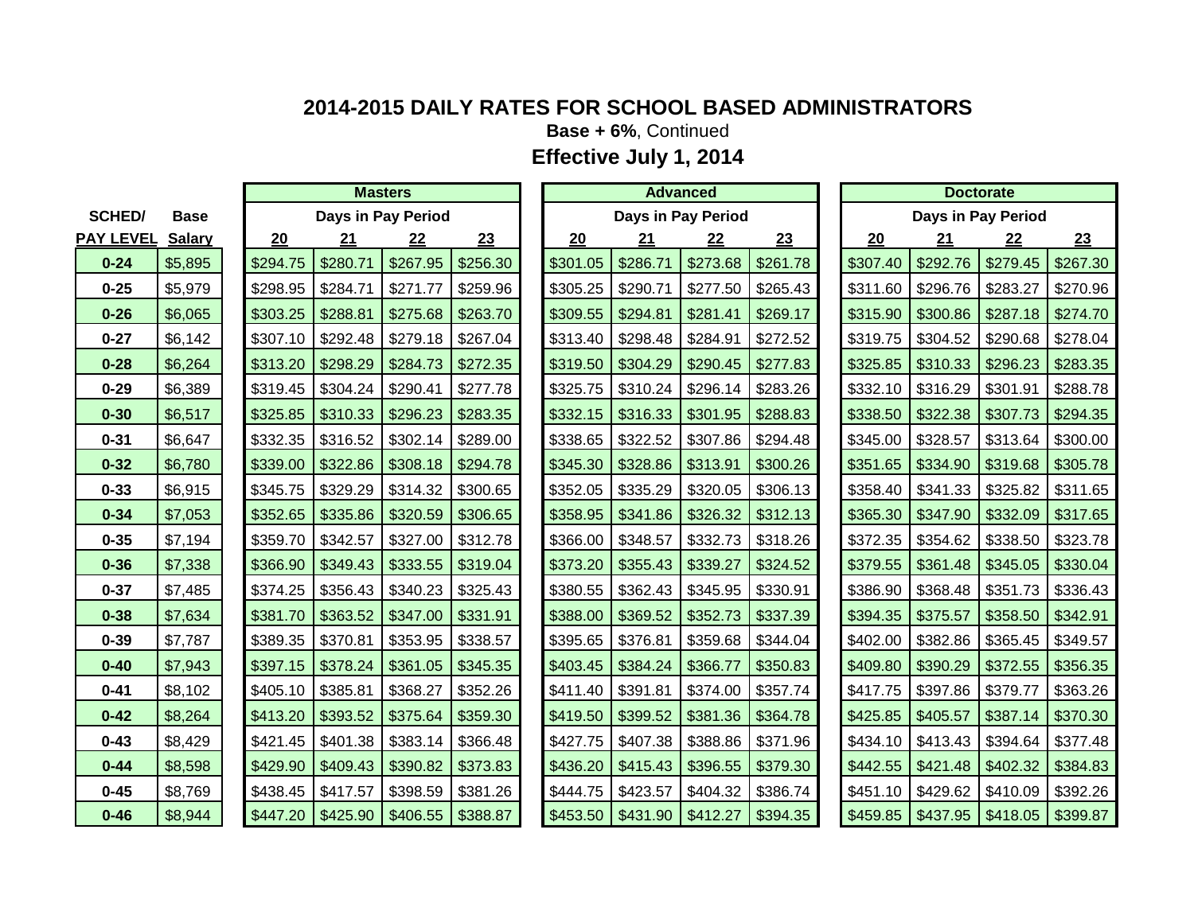# 2014-2015 DAILY RATES FOR SCHOOL BASED ADMINISTRATORS

**Base + 6%**, Continued

## Effective July 1, 2014

| SCHED/ | Base | Masters | | | | Advanced | | | | Doctorate | | | |
|---|---|---|---|---|---|---|---|---|---|---|---|---|---|
| | | Days in Pay Period | | | | Days in Pay Period | | | | Days in Pay Period | | | |
| PAY LEVEL | Salary | 20 | 21 | 22 | 23 | 20 | 21 | 22 | 23 | 20 | 21 | 22 | 23 |
| 0-24 | $5,895 | $294.75 | $280.71 | $267.95 | $256.30 | $301.05 | $286.71 | $273.68 | $261.78 | $307.40 | $292.76 | $279.45 | $267.30 |
| 0-25 | $5,979 | $298.95 | $284.71 | $271.77 | $259.96 | $305.25 | $290.71 | $277.50 | $265.43 | $311.60 | $296.76 | $283.27 | $270.96 |
| 0-26 | $6,065 | $303.25 | $288.81 | $275.68 | $263.70 | $309.55 | $294.81 | $281.41 | $269.17 | $315.90 | $300.86 | $287.18 | $274.70 |
| 0-27 | $6,142 | $307.10 | $292.48 | $279.18 | $267.04 | $313.40 | $298.48 | $284.91 | $272.52 | $319.75 | $304.52 | $290.68 | $278.04 |
| 0-28 | $6,264 | $313.20 | $298.29 | $284.73 | $272.35 | $319.50 | $304.29 | $290.45 | $277.83 | $325.85 | $310.33 | $296.23 | $283.35 |
| 0-29 | $6,389 | $319.45 | $304.24 | $290.41 | $277.78 | $325.75 | $310.24 | $296.14 | $283.26 | $332.10 | $316.29 | $301.91 | $288.78 |
| 0-30 | $6,517 | $325.85 | $310.33 | $296.23 | $283.35 | $332.15 | $316.33 | $301.95 | $288.83 | $338.50 | $322.38 | $307.73 | $294.35 |
| 0-31 | $6,647 | $332.35 | $316.52 | $302.14 | $289.00 | $338.65 | $322.52 | $307.86 | $294.48 | $345.00 | $328.57 | $313.64 | $300.00 |
| 0-32 | $6,780 | $339.00 | $322.86 | $308.18 | $294.78 | $345.30 | $328.86 | $313.91 | $300.26 | $351.65 | $334.90 | $319.68 | $305.78 |
| 0-33 | $6,915 | $345.75 | $329.29 | $314.32 | $300.65 | $352.05 | $335.29 | $320.05 | $306.13 | $358.40 | $341.33 | $325.82 | $311.65 |
| 0-34 | $7,053 | $352.65 | $335.86 | $320.59 | $306.65 | $358.95 | $341.86 | $326.32 | $312.13 | $365.30 | $347.90 | $332.09 | $317.65 |
| 0-35 | $7,194 | $359.70 | $342.57 | $327.00 | $312.78 | $366.00 | $348.57 | $332.73 | $318.26 | $372.35 | $354.62 | $338.50 | $323.78 |
| 0-36 | $7,338 | $366.90 | $349.43 | $333.55 | $319.04 | $373.20 | $355.43 | $339.27 | $324.52 | $379.55 | $361.48 | $345.05 | $330.04 |
| 0-37 | $7,485 | $374.25 | $356.43 | $340.23 | $325.43 | $380.55 | $362.43 | $345.95 | $330.91 | $386.90 | $368.48 | $351.73 | $336.43 |
| 0-38 | $7,634 | $381.70 | $363.52 | $347.00 | $331.91 | $388.00 | $369.52 | $352.73 | $337.39 | $394.35 | $375.57 | $358.50 | $342.91 |
| 0-39 | $7,787 | $389.35 | $370.81 | $353.95 | $338.57 | $395.65 | $376.81 | $359.68 | $344.04 | $402.00 | $382.86 | $365.45 | $349.57 |
| 0-40 | $7,943 | $397.15 | $378.24 | $361.05 | $345.35 | $403.45 | $384.24 | $366.77 | $350.83 | $409.80 | $390.29 | $372.55 | $356.35 |
| 0-41 | $8,102 | $405.10 | $385.81 | $368.27 | $352.26 | $411.40 | $391.81 | $374.00 | $357.74 | $417.75 | $397.86 | $379.77 | $363.26 |
| 0-42 | $8,264 | $413.20 | $393.52 | $375.64 | $359.30 | $419.50 | $399.52 | $381.36 | $364.78 | $425.85 | $405.57 | $387.14 | $370.30 |
| 0-43 | $8,429 | $421.45 | $401.38 | $383.14 | $366.48 | $427.75 | $407.38 | $388.86 | $371.96 | $434.10 | $413.43 | $394.64 | $377.48 |
| 0-44 | $8,598 | $429.90 | $409.43 | $390.82 | $373.83 | $436.20 | $415.43 | $396.55 | $379.30 | $442.55 | $421.48 | $402.32 | $384.83 |
| 0-45 | $8,769 | $438.45 | $417.57 | $398.59 | $381.26 | $444.75 | $423.57 | $404.32 | $386.74 | $451.10 | $429.62 | $410.09 | $392.26 |
| 0-46 | $8,944 | $447.20 | $425.90 | $406.55 | $388.87 | $453.50 | $431.90 | $412.27 | $394.35 | $459.85 | $437.95 | $418.05 | $399.87 |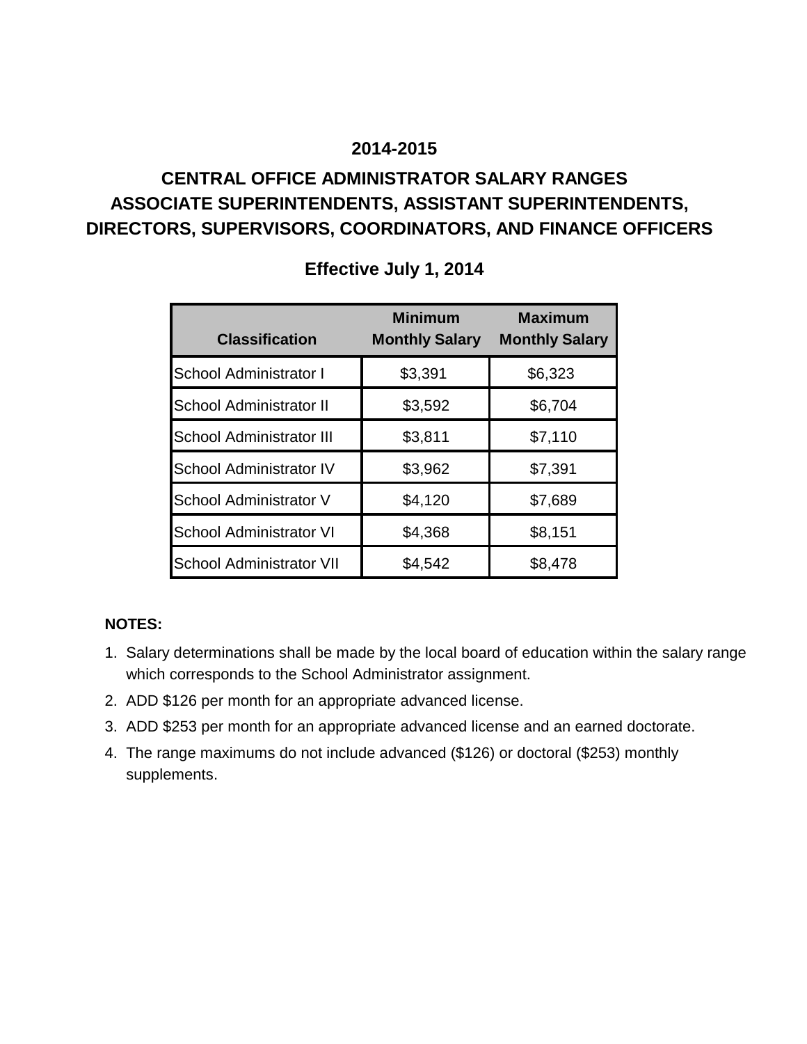# 2014-2015

## CENTRAL OFFICE ADMINISTRATOR SALARY RANGES ASSOCIATE SUPERINTENDENTS, ASSISTANT SUPERINTENDENTS, DIRECTORS, SUPERVISORS, COORDINATORS, AND FINANCE OFFICERS

### Effective July 1, 2014

| Classification | Minimum Monthly Salary | Maximum Monthly Salary |
|---|---|---|
| School Administrator I | $3,391 | $6,323 |
| School Administrator II | $3,592 | $6,704 |
| School Administrator III | $3,811 | $7,110 |
| School Administrator IV | $3,962 | $7,391 |
| School Administrator V | $4,120 | $7,689 |
| School Administrator VI | $4,368 | $8,151 |
| School Administrator VII | $4,542 | $8,478 |

**NOTES:**

1. Salary determinations shall be made by the local board of education within the salary range which corresponds to the School Administrator assignment.
2. ADD $126 per month for an appropriate advanced license.
3. ADD $253 per month for an appropriate advanced license and an earned doctorate.
4. The range maximums do not include advanced ($126) or doctoral ($253) monthly supplements.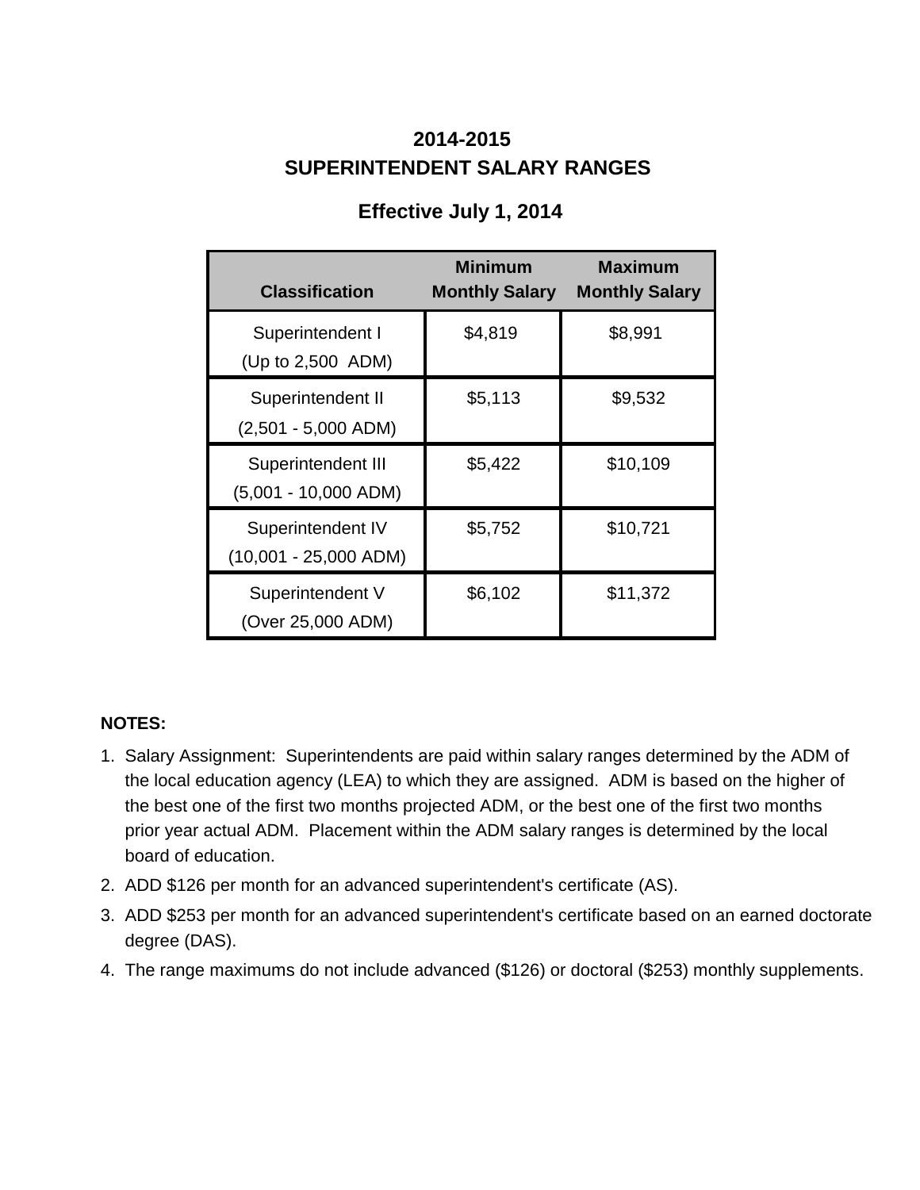# 2014-2015
# SUPERINTENDENT SALARY RANGES

## Effective July 1, 2014

| Classification | Minimum Monthly Salary | Maximum Monthly Salary |
|---|---|---|
| Superintendent I (Up to 2,500 ADM) | $4,819 | $8,991 |
| Superintendent II (2,501 - 5,000 ADM) | $5,113 | $9,532 |
| Superintendent III (5,001 - 10,000 ADM) | $5,422 | $10,109 |
| Superintendent IV (10,001 - 25,000 ADM) | $5,752 | $10,721 |
| Superintendent V (Over 25,000 ADM) | $6,102 | $11,372 |

**NOTES:**

1. Salary Assignment: Superintendents are paid within salary ranges determined by the ADM of the local education agency (LEA) to which they are assigned. ADM is based on the higher of the best one of the first two months projected ADM, or the best one of the first two months prior year actual ADM. Placement within the ADM salary ranges is determined by the local board of education.
2. ADD $126 per month for an advanced superintendent's certificate (AS).
3. ADD $253 per month for an advanced superintendent's certificate based on an earned doctorate degree (DAS).
4. The range maximums do not include advanced ($126) or doctoral ($253) monthly supplements.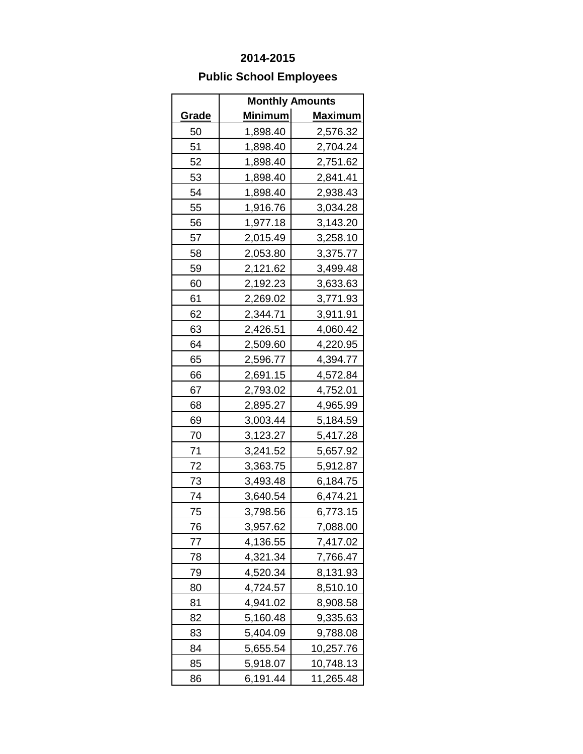## 2014-2015

## Public School Employees

| | Monthly Amounts | |
|---|---|---|
| **Grade** | **Minimum** | **Maximum** |
| 50 | 1,898.40 | 2,576.32 |
| 51 | 1,898.40 | 2,704.24 |
| 52 | 1,898.40 | 2,751.62 |
| 53 | 1,898.40 | 2,841.41 |
| 54 | 1,898.40 | 2,938.43 |
| 55 | 1,916.76 | 3,034.28 |
| 56 | 1,977.18 | 3,143.20 |
| 57 | 2,015.49 | 3,258.10 |
| 58 | 2,053.80 | 3,375.77 |
| 59 | 2,121.62 | 3,499.48 |
| 60 | 2,192.23 | 3,633.63 |
| 61 | 2,269.02 | 3,771.93 |
| 62 | 2,344.71 | 3,911.91 |
| 63 | 2,426.51 | 4,060.42 |
| 64 | 2,509.60 | 4,220.95 |
| 65 | 2,596.77 | 4,394.77 |
| 66 | 2,691.15 | 4,572.84 |
| 67 | 2,793.02 | 4,752.01 |
| 68 | 2,895.27 | 4,965.99 |
| 69 | 3,003.44 | 5,184.59 |
| 70 | 3,123.27 | 5,417.28 |
| 71 | 3,241.52 | 5,657.92 |
| 72 | 3,363.75 | 5,912.87 |
| 73 | 3,493.48 | 6,184.75 |
| 74 | 3,640.54 | 6,474.21 |
| 75 | 3,798.56 | 6,773.15 |
| 76 | 3,957.62 | 7,088.00 |
| 77 | 4,136.55 | 7,417.02 |
| 78 | 4,321.34 | 7,766.47 |
| 79 | 4,520.34 | 8,131.93 |
| 80 | 4,724.57 | 8,510.10 |
| 81 | 4,941.02 | 8,908.58 |
| 82 | 5,160.48 | 9,335.63 |
| 83 | 5,404.09 | 9,788.08 |
| 84 | 5,655.54 | 10,257.76 |
| 85 | 5,918.07 | 10,748.13 |
| 86 | 6,191.44 | 11,265.48 |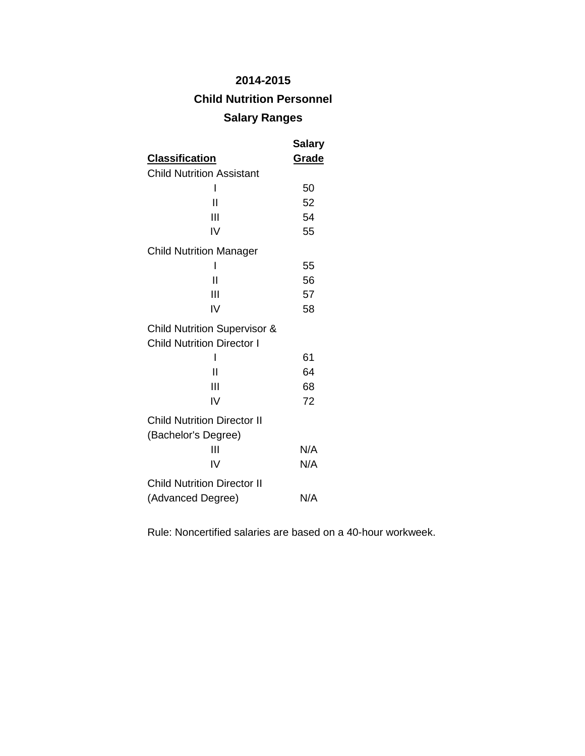**2014-2015**

**Child Nutrition Personnel**

**Salary Ranges**

| **Classification** | **Salary Grade** |
|---|---|
| Child Nutrition Assistant | |
| I | 50 |
| II | 52 |
| III | 54 |
| IV | 55 |
| Child Nutrition Manager | |
| I | 55 |
| II | 56 |
| III | 57 |
| IV | 58 |
| Child Nutrition Supervisor & Child Nutrition Director I | |
| I | 61 |
| II | 64 |
| III | 68 |
| IV | 72 |
| Child Nutrition Director II (Bachelor's Degree) | |
| III | N/A |
| IV | N/A |
| Child Nutrition Director II (Advanced Degree) | N/A |

Rule: Noncertified salaries are based on a 40-hour workweek.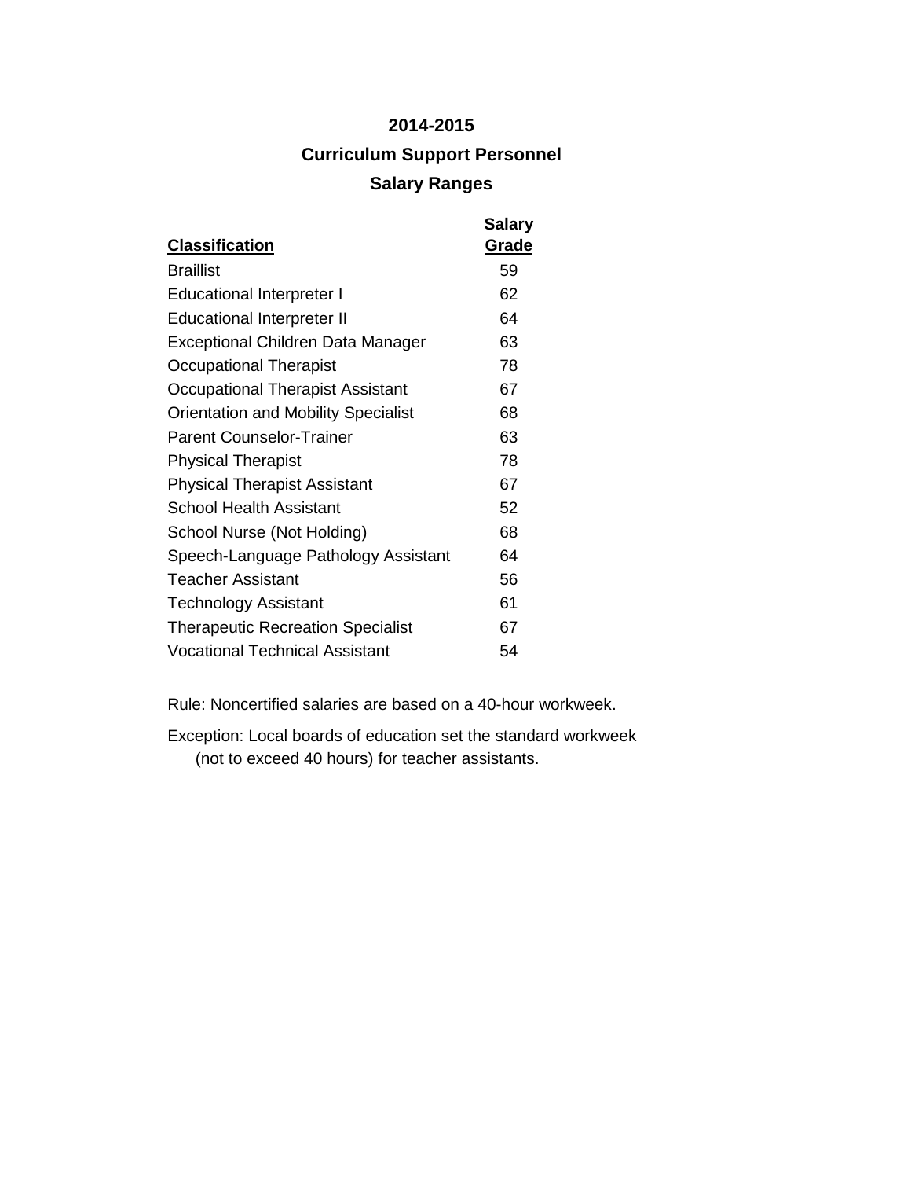# 2014-2015

## Curriculum Support Personnel

## Salary Ranges

| Classification | Salary Grade |
|---|---|
| Braillist | 59 |
| Educational Interpreter I | 62 |
| Educational Interpreter II | 64 |
| Exceptional Children Data Manager | 63 |
| Occupational Therapist | 78 |
| Occupational Therapist Assistant | 67 |
| Orientation and Mobility Specialist | 68 |
| Parent Counselor-Trainer | 63 |
| Physical Therapist | 78 |
| Physical Therapist Assistant | 67 |
| School Health Assistant | 52 |
| School Nurse (Not Holding) | 68 |
| Speech-Language Pathology Assistant | 64 |
| Teacher Assistant | 56 |
| Technology Assistant | 61 |
| Therapeutic Recreation Specialist | 67 |
| Vocational Technical Assistant | 54 |

Rule: Noncertified salaries are based on a 40-hour workweek.

Exception: Local boards of education set the standard workweek (not to exceed 40 hours) for teacher assistants.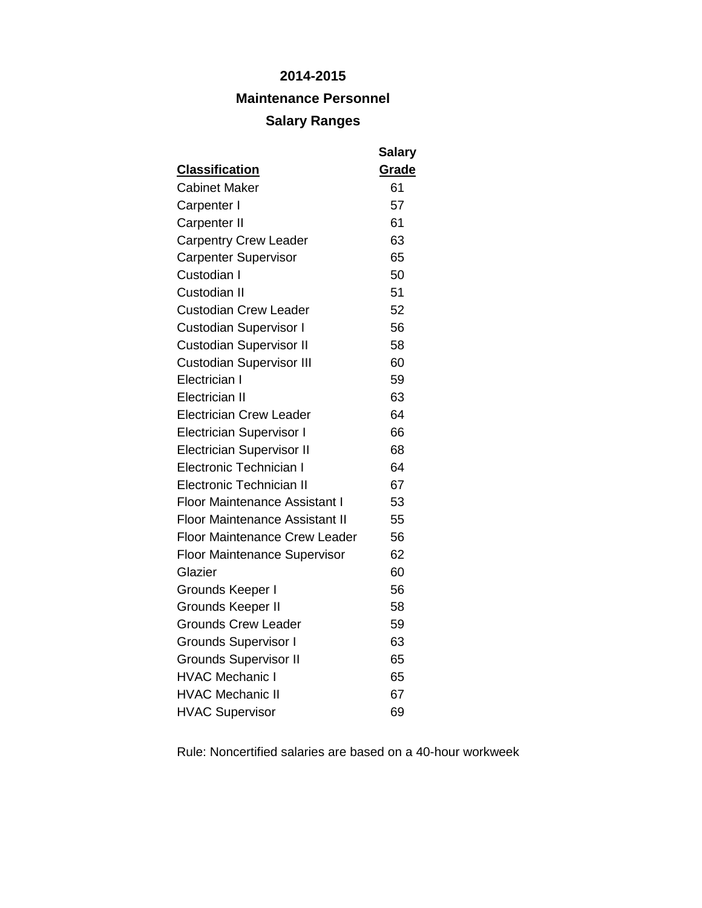**2014-2015**

**Maintenance Personnel**

**Salary Ranges**

| Classification | Salary Grade |
|---|---|
| Cabinet Maker | 61 |
| Carpenter I | 57 |
| Carpenter II | 61 |
| Carpentry Crew Leader | 63 |
| Carpenter Supervisor | 65 |
| Custodian I | 50 |
| Custodian II | 51 |
| Custodian Crew Leader | 52 |
| Custodian Supervisor I | 56 |
| Custodian Supervisor II | 58 |
| Custodian Supervisor III | 60 |
| Electrician I | 59 |
| Electrician II | 63 |
| Electrician Crew Leader | 64 |
| Electrician Supervisor I | 66 |
| Electrician Supervisor II | 68 |
| Electronic Technician I | 64 |
| Electronic Technician II | 67 |
| Floor Maintenance Assistant I | 53 |
| Floor Maintenance Assistant II | 55 |
| Floor Maintenance Crew Leader | 56 |
| Floor Maintenance Supervisor | 62 |
| Glazier | 60 |
| Grounds Keeper I | 56 |
| Grounds Keeper II | 58 |
| Grounds Crew Leader | 59 |
| Grounds Supervisor I | 63 |
| Grounds Supervisor II | 65 |
| HVAC Mechanic I | 65 |
| HVAC Mechanic II | 67 |
| HVAC Supervisor | 69 |

Rule: Noncertified salaries are based on a 40-hour workweek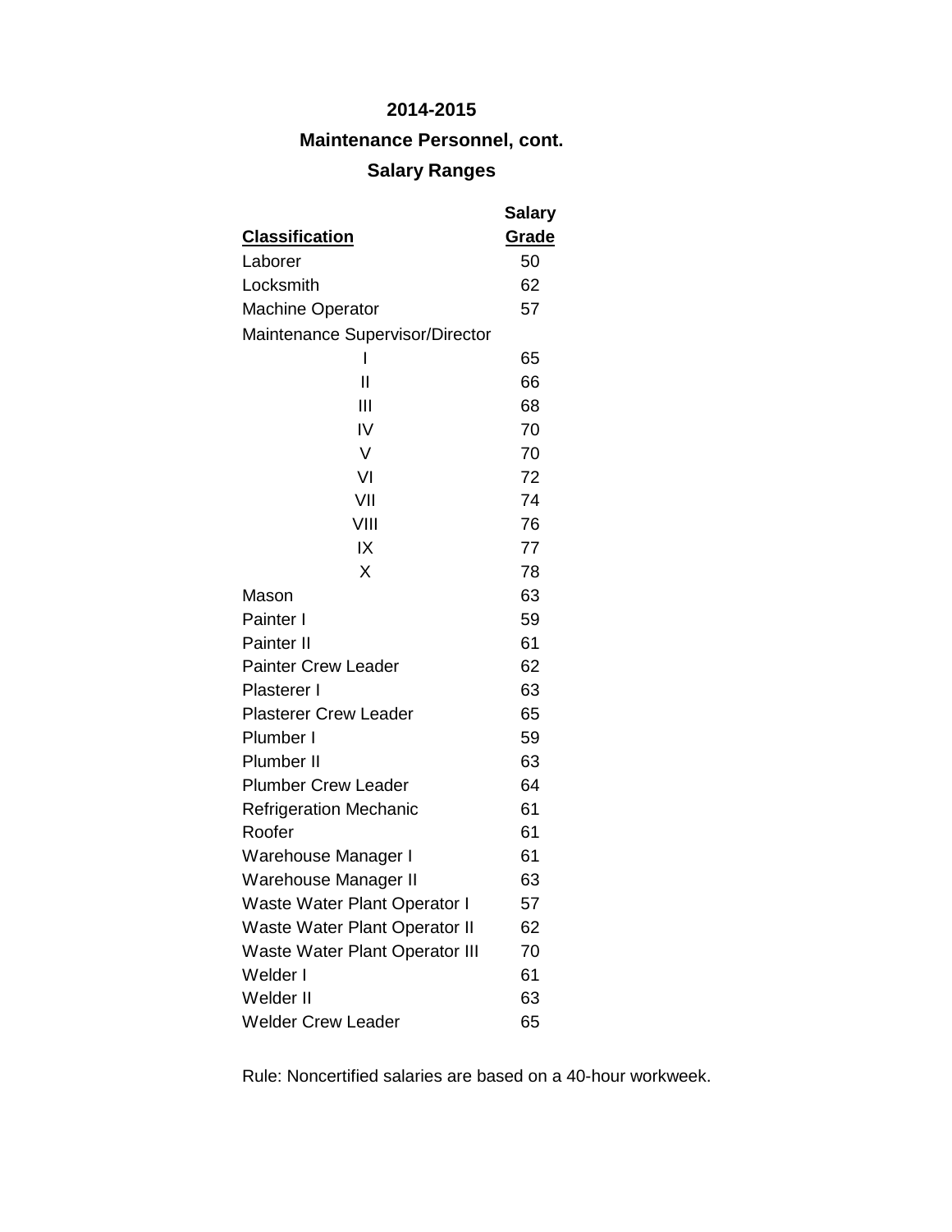# 2014-2015

## Maintenance Personnel, cont.

## Salary Ranges

| Classification | Salary Grade |
|---|---|
| Laborer | 50 |
| Locksmith | 62 |
| Machine Operator | 57 |
| Maintenance Supervisor/Director | |
| I | 65 |
| II | 66 |
| III | 68 |
| IV | 70 |
| V | 70 |
| VI | 72 |
| VII | 74 |
| VIII | 76 |
| IX | 77 |
| X | 78 |
| Mason | 63 |
| Painter I | 59 |
| Painter II | 61 |
| Painter Crew Leader | 62 |
| Plasterer I | 63 |
| Plasterer Crew Leader | 65 |
| Plumber I | 59 |
| Plumber II | 63 |
| Plumber Crew Leader | 64 |
| Refrigeration Mechanic | 61 |
| Roofer | 61 |
| Warehouse Manager I | 61 |
| Warehouse Manager II | 63 |
| Waste Water Plant Operator I | 57 |
| Waste Water Plant Operator II | 62 |
| Waste Water Plant Operator III | 70 |
| Welder I | 61 |
| Welder II | 63 |
| Welder Crew Leader | 65 |

Rule: Noncertified salaries are based on a 40-hour workweek.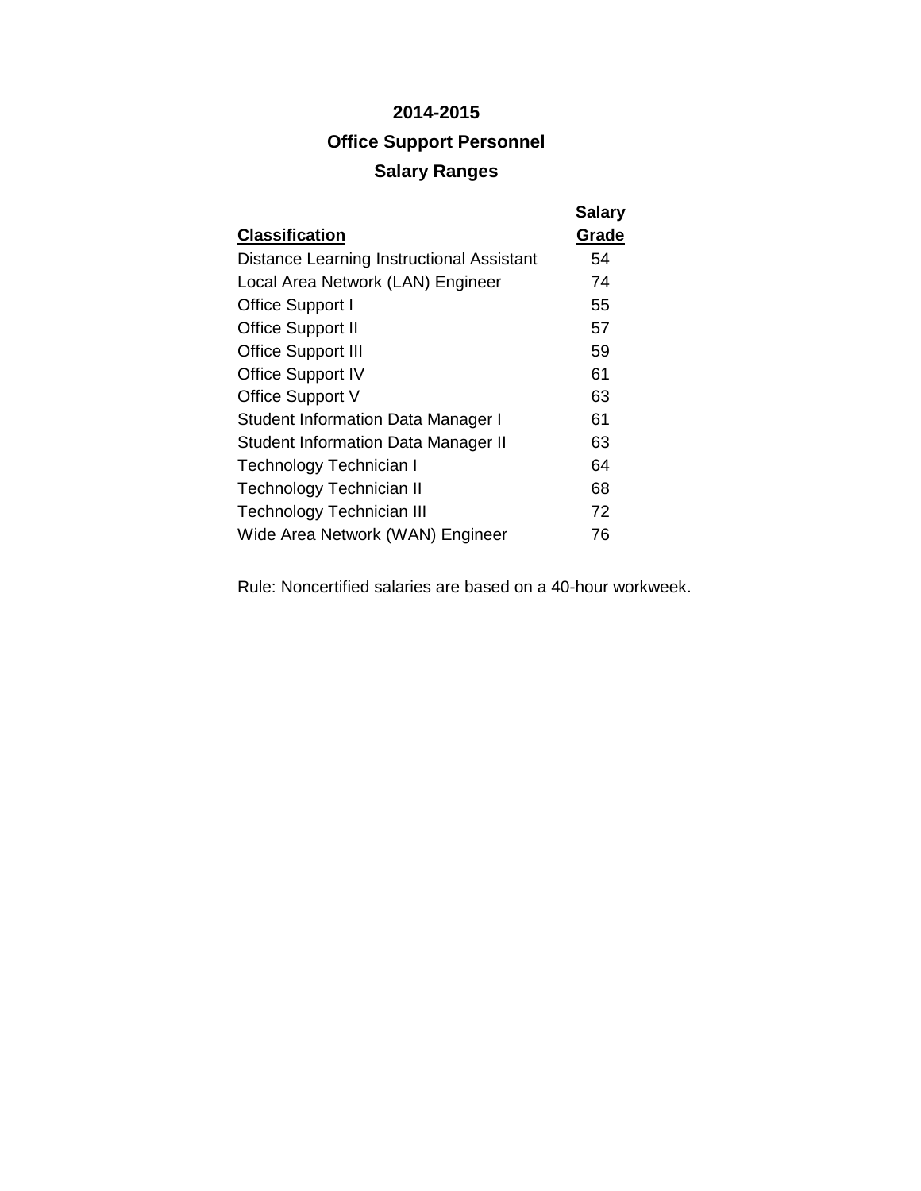# 2014-2015

## Office Support Personnel

## Salary Ranges

| Classification | Salary Grade |
|---|---|
| Distance Learning Instructional Assistant | 54 |
| Local Area Network (LAN) Engineer | 74 |
| Office Support I | 55 |
| Office Support II | 57 |
| Office Support III | 59 |
| Office Support IV | 61 |
| Office Support V | 63 |
| Student Information Data Manager I | 61 |
| Student Information Data Manager II | 63 |
| Technology Technician I | 64 |
| Technology Technician II | 68 |
| Technology Technician III | 72 |
| Wide Area Network (WAN) Engineer | 76 |

Rule: Noncertified salaries are based on a 40-hour workweek.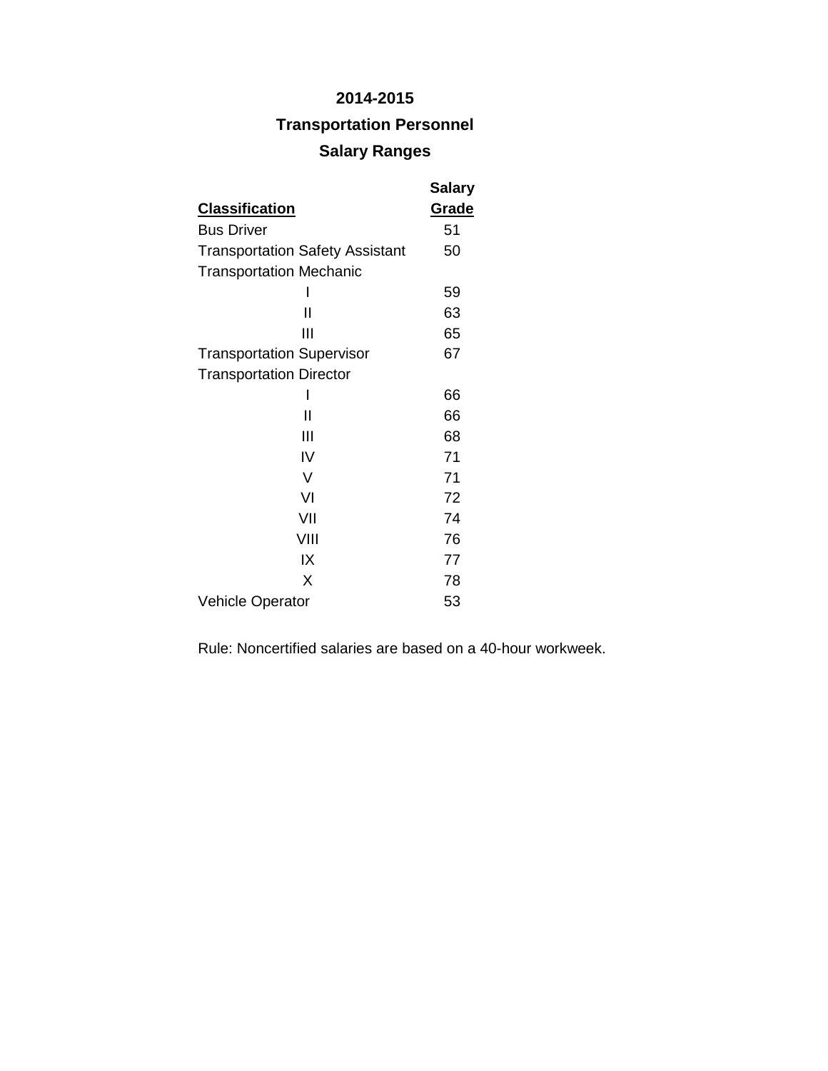# 2014-2015

## Transportation Personnel

## Salary Ranges

| **Classification** | **Salary Grade** |
|---|---|
| Bus Driver | 51 |
| Transportation Safety Assistant | 50 |
| Transportation Mechanic | |
| I | 59 |
| II | 63 |
| III | 65 |
| Transportation Supervisor | 67 |
| Transportation Director | |
| I | 66 |
| II | 66 |
| III | 68 |
| IV | 71 |
| V | 71 |
| VI | 72 |
| VII | 74 |
| VIII | 76 |
| IX | 77 |
| X | 78 |
| Vehicle Operator | 53 |

Rule: Noncertified salaries are based on a 40-hour workweek.